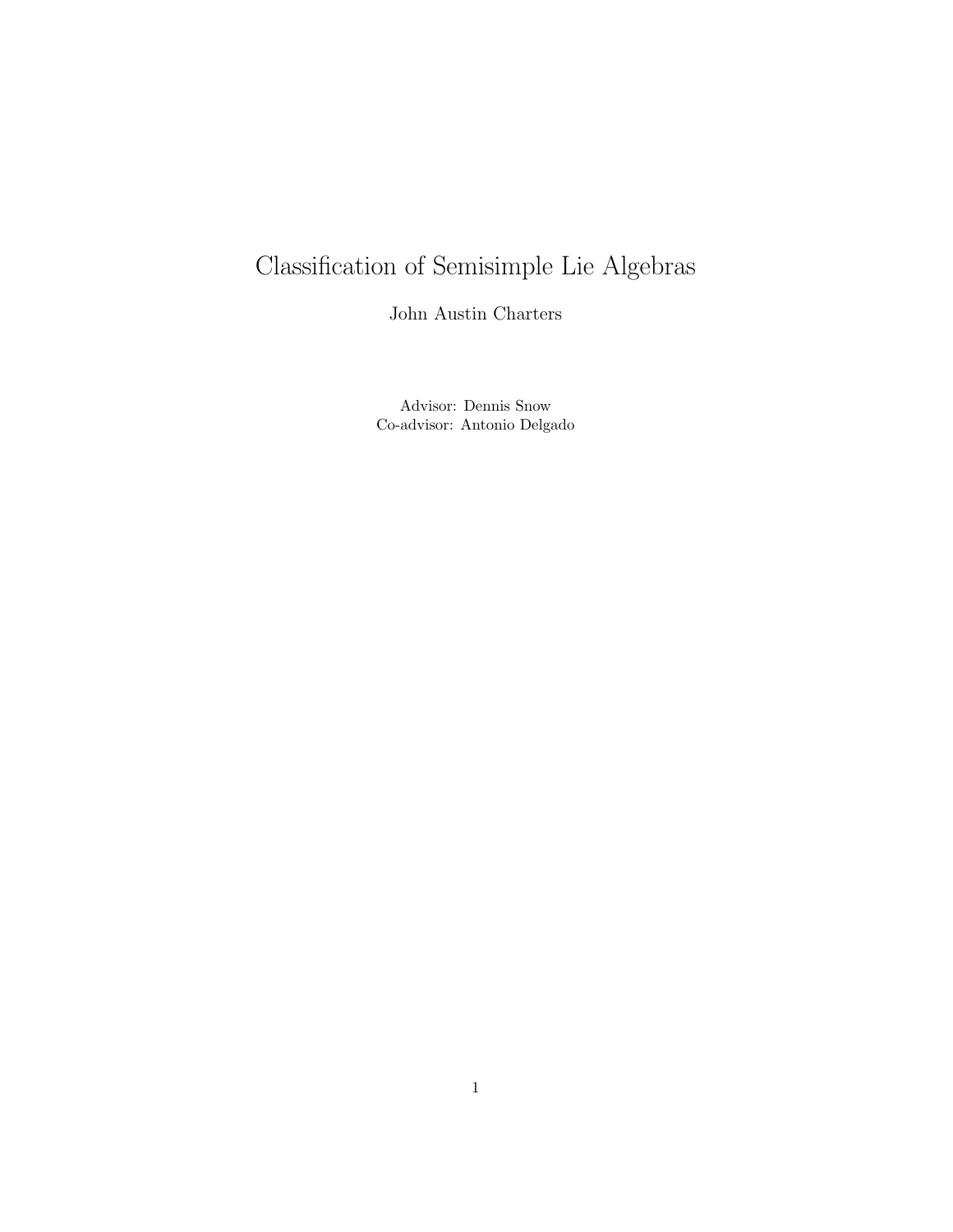# Classification of Semisimple Lie Algebras

John Austin Charters

Advisor: Dennis Snow

Co-advisor: Antonio Delgado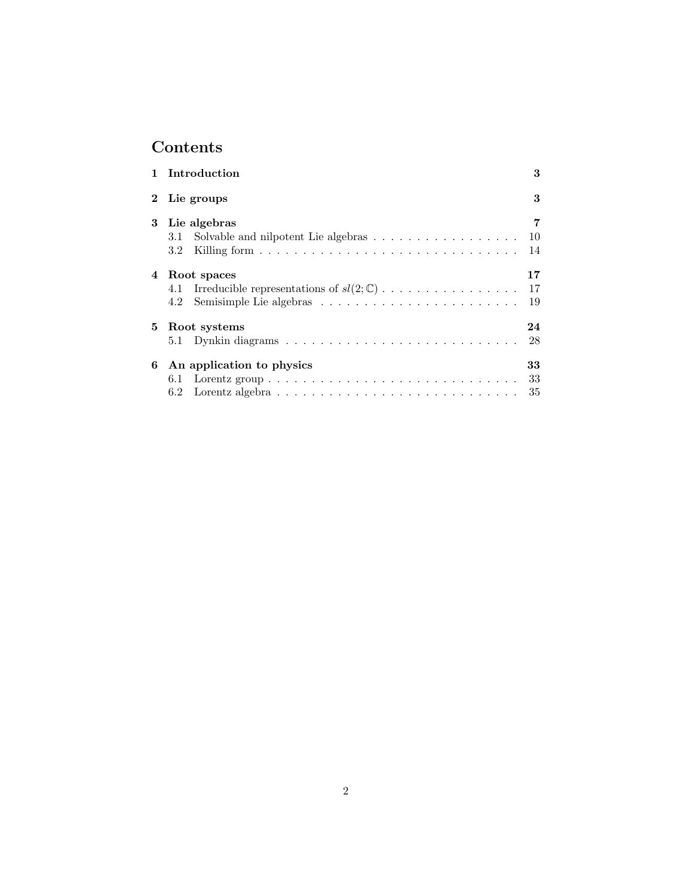# Contents

**1 Introduction** — **3**

**2 Lie groups** — **3**

**3 Lie algebras** — **7**
- 3.1 Solvable and nilpotent Lie algebras — 10
- 3.2 Killing form — 14

**4 Root spaces** — **17**
- 4.1 Irreducible representations of $sl(2;\mathbb{C})$ — 17
- 4.2 Semisimple Lie algebras — 19

**5 Root systems** — **24**
- 5.1 Dynkin diagrams — 28

**6 An application to physics** — **33**
- 6.1 Lorentz group — 33
- 6.2 Lorentz algebra — 35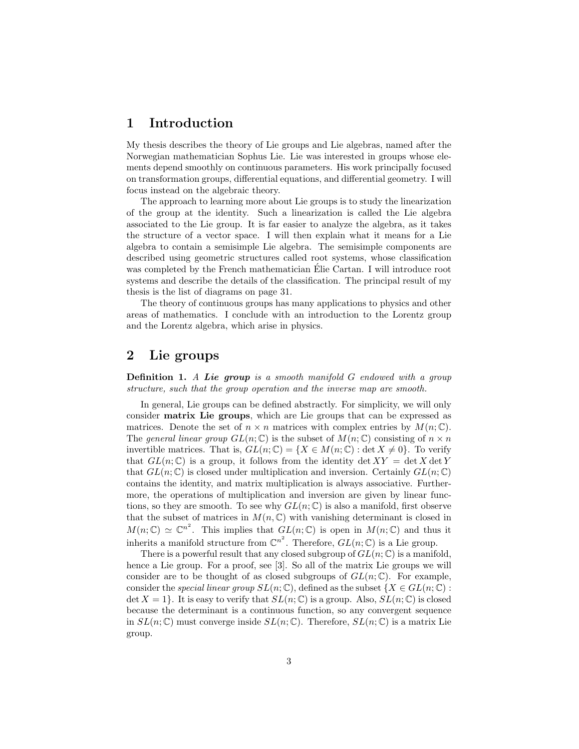# 1 Introduction

My thesis describes the theory of Lie groups and Lie algebras, named after the Norwegian mathematician Sophus Lie. Lie was interested in groups whose elements depend smoothly on continuous parameters. His work principally focused on transformation groups, differential equations, and differential geometry. I will focus instead on the algebraic theory.

The approach to learning more about Lie groups is to study the linearization of the group at the identity. Such a linearization is called the Lie algebra associated to the Lie group. It is far easier to analyze the algebra, as it takes the structure of a vector space. I will then explain what it means for a Lie algebra to contain a semisimple Lie algebra. The semisimple components are described using geometric structures called root systems, whose classification was completed by the French mathematician Élie Cartan. I will introduce root systems and describe the details of the classification. The principal result of my thesis is the list of diagrams on page 31.

The theory of continuous groups has many applications to physics and other areas of mathematics. I conclude with an introduction to the Lorentz group and the Lorentz algebra, which arise in physics.

# 2 Lie groups

**Definition 1.** *A **Lie group** is a smooth manifold $G$ endowed with a group structure, such that the group operation and the inverse map are smooth.*

In general, Lie groups can be defined abstractly. For simplicity, we will only consider **matrix Lie groups**, which are Lie groups that can be expressed as matrices. Denote the set of $n \times n$ matrices with complex entries by $M(n;\mathbb{C})$. The *general linear group* $GL(n;\mathbb{C})$ is the subset of $M(n;\mathbb{C})$ consisting of $n \times n$ invertible matrices. That is, $GL(n;\mathbb{C}) = \{X \in M(n;\mathbb{C}) : \det X \neq 0\}$. To verify that $GL(n;\mathbb{C})$ is a group, it follows from the identity $\det XY = \det X \det Y$ that $GL(n;\mathbb{C})$ is closed under multiplication and inversion. Certainly $GL(n;\mathbb{C})$ contains the identity, and matrix multiplication is always associative. Furthermore, the operations of multiplication and inversion are given by linear functions, so they are smooth. To see why $GL(n;\mathbb{C})$ is also a manifold, first observe that the subset of matrices in $M(n,\mathbb{C})$ with vanishing determinant is closed in $M(n;\mathbb{C}) \simeq \mathbb{C}^{n^2}$. This implies that $GL(n;\mathbb{C})$ is open in $M(n;\mathbb{C})$ and thus it inherits a manifold structure from $\mathbb{C}^{n^2}$. Therefore, $GL(n;\mathbb{C})$ is a Lie group.

There is a powerful result that any closed subgroup of $GL(n;\mathbb{C})$ is a manifold, hence a Lie group. For a proof, see [3]. So all of the matrix Lie groups we will consider are to be thought of as closed subgroups of $GL(n;\mathbb{C})$. For example, consider the *special linear group* $SL(n;\mathbb{C})$, defined as the subset $\{X \in GL(n;\mathbb{C}) : \det X = 1\}$. It is easy to verify that $SL(n;\mathbb{C})$ is a group. Also, $SL(n;\mathbb{C})$ is closed because the determinant is a continuous function, so any convergent sequence in $SL(n;\mathbb{C})$ must converge inside $SL(n;\mathbb{C})$. Therefore, $SL(n;\mathbb{C})$ is a matrix Lie group.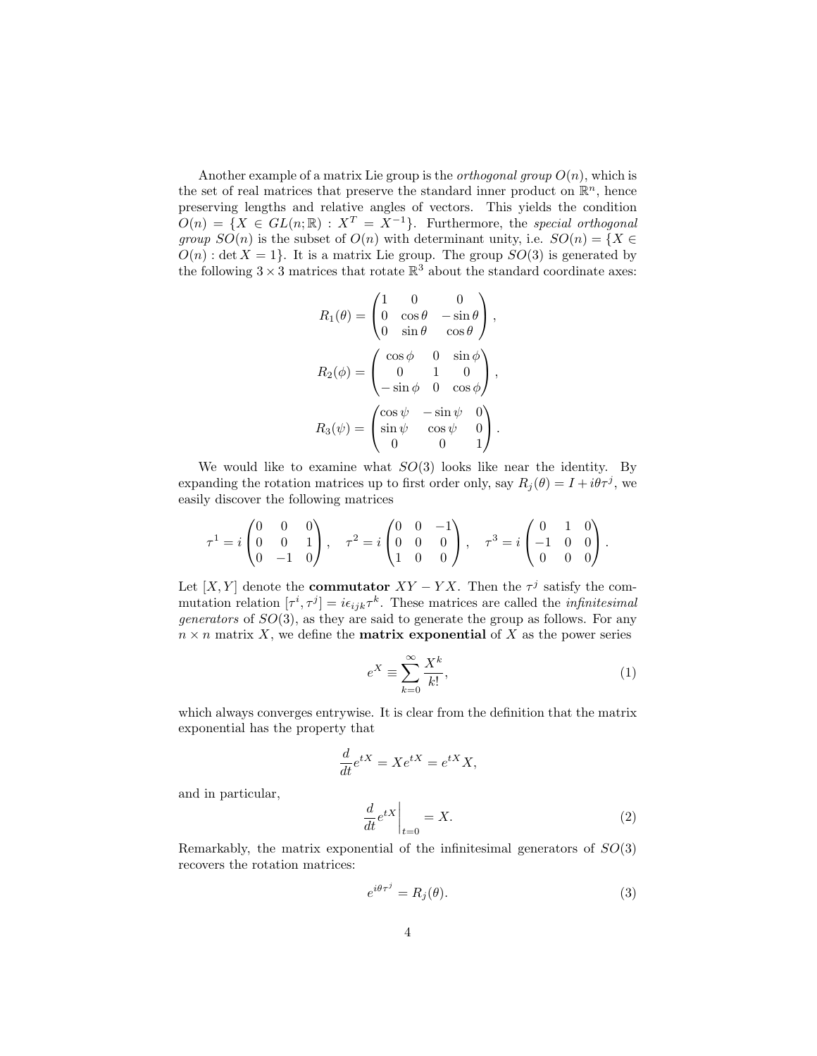Another example of a matrix Lie group is the *orthogonal group* $O(n)$, which is the set of real matrices that preserve the standard inner product on $\mathbb{R}^n$, hence preserving lengths and relative angles of vectors. This yields the condition $O(n) = \{X \in GL(n;\mathbb{R}) : X^T = X^{-1}\}$. Furthermore, the *special orthogonal group* $SO(n)$ is the subset of $O(n)$ with determinant unity, i.e. $SO(n) = \{X \in O(n) : \det X = 1\}$. It is a matrix Lie group. The group $SO(3)$ is generated by the following $3 \times 3$ matrices that rotate $\mathbb{R}^3$ about the standard coordinate axes:

$$R_1(\theta) = \begin{pmatrix} 1 & 0 & 0 \\ 0 & \cos\theta & -\sin\theta \\ 0 & \sin\theta & \cos\theta \end{pmatrix},$$

$$R_2(\phi) = \begin{pmatrix} \cos\phi & 0 & \sin\phi \\ 0 & 1 & 0 \\ -\sin\phi & 0 & \cos\phi \end{pmatrix},$$

$$R_3(\psi) = \begin{pmatrix} \cos\psi & -\sin\psi & 0 \\ \sin\psi & \cos\psi & 0 \\ 0 & 0 & 1 \end{pmatrix}.$$

We would like to examine what $SO(3)$ looks like near the identity. By expanding the rotation matrices up to first order only, say $R_j(\theta) = I + i\theta\tau^j$, we easily discover the following matrices

$$\tau^1 = i\begin{pmatrix} 0 & 0 & 0 \\ 0 & 0 & 1 \\ 0 & -1 & 0 \end{pmatrix}, \quad \tau^2 = i\begin{pmatrix} 0 & 0 & -1 \\ 0 & 0 & 0 \\ 1 & 0 & 0 \end{pmatrix}, \quad \tau^3 = i\begin{pmatrix} 0 & 1 & 0 \\ -1 & 0 & 0 \\ 0 & 0 & 0 \end{pmatrix}.$$

Let $[X, Y]$ denote the **commutator** $XY - YX$. Then the $\tau^j$ satisfy the commutation relation $[\tau^i, \tau^j] = i\epsilon_{ijk}\tau^k$. These matrices are called the *infinitesimal generators* of $SO(3)$, as they are said to generate the group as follows. For any $n \times n$ matrix $X$, we define the **matrix exponential** of $X$ as the power series

$$e^X \equiv \sum_{k=0}^{\infty} \frac{X^k}{k!}, \tag{1}$$

which always converges entrywise. It is clear from the definition that the matrix exponential has the property that

$$\frac{d}{dt}e^{tX} = Xe^{tX} = e^{tX}X,$$

and in particular,

$$\left.\frac{d}{dt}e^{tX}\right|_{t=0} = X. \tag{2}$$

Remarkably, the matrix exponential of the infinitesimal generators of $SO(3)$ recovers the rotation matrices:

$$e^{i\theta\tau^j} = R_j(\theta). \tag{3}$$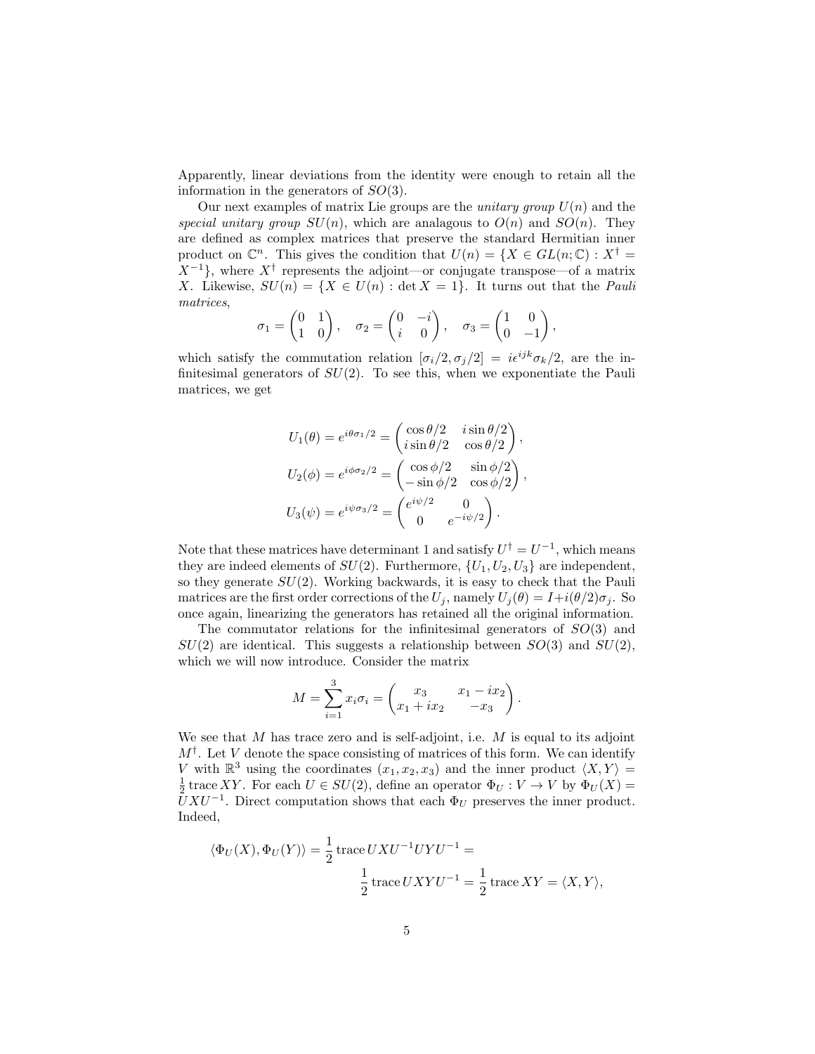Apparently, linear deviations from the identity were enough to retain all the information in the generators of $SO(3)$.

Our next examples of matrix Lie groups are the *unitary group* $U(n)$ and the *special unitary group* $SU(n)$, which are analagous to $O(n)$ and $SO(n)$. They are defined as complex matrices that preserve the standard Hermitian inner product on $\mathbb{C}^n$. This gives the condition that $U(n) = \{X \in GL(n;\mathbb{C}) : X^\dagger = X^{-1}\}$, where $X^\dagger$ represents the adjoint—or conjugate transpose—of a matrix $X$. Likewise, $SU(n) = \{X \in U(n) : \det X = 1\}$. It turns out that the *Pauli matrices*,

$$\sigma_1 = \begin{pmatrix} 0 & 1 \\ 1 & 0 \end{pmatrix}, \quad \sigma_2 = \begin{pmatrix} 0 & -i \\ i & 0 \end{pmatrix}, \quad \sigma_3 = \begin{pmatrix} 1 & 0 \\ 0 & -1 \end{pmatrix},$$

which satisfy the commutation relation $[\sigma_i/2, \sigma_j/2] = i\epsilon^{ijk}\sigma_k/2$, are the infinitesimal generators of $SU(2)$. To see this, when we exponentiate the Pauli matrices, we get

$$U_1(\theta) = e^{i\theta\sigma_1/2} = \begin{pmatrix} \cos\theta/2 & i\sin\theta/2 \\ i\sin\theta/2 & \cos\theta/2 \end{pmatrix},$$

$$U_2(\phi) = e^{i\phi\sigma_2/2} = \begin{pmatrix} \cos\phi/2 & \sin\phi/2 \\ -\sin\phi/2 & \cos\phi/2 \end{pmatrix},$$

$$U_3(\psi) = e^{i\psi\sigma_3/2} = \begin{pmatrix} e^{i\psi/2} & 0 \\ 0 & e^{-i\psi/2} \end{pmatrix}.$$

Note that these matrices have determinant 1 and satisfy $U^\dagger = U^{-1}$, which means they are indeed elements of $SU(2)$. Furthermore, $\{U_1, U_2, U_3\}$ are independent, so they generate $SU(2)$. Working backwards, it is easy to check that the Pauli matrices are the first order corrections of the $U_j$, namely $U_j(\theta) = I + i(\theta/2)\sigma_j$. So once again, linearizing the generators has retained all the original information.

The commutator relations for the infinitesimal generators of $SO(3)$ and $SU(2)$ are identical. This suggests a relationship between $SO(3)$ and $SU(2)$, which we will now introduce. Consider the matrix

$$M = \sum_{i=1}^{3} x_i\sigma_i = \begin{pmatrix} x_3 & x_1 - ix_2 \\ x_1 + ix_2 & -x_3 \end{pmatrix}.$$

We see that $M$ has trace zero and is self-adjoint, i.e. $M$ is equal to its adjoint $M^\dagger$. Let $V$ denote the space consisting of matrices of this form. We can identify $V$ with $\mathbb{R}^3$ using the coordinates $(x_1, x_2, x_3)$ and the inner product $\langle X, Y\rangle = \frac{1}{2}\operatorname{trace} XY$. For each $U \in SU(2)$, define an operator $\Phi_U : V \to V$ by $\Phi_U(X) = UXU^{-1}$. Direct computation shows that each $\Phi_U$ preserves the inner product. Indeed,

$$\langle \Phi_U(X), \Phi_U(Y)\rangle = \frac{1}{2}\operatorname{trace} UXU^{-1}UYU^{-1} = \frac{1}{2}\operatorname{trace} UXYU^{-1} = \frac{1}{2}\operatorname{trace} XY = \langle X, Y\rangle,$$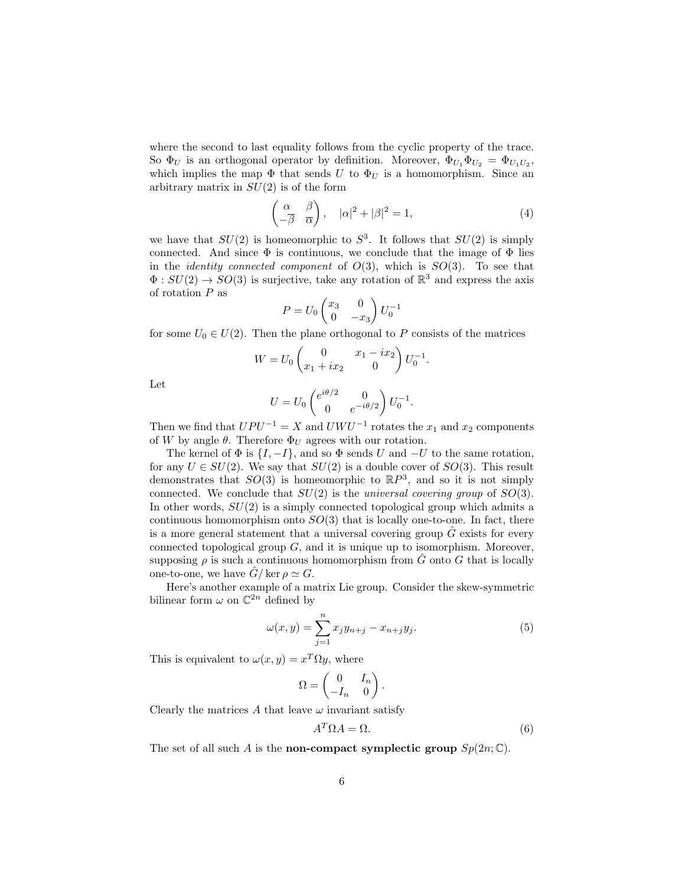where the second to last equality follows from the cyclic property of the trace. So $\Phi_U$ is an orthogonal operator by definition. Moreover, $\Phi_{U_1}\Phi_{U_2} = \Phi_{U_1 U_2}$, which implies the map $\Phi$ that sends $U$ to $\Phi_U$ is a homomorphism. Since an arbitrary matrix in $SU(2)$ is of the form

$$\begin{pmatrix} \alpha & \beta \\ -\overline{\beta} & \overline{\alpha} \end{pmatrix}, \quad |\alpha|^2 + |\beta|^2 = 1, \tag{4}$$

we have that $SU(2)$ is homeomorphic to $S^3$. It follows that $SU(2)$ is simply connected. And since $\Phi$ is continuous, we conclude that the image of $\Phi$ lies in the *identity connected component* of $O(3)$, which is $SO(3)$. To see that $\Phi : SU(2) \to SO(3)$ is surjective, take any rotation of $\mathbb{R}^3$ and express the axis of rotation $P$ as

$$P = U_0 \begin{pmatrix} x_3 & 0 \\ 0 & -x_3 \end{pmatrix} U_0^{-1}$$

for some $U_0 \in U(2)$. Then the plane orthogonal to $P$ consists of the matrices

$$W = U_0 \begin{pmatrix} 0 & x_1 - ix_2 \\ x_1 + ix_2 & 0 \end{pmatrix} U_0^{-1}.$$

Let

$$U = U_0 \begin{pmatrix} e^{i\theta/2} & 0 \\ 0 & e^{-i\theta/2} \end{pmatrix} U_0^{-1}.$$

Then we find that $UPU^{-1} = X$ and $UWU^{-1}$ rotates the $x_1$ and $x_2$ components of $W$ by angle $\theta$. Therefore $\Phi_U$ agrees with our rotation.

The kernel of $\Phi$ is $\{I, -I\}$, and so $\Phi$ sends $U$ and $-U$ to the same rotation, for any $U \in SU(2)$. We say that $SU(2)$ is a double cover of $SO(3)$. This result demonstrates that $SO(3)$ is homeomorphic to $\mathbb{R}P^3$, and so it is not simply connected. We conclude that $SU(2)$ is the *universal covering group* of $SO(3)$. In other words, $SU(2)$ is a simply connected topological group which admits a continuous homomorphism onto $SO(3)$ that is locally one-to-one. In fact, there is a more general statement that a universal covering group $\hat{G}$ exists for every connected topological group $G$, and it is unique up to isomorphism. Moreover, supposing $\rho$ is such a continuous homomorphism from $\hat{G}$ onto $G$ that is locally one-to-one, we have $\hat{G}/\ker\rho \simeq G$.

Here's another example of a matrix Lie group. Consider the skew-symmetric bilinear form $\omega$ on $\mathbb{C}^{2n}$ defined by

$$\omega(x, y) = \sum_{j=1}^{n} x_j y_{n+j} - x_{n+j} y_j. \tag{5}$$

This is equivalent to $\omega(x, y) = x^T \Omega y$, where

$$\Omega = \begin{pmatrix} 0 & I_n \\ -I_n & 0 \end{pmatrix}.$$

Clearly the matrices $A$ that leave $\omega$ invariant satisfy

$$A^T \Omega A = \Omega. \tag{6}$$

The set of all such $A$ is the **non-compact symplectic group** $Sp(2n; \mathbb{C})$.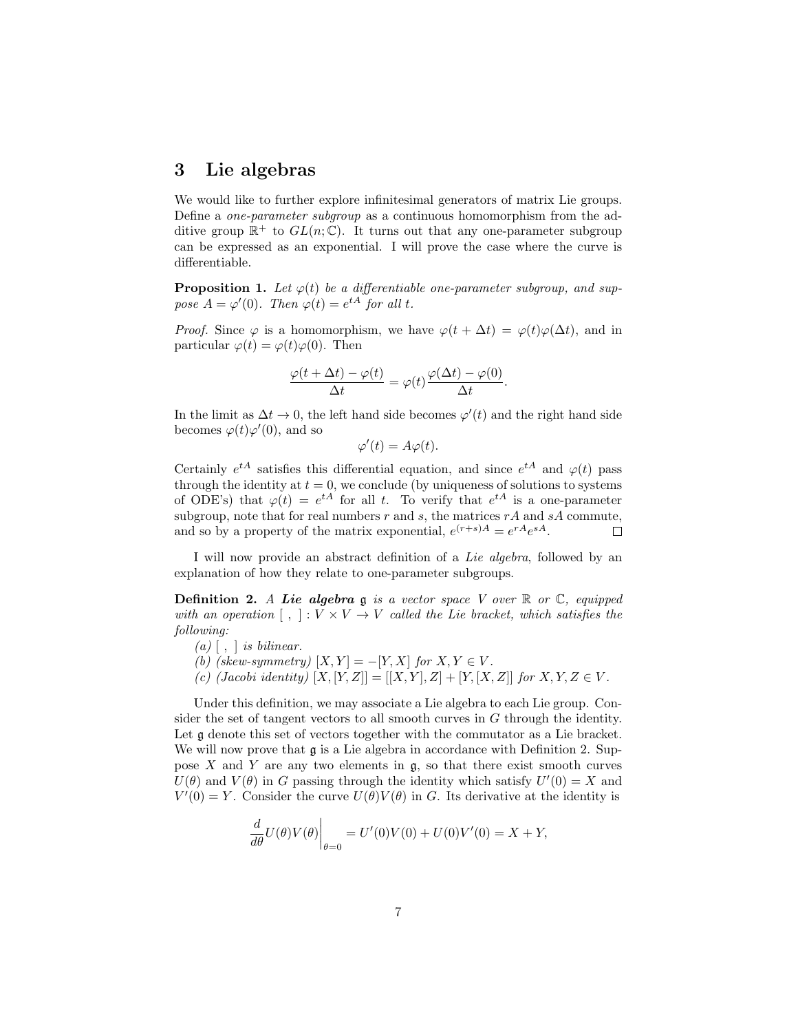# 3 Lie algebras

We would like to further explore infinitesimal generators of matrix Lie groups. Define a *one-parameter subgroup* as a continuous homomorphism from the additive group $\mathbb{R}^+$ to $GL(n;\mathbb{C})$. It turns out that any one-parameter subgroup can be expressed as an exponential. I will prove the case where the curve is differentiable.

**Proposition 1.** *Let $\varphi(t)$ be a differentiable one-parameter subgroup, and suppose $A = \varphi'(0)$. Then $\varphi(t) = e^{tA}$ for all $t$.*

*Proof.* Since $\varphi$ is a homomorphism, we have $\varphi(t + \Delta t) = \varphi(t)\varphi(\Delta t)$, and in particular $\varphi(t) = \varphi(t)\varphi(0)$. Then

$$\frac{\varphi(t + \Delta t) - \varphi(t)}{\Delta t} = \varphi(t)\frac{\varphi(\Delta t) - \varphi(0)}{\Delta t}.$$

In the limit as $\Delta t \to 0$, the left hand side becomes $\varphi'(t)$ and the right hand side becomes $\varphi(t)\varphi'(0)$, and so

$$\varphi'(t) = A\varphi(t).$$

Certainly $e^{tA}$ satisfies this differential equation, and since $e^{tA}$ and $\varphi(t)$ pass through the identity at $t = 0$, we conclude (by uniqueness of solutions to systems of ODE's) that $\varphi(t) = e^{tA}$ for all $t$. To verify that $e^{tA}$ is a one-parameter subgroup, note that for real numbers $r$ and $s$, the matrices $rA$ and $sA$ commute, and so by a property of the matrix exponential, $e^{(r+s)A} = e^{rA}e^{sA}$. $\square$

I will now provide an abstract definition of a *Lie algebra*, followed by an explanation of how they relate to one-parameter subgroups.

**Definition 2.** *A **Lie algebra** $\mathfrak{g}$ is a vector space $V$ over $\mathbb{R}$ or $\mathbb{C}$, equipped with an operation $[\ ,\ ] : V \times V \to V$ called the Lie bracket, which satisfies the following:*

*(a) $[\ ,\ ]$ is bilinear.*

*(b) (skew-symmetry) $[X, Y] = -[Y, X]$ for $X, Y \in V$.*

*(c) (Jacobi identity) $[X, [Y, Z]] = [[X, Y], Z] + [Y, [X, Z]]$ for $X, Y, Z \in V$.*

Under this definition, we may associate a Lie algebra to each Lie group. Consider the set of tangent vectors to all smooth curves in $G$ through the identity. Let $\mathfrak{g}$ denote this set of vectors together with the commutator as a Lie bracket. We will now prove that $\mathfrak{g}$ is a Lie algebra in accordance with Definition 2. Suppose $X$ and $Y$ are any two elements in $\mathfrak{g}$, so that there exist smooth curves $U(\theta)$ and $V(\theta)$ in $G$ passing through the identity which satisfy $U'(0) = X$ and $V'(0) = Y$. Consider the curve $U(\theta)V(\theta)$ in $G$. Its derivative at the identity is

$$\left.\frac{d}{d\theta}U(\theta)V(\theta)\right|_{\theta=0} = U'(0)V(0) + U(0)V'(0) = X + Y,$$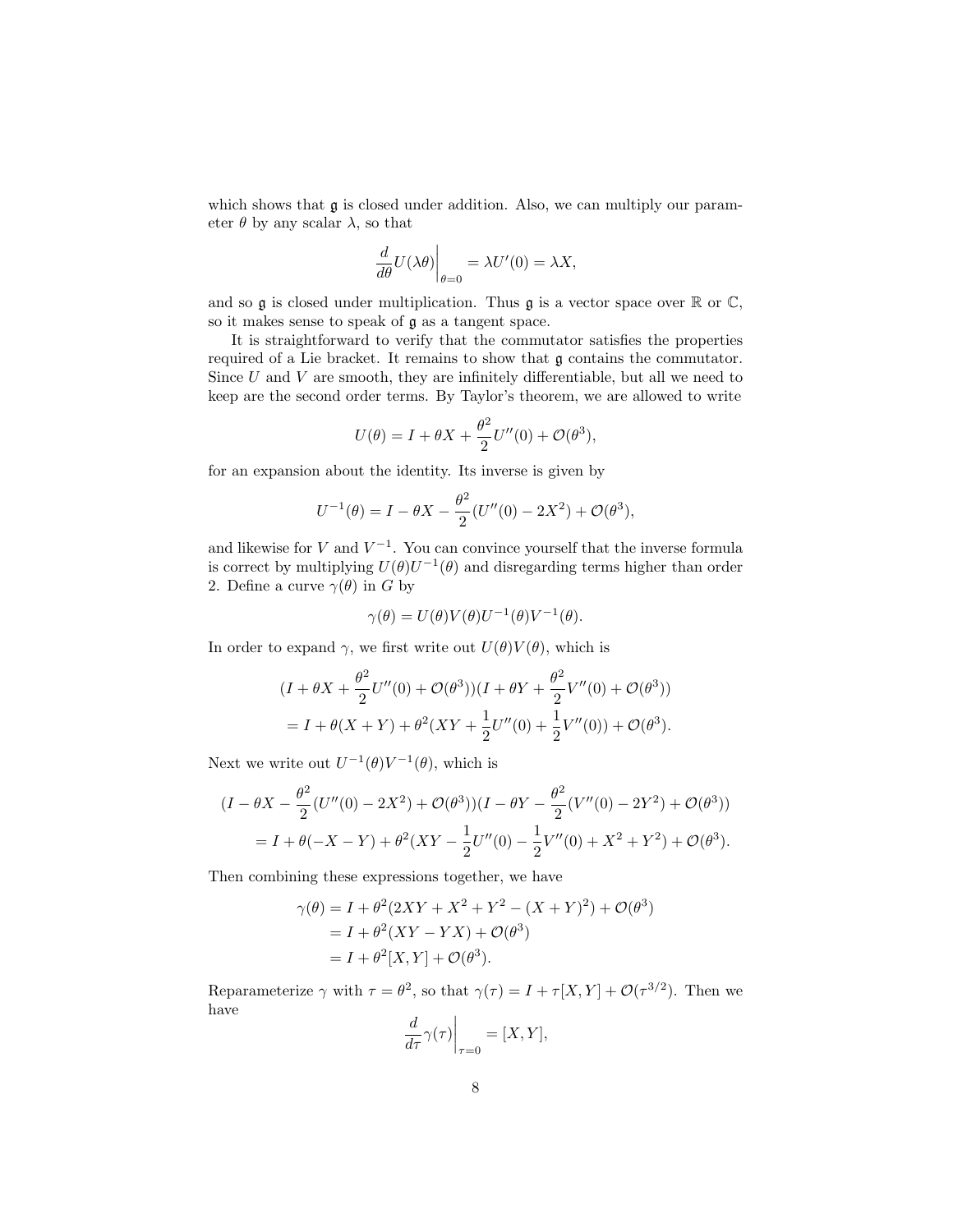which shows that $\mathfrak{g}$ is closed under addition. Also, we can multiply our parameter $\theta$ by any scalar $\lambda$, so that

$$\frac{d}{d\theta}U(\lambda\theta)\bigg|_{\theta=0} = \lambda U'(0) = \lambda X,$$

and so $\mathfrak{g}$ is closed under multiplication. Thus $\mathfrak{g}$ is a vector space over $\mathbb{R}$ or $\mathbb{C}$, so it makes sense to speak of $\mathfrak{g}$ as a tangent space.

It is straightforward to verify that the commutator satisfies the properties required of a Lie bracket. It remains to show that $\mathfrak{g}$ contains the commutator. Since $U$ and $V$ are smooth, they are infinitely differentiable, but all we need to keep are the second order terms. By Taylor's theorem, we are allowed to write

$$U(\theta) = I + \theta X + \frac{\theta^2}{2}U''(0) + \mathcal{O}(\theta^3),$$

for an expansion about the identity. Its inverse is given by

$$U^{-1}(\theta) = I - \theta X - \frac{\theta^2}{2}(U''(0) - 2X^2) + \mathcal{O}(\theta^3),$$

and likewise for $V$ and $V^{-1}$. You can convince yourself that the inverse formula is correct by multiplying $U(\theta)U^{-1}(\theta)$ and disregarding terms higher than order 2. Define a curve $\gamma(\theta)$ in $G$ by

$$\gamma(\theta) = U(\theta)V(\theta)U^{-1}(\theta)V^{-1}(\theta).$$

In order to expand $\gamma$, we first write out $U(\theta)V(\theta)$, which is

$$\begin{aligned}
&(I + \theta X + \frac{\theta^2}{2}U''(0) + \mathcal{O}(\theta^3))(I + \theta Y + \frac{\theta^2}{2}V''(0) + \mathcal{O}(\theta^3)) \\
&= I + \theta(X+Y) + \theta^2(XY + \frac{1}{2}U''(0) + \frac{1}{2}V''(0)) + \mathcal{O}(\theta^3).
\end{aligned}$$

Next we write out $U^{-1}(\theta)V^{-1}(\theta)$, which is

$$\begin{aligned}
&(I - \theta X - \frac{\theta^2}{2}(U''(0) - 2X^2) + \mathcal{O}(\theta^3))(I - \theta Y - \frac{\theta^2}{2}(V''(0) - 2Y^2) + \mathcal{O}(\theta^3)) \\
&= I + \theta(-X - Y) + \theta^2(XY - \frac{1}{2}U''(0) - \frac{1}{2}V''(0) + X^2 + Y^2) + \mathcal{O}(\theta^3).
\end{aligned}$$

Then combining these expressions together, we have

$$\begin{aligned}
\gamma(\theta) &= I + \theta^2(2XY + X^2 + Y^2 - (X+Y)^2) + \mathcal{O}(\theta^3) \\
&= I + \theta^2(XY - YX) + \mathcal{O}(\theta^3) \\
&= I + \theta^2[X,Y] + \mathcal{O}(\theta^3).
\end{aligned}$$

Reparameterize $\gamma$ with $\tau = \theta^2$, so that $\gamma(\tau) = I + \tau[X,Y] + \mathcal{O}(\tau^{3/2})$. Then we have

$$\frac{d}{d\tau}\gamma(\tau)\bigg|_{\tau=0} = [X,Y],$$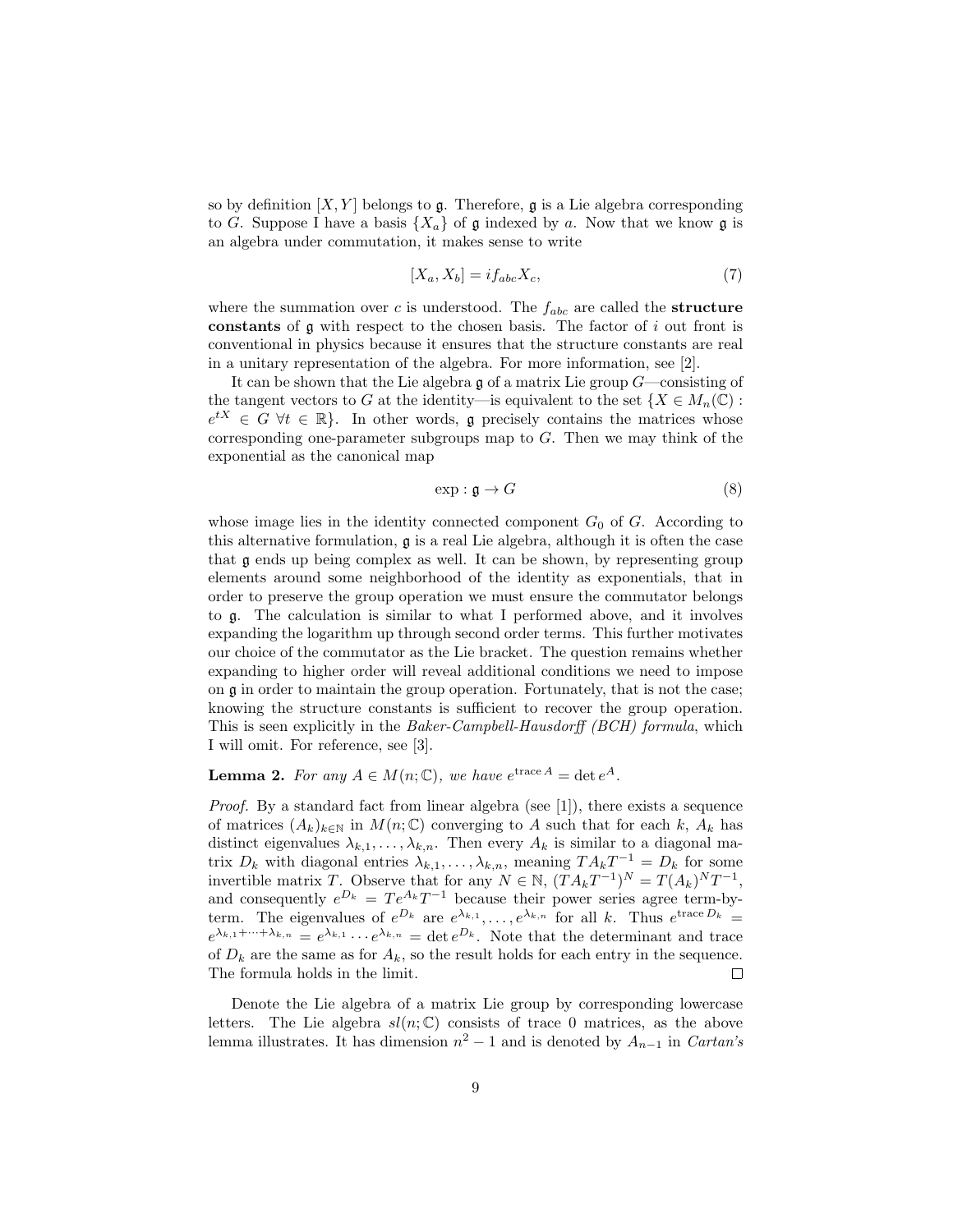so by definition $[X, Y]$ belongs to $\mathfrak{g}$. Therefore, $\mathfrak{g}$ is a Lie algebra corresponding to $G$. Suppose I have a basis $\{X_a\}$ of $\mathfrak{g}$ indexed by $a$. Now that we know $\mathfrak{g}$ is an algebra under commutation, it makes sense to write

$$[X_a, X_b] = i f_{abc} X_c, \tag{7}$$

where the summation over $c$ is understood. The $f_{abc}$ are called the **structure constants** of $\mathfrak{g}$ with respect to the chosen basis. The factor of $i$ out front is conventional in physics because it ensures that the structure constants are real in a unitary representation of the algebra. For more information, see [2].

It can be shown that the Lie algebra $\mathfrak{g}$ of a matrix Lie group $G$—consisting of the tangent vectors to $G$ at the identity—is equivalent to the set $\{X \in M_n(\mathbb{C}) : e^{tX} \in G \ \forall t \in \mathbb{R}\}$. In other words, $\mathfrak{g}$ precisely contains the matrices whose corresponding one-parameter subgroups map to $G$. Then we may think of the exponential as the canonical map

$$\exp : \mathfrak{g} \to G \tag{8}$$

whose image lies in the identity connected component $G_0$ of $G$. According to this alternative formulation, $\mathfrak{g}$ is a real Lie algebra, although it is often the case that $\mathfrak{g}$ ends up being complex as well. It can be shown, by representing group elements around some neighborhood of the identity as exponentials, that in order to preserve the group operation we must ensure the commutator belongs to $\mathfrak{g}$. The calculation is similar to what I performed above, and it involves expanding the logarithm up through second order terms. This further motivates our choice of the commutator as the Lie bracket. The question remains whether expanding to higher order will reveal additional conditions we need to impose on $\mathfrak{g}$ in order to maintain the group operation. Fortunately, that is not the case; knowing the structure constants is sufficient to recover the group operation. This is seen explicitly in the *Baker-Campbell-Hausdorff (BCH) formula*, which I will omit. For reference, see [3].

**Lemma 2.** *For any $A \in M(n; \mathbb{C})$, we have $e^{\operatorname{trace} A} = \det e^A$.*

*Proof.* By a standard fact from linear algebra (see [1]), there exists a sequence of matrices $(A_k)_{k \in \mathbb{N}}$ in $M(n; \mathbb{C})$ converging to $A$ such that for each $k$, $A_k$ has distinct eigenvalues $\lambda_{k,1}, \ldots, \lambda_{k,n}$. Then every $A_k$ is similar to a diagonal matrix $D_k$ with diagonal entries $\lambda_{k,1}, \ldots, \lambda_{k,n}$, meaning $TA_kT^{-1} = D_k$ for some invertible matrix $T$. Observe that for any $N \in \mathbb{N}$, $(TA_kT^{-1})^N = T(A_k)^N T^{-1}$, and consequently $e^{D_k} = Te^{A_k}T^{-1}$ because their power series agree term-by-term. The eigenvalues of $e^{D_k}$ are $e^{\lambda_{k,1}}, \ldots, e^{\lambda_{k,n}}$ for all $k$. Thus $e^{\operatorname{trace} D_k} = e^{\lambda_{k,1} + \cdots + \lambda_{k,n}} = e^{\lambda_{k,1}} \cdots e^{\lambda_{k,n}} = \det e^{D_k}$. Note that the determinant and trace of $D_k$ are the same as for $A_k$, so the result holds for each entry in the sequence. The formula holds in the limit. $\square$

Denote the Lie algebra of a matrix Lie group by corresponding lowercase letters. The Lie algebra $sl(n; \mathbb{C})$ consists of trace 0 matrices, as the above lemma illustrates. It has dimension $n^2 - 1$ and is denoted by $A_{n-1}$ in *Cartan's*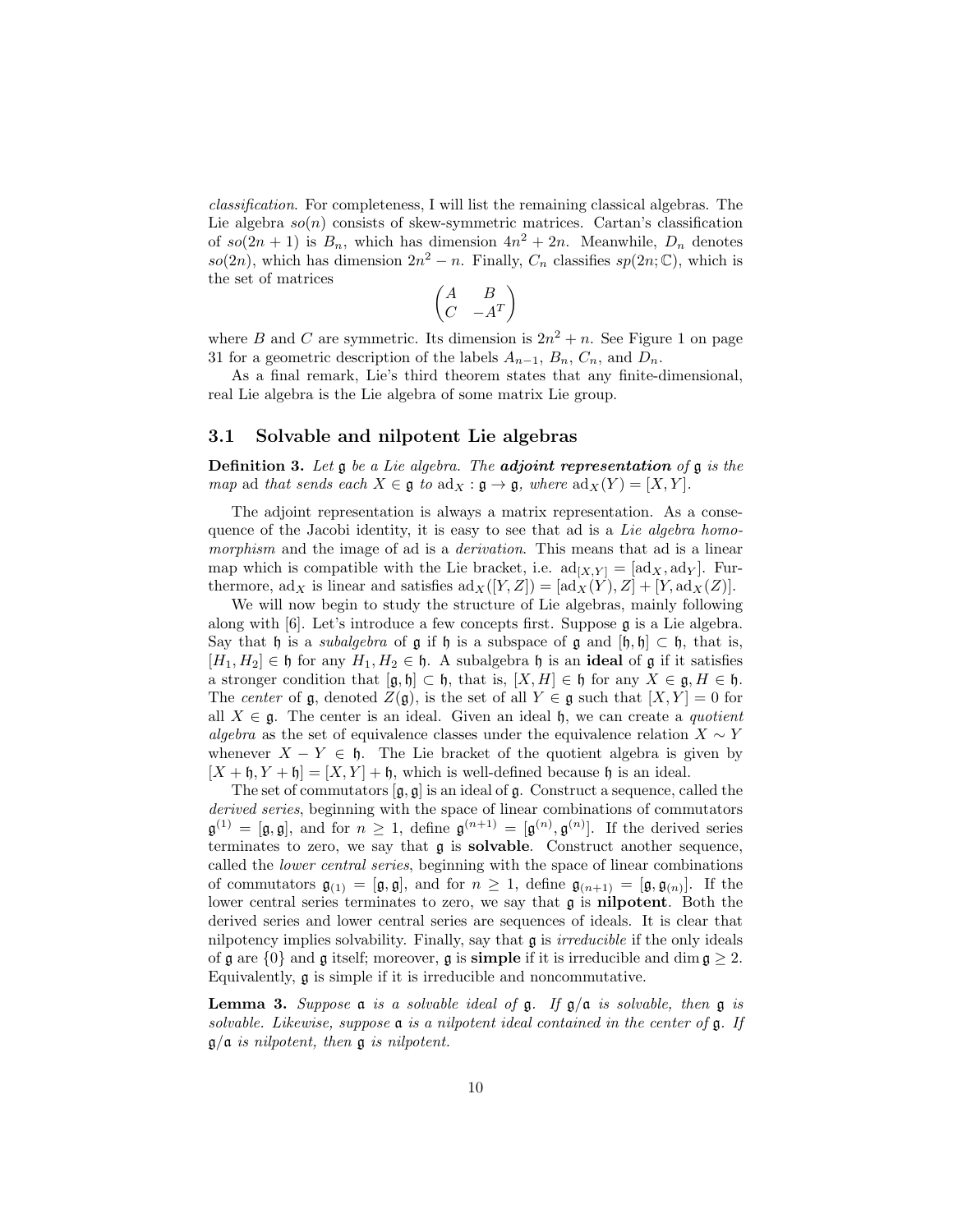*classification*. For completeness, I will list the remaining classical algebras. The Lie algebra $so(n)$ consists of skew-symmetric matrices. Cartan's classification of $so(2n+1)$ is $B_n$, which has dimension $4n^2 + 2n$. Meanwhile, $D_n$ denotes $so(2n)$, which has dimension $2n^2 - n$. Finally, $C_n$ classifies $sp(2n;\mathbb{C})$, which is the set of matrices

$$\begin{pmatrix} A & B \\ C & -A^T \end{pmatrix}$$

where $B$ and $C$ are symmetric. Its dimension is $2n^2 + n$. See Figure 1 on page 31 for a geometric description of the labels $A_{n-1}$, $B_n$, $C_n$, and $D_n$.

As a final remark, Lie's third theorem states that any finite-dimensional, real Lie algebra is the Lie algebra of some matrix Lie group.

## 3.1 Solvable and nilpotent Lie algebras

**Definition 3.** *Let $\mathfrak{g}$ be a Lie algebra. The* ***adjoint representation*** *of $\mathfrak{g}$ is the map* ad *that sends each $X \in \mathfrak{g}$ to $\mathrm{ad}_X : \mathfrak{g} \to \mathfrak{g}$, where $\mathrm{ad}_X(Y) = [X, Y]$.*

The adjoint representation is always a matrix representation. As a consequence of the Jacobi identity, it is easy to see that ad is a *Lie algebra homomorphism* and the image of ad is a *derivation*. This means that ad is a linear map which is compatible with the Lie bracket, i.e. $\mathrm{ad}_{[X,Y]} = [\mathrm{ad}_X, \mathrm{ad}_Y]$. Furthermore, $\mathrm{ad}_X$ is linear and satisfies $\mathrm{ad}_X([Y, Z]) = [\mathrm{ad}_X(Y), Z] + [Y, \mathrm{ad}_X(Z)]$.

We will now begin to study the structure of Lie algebras, mainly following along with [6]. Let's introduce a few concepts first. Suppose $\mathfrak{g}$ is a Lie algebra. Say that $\mathfrak{h}$ is a *subalgebra* of $\mathfrak{g}$ if $\mathfrak{h}$ is a subspace of $\mathfrak{g}$ and $[\mathfrak{h}, \mathfrak{h}] \subset \mathfrak{h}$, that is, $[H_1, H_2] \in \mathfrak{h}$ for any $H_1, H_2 \in \mathfrak{h}$. A subalgebra $\mathfrak{h}$ is an **ideal** of $\mathfrak{g}$ if it satisfies a stronger condition that $[\mathfrak{g}, \mathfrak{h}] \subset \mathfrak{h}$, that is, $[X, H] \in \mathfrak{h}$ for any $X \in \mathfrak{g}, H \in \mathfrak{h}$. The *center* of $\mathfrak{g}$, denoted $Z(\mathfrak{g})$, is the set of all $Y \in \mathfrak{g}$ such that $[X, Y] = 0$ for all $X \in \mathfrak{g}$. The center is an ideal. Given an ideal $\mathfrak{h}$, we can create a *quotient algebra* as the set of equivalence classes under the equivalence relation $X \sim Y$ whenever $X - Y \in \mathfrak{h}$. The Lie bracket of the quotient algebra is given by $[X + \mathfrak{h}, Y + \mathfrak{h}] = [X, Y] + \mathfrak{h}$, which is well-defined because $\mathfrak{h}$ is an ideal.

The set of commutators $[\mathfrak{g}, \mathfrak{g}]$ is an ideal of $\mathfrak{g}$. Construct a sequence, called the *derived series*, beginning with the space of linear combinations of commutators $\mathfrak{g}^{(1)} = [\mathfrak{g}, \mathfrak{g}]$, and for $n \geq 1$, define $\mathfrak{g}^{(n+1)} = [\mathfrak{g}^{(n)}, \mathfrak{g}^{(n)}]$. If the derived series terminates to zero, we say that $\mathfrak{g}$ is **solvable**. Construct another sequence, called the *lower central series*, beginning with the space of linear combinations of commutators $\mathfrak{g}_{(1)} = [\mathfrak{g}, \mathfrak{g}]$, and for $n \geq 1$, define $\mathfrak{g}_{(n+1)} = [\mathfrak{g}, \mathfrak{g}_{(n)}]$. If the lower central series terminates to zero, we say that $\mathfrak{g}$ is **nilpotent**. Both the derived series and lower central series are sequences of ideals. It is clear that nilpotency implies solvability. Finally, say that $\mathfrak{g}$ is *irreducible* if the only ideals of $\mathfrak{g}$ are $\{0\}$ and $\mathfrak{g}$ itself; moreover, $\mathfrak{g}$ is **simple** if it is irreducible and $\dim \mathfrak{g} \geq 2$. Equivalently, $\mathfrak{g}$ is simple if it is irreducible and noncommutative.

**Lemma 3.** *Suppose $\mathfrak{a}$ is a solvable ideal of $\mathfrak{g}$. If $\mathfrak{g}/\mathfrak{a}$ is solvable, then $\mathfrak{g}$ is solvable. Likewise, suppose $\mathfrak{a}$ is a nilpotent ideal contained in the center of $\mathfrak{g}$. If $\mathfrak{g}/\mathfrak{a}$ is nilpotent, then $\mathfrak{g}$ is nilpotent.*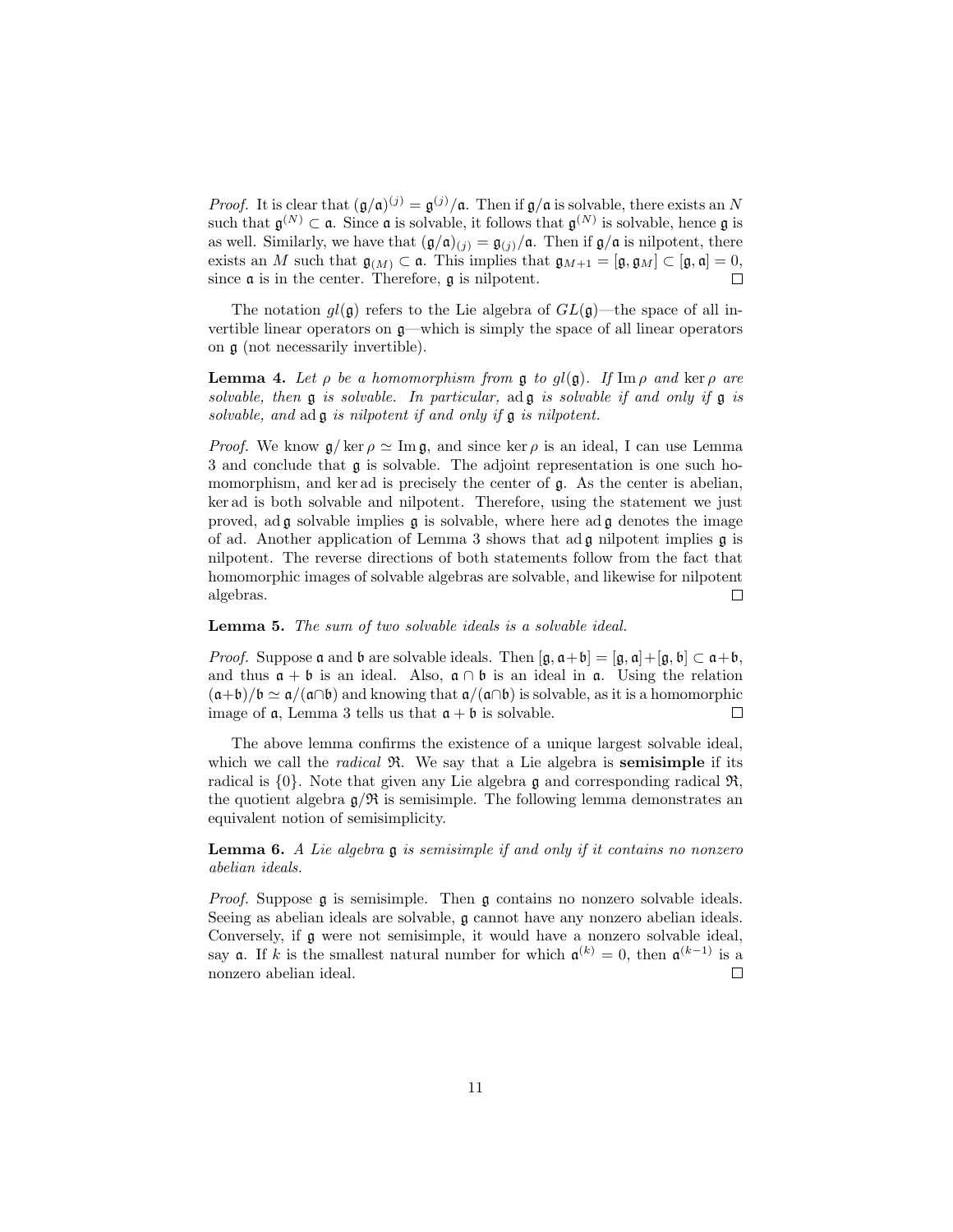*Proof.* It is clear that $(\mathfrak{g}/\mathfrak{a})^{(j)} = \mathfrak{g}^{(j)}/\mathfrak{a}$. Then if $\mathfrak{g}/\mathfrak{a}$ is solvable, there exists an $N$ such that $\mathfrak{g}^{(N)} \subset \mathfrak{a}$. Since $\mathfrak{a}$ is solvable, it follows that $\mathfrak{g}^{(N)}$ is solvable, hence $\mathfrak{g}$ is as well. Similarly, we have that $(\mathfrak{g}/\mathfrak{a})_{(j)} = \mathfrak{g}_{(j)}/\mathfrak{a}$. Then if $\mathfrak{g}/\mathfrak{a}$ is nilpotent, there exists an $M$ such that $\mathfrak{g}_{(M)} \subset \mathfrak{a}$. This implies that $\mathfrak{g}_{M+1} = [\mathfrak{g}, \mathfrak{g}_M] \subset [\mathfrak{g}, \mathfrak{a}] = 0$, since $\mathfrak{a}$ is in the center. Therefore, $\mathfrak{g}$ is nilpotent. ∎

The notation $gl(\mathfrak{g})$ refers to the Lie algebra of $GL(\mathfrak{g})$—the space of all invertible linear operators on $\mathfrak{g}$—which is simply the space of all linear operators on $\mathfrak{g}$ (not necessarily invertible).

**Lemma 4.** *Let $\rho$ be a homomorphism from $\mathfrak{g}$ to $gl(\mathfrak{g})$. If $\operatorname{Im}\rho$ and $\ker\rho$ are solvable, then $\mathfrak{g}$ is solvable. In particular,* $\operatorname{ad}\mathfrak{g}$ *is solvable if and only if $\mathfrak{g}$ is solvable, and* $\operatorname{ad}\mathfrak{g}$ *is nilpotent if and only if $\mathfrak{g}$ is nilpotent.*

*Proof.* We know $\mathfrak{g}/\ker\rho \simeq \operatorname{Im}\mathfrak{g}$, and since $\ker\rho$ is an ideal, I can use Lemma 3 and conclude that $\mathfrak{g}$ is solvable. The adjoint representation is one such homomorphism, and $\ker \operatorname{ad}$ is precisely the center of $\mathfrak{g}$. As the center is abelian, $\ker \operatorname{ad}$ is both solvable and nilpotent. Therefore, using the statement we just proved, $\operatorname{ad}\mathfrak{g}$ solvable implies $\mathfrak{g}$ is solvable, where here $\operatorname{ad}\mathfrak{g}$ denotes the image of ad. Another application of Lemma 3 shows that $\operatorname{ad}\mathfrak{g}$ nilpotent implies $\mathfrak{g}$ is nilpotent. The reverse directions of both statements follow from the fact that homomorphic images of solvable algebras are solvable, and likewise for nilpotent algebras. ∎

**Lemma 5.** *The sum of two solvable ideals is a solvable ideal.*

*Proof.* Suppose $\mathfrak{a}$ and $\mathfrak{b}$ are solvable ideals. Then $[\mathfrak{g}, \mathfrak{a}+\mathfrak{b}] = [\mathfrak{g}, \mathfrak{a}]+[\mathfrak{g}, \mathfrak{b}] \subset \mathfrak{a}+\mathfrak{b}$, and thus $\mathfrak{a}+\mathfrak{b}$ is an ideal. Also, $\mathfrak{a}\cap\mathfrak{b}$ is an ideal in $\mathfrak{a}$. Using the relation $(\mathfrak{a}+\mathfrak{b})/\mathfrak{b} \simeq \mathfrak{a}/(\mathfrak{a}\cap\mathfrak{b})$ and knowing that $\mathfrak{a}/(\mathfrak{a}\cap\mathfrak{b})$ is solvable, as it is a homomorphic image of $\mathfrak{a}$, Lemma 3 tells us that $\mathfrak{a}+\mathfrak{b}$ is solvable. ∎

The above lemma confirms the existence of a unique largest solvable ideal, which we call the *radical* $\mathfrak{R}$. We say that a Lie algebra is **semisimple** if its radical is $\{0\}$. Note that given any Lie algebra $\mathfrak{g}$ and corresponding radical $\mathfrak{R}$, the quotient algebra $\mathfrak{g}/\mathfrak{R}$ is semisimple. The following lemma demonstrates an equivalent notion of semisimplicity.

**Lemma 6.** *A Lie algebra $\mathfrak{g}$ is semisimple if and only if it contains no nonzero abelian ideals.*

*Proof.* Suppose $\mathfrak{g}$ is semisimple. Then $\mathfrak{g}$ contains no nonzero solvable ideals. Seeing as abelian ideals are solvable, $\mathfrak{g}$ cannot have any nonzero abelian ideals. Conversely, if $\mathfrak{g}$ were not semisimple, it would have a nonzero solvable ideal, say $\mathfrak{a}$. If $k$ is the smallest natural number for which $\mathfrak{a}^{(k)} = 0$, then $\mathfrak{a}^{(k-1)}$ is a nonzero abelian ideal. ∎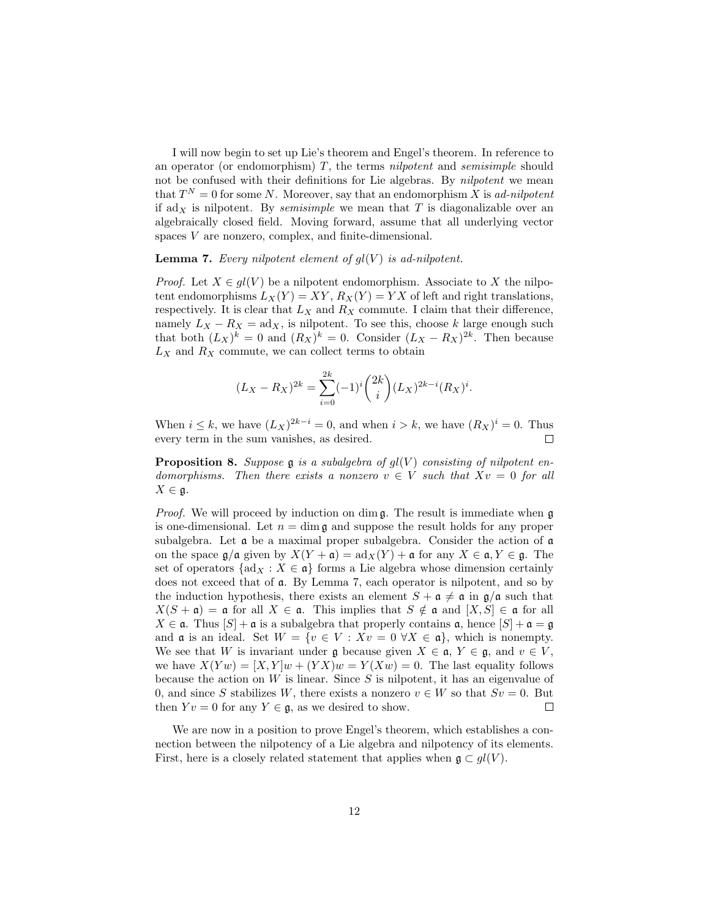I will now begin to set up Lie's theorem and Engel's theorem. In reference to an operator (or endomorphism) $T$, the terms *nilpotent* and *semisimple* should not be confused with their definitions for Lie algebras. By *nilpotent* we mean that $T^N = 0$ for some $N$. Moreover, say that an endomorphism $X$ is *ad-nilpotent* if $\mathrm{ad}_X$ is nilpotent. By *semisimple* we mean that $T$ is diagonalizable over an algebraically closed field. Moving forward, assume that all underlying vector spaces $V$ are nonzero, complex, and finite-dimensional.

**Lemma 7.** *Every nilpotent element of $gl(V)$ is ad-nilpotent.*

*Proof.* Let $X \in gl(V)$ be a nilpotent endomorphism. Associate to $X$ the nilpotent endomorphisms $L_X(Y) = XY$, $R_X(Y) = YX$ of left and right translations, respectively. It is clear that $L_X$ and $R_X$ commute. I claim that their difference, namely $L_X - R_X = \mathrm{ad}_X$, is nilpotent. To see this, choose $k$ large enough such that both $(L_X)^k = 0$ and $(R_X)^k = 0$. Consider $(L_X - R_X)^{2k}$. Then because $L_X$ and $R_X$ commute, we can collect terms to obtain

$$(L_X - R_X)^{2k} = \sum_{i=0}^{2k} (-1)^i \binom{2k}{i} (L_X)^{2k-i} (R_X)^i.$$

When $i \leq k$, we have $(L_X)^{2k-i} = 0$, and when $i > k$, we have $(R_X)^i = 0$. Thus every term in the sum vanishes, as desired. □

**Proposition 8.** *Suppose $\mathfrak{g}$ is a subalgebra of $gl(V)$ consisting of nilpotent endomorphisms. Then there exists a nonzero $v \in V$ such that $Xv = 0$ for all $X \in \mathfrak{g}$.*

*Proof.* We will proceed by induction on $\dim \mathfrak{g}$. The result is immediate when $\mathfrak{g}$ is one-dimensional. Let $n = \dim \mathfrak{g}$ and suppose the result holds for any proper subalgebra. Let $\mathfrak{a}$ be a maximal proper subalgebra. Consider the action of $\mathfrak{a}$ on the space $\mathfrak{g}/\mathfrak{a}$ given by $X(Y + \mathfrak{a}) = \mathrm{ad}_X(Y) + \mathfrak{a}$ for any $X \in \mathfrak{a}, Y \in \mathfrak{g}$. The set of operators $\{\mathrm{ad}_X : X \in \mathfrak{a}\}$ forms a Lie algebra whose dimension certainly does not exceed that of $\mathfrak{a}$. By Lemma 7, each operator is nilpotent, and so by the induction hypothesis, there exists an element $S + \mathfrak{a} \neq \mathfrak{a}$ in $\mathfrak{g}/\mathfrak{a}$ such that $X(S + \mathfrak{a}) = \mathfrak{a}$ for all $X \in \mathfrak{a}$. This implies that $S \notin \mathfrak{a}$ and $[X, S] \in \mathfrak{a}$ for all $X \in \mathfrak{a}$. Thus $[S] + \mathfrak{a}$ is a subalgebra that properly contains $\mathfrak{a}$, hence $[S] + \mathfrak{a} = \mathfrak{g}$ and $\mathfrak{a}$ is an ideal. Set $W = \{v \in V : Xv = 0 \ \forall X \in \mathfrak{a}\}$, which is nonempty. We see that $W$ is invariant under $\mathfrak{g}$ because given $X \in \mathfrak{a}$, $Y \in \mathfrak{g}$, and $v \in V$, we have $X(Yw) = [X, Y]w + (YX)w = Y(Xw) = 0$. The last equality follows because the action on $W$ is linear. Since $S$ is nilpotent, it has an eigenvalue of 0, and since $S$ stabilizes $W$, there exists a nonzero $v \in W$ so that $Sv = 0$. But then $Yv = 0$ for any $Y \in \mathfrak{g}$, as we desired to show. □

We are now in a position to prove Engel's theorem, which establishes a connection between the nilpotency of a Lie algebra and nilpotency of its elements. First, here is a closely related statement that applies when $\mathfrak{g} \subset gl(V)$.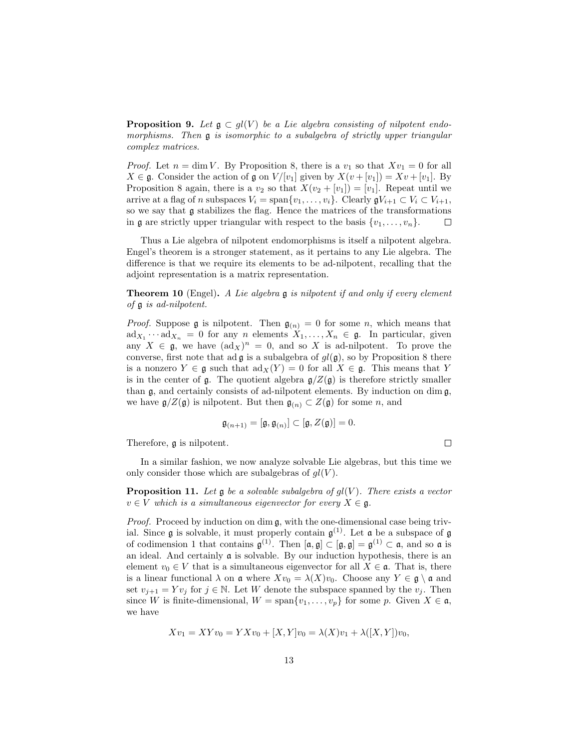**Proposition 9.** *Let $\mathfrak{g} \subset gl(V)$ be a Lie algebra consisting of nilpotent endomorphisms. Then $\mathfrak{g}$ is isomorphic to a subalgebra of strictly upper triangular complex matrices.*

*Proof.* Let $n = \dim V$. By Proposition 8, there is a $v_1$ so that $Xv_1 = 0$ for all $X \in \mathfrak{g}$. Consider the action of $\mathfrak{g}$ on $V/[v_1]$ given by $X(v + [v_1]) = Xv + [v_1]$. By Proposition 8 again, there is a $v_2$ so that $X(v_2 + [v_1]) = [v_1]$. Repeat until we arrive at a flag of $n$ subspaces $V_i = \text{span}\{v_1, \ldots, v_i\}$. Clearly $\mathfrak{g}V_{i+1} \subset V_i \subset V_{i+1}$, so we say that $\mathfrak{g}$ stabilizes the flag. Hence the matrices of the transformations in $\mathfrak{g}$ are strictly upper triangular with respect to the basis $\{v_1, \ldots, v_n\}$. $\square$

Thus a Lie algebra of nilpotent endomorphisms is itself a nilpotent algebra. Engel's theorem is a stronger statement, as it pertains to any Lie algebra. The difference is that we require its elements to be ad-nilpotent, recalling that the adjoint representation is a matrix representation.

**Theorem 10** (Engel)**.** *A Lie algebra $\mathfrak{g}$ is nilpotent if and only if every element of $\mathfrak{g}$ is ad-nilpotent.*

*Proof.* Suppose $\mathfrak{g}$ is nilpotent. Then $\mathfrak{g}_{(n)} = 0$ for some $n$, which means that $\text{ad}_{X_1} \cdots \text{ad}_{X_n} = 0$ for any $n$ elements $X_1, \ldots, X_n \in \mathfrak{g}$. In particular, given any $X \in \mathfrak{g}$, we have $(\text{ad}_X)^n = 0$, and so $X$ is ad-nilpotent. To prove the converse, first note that $\text{ad}\,\mathfrak{g}$ is a subalgebra of $gl(\mathfrak{g})$, so by Proposition 8 there is a nonzero $Y \in \mathfrak{g}$ such that $\text{ad}_X(Y) = 0$ for all $X \in \mathfrak{g}$. This means that $Y$ is in the center of $\mathfrak{g}$. The quotient algebra $\mathfrak{g}/Z(\mathfrak{g})$ is therefore strictly smaller than $\mathfrak{g}$, and certainly consists of ad-nilpotent elements. By induction on $\dim \mathfrak{g}$, we have $\mathfrak{g}/Z(\mathfrak{g})$ is nilpotent. But then $\mathfrak{g}_{(n)} \subset Z(\mathfrak{g})$ for some $n$, and

$$\mathfrak{g}_{(n+1)} = [\mathfrak{g}, \mathfrak{g}_{(n)}] \subset [\mathfrak{g}, Z(\mathfrak{g})] = 0.$$

Therefore, $\mathfrak{g}$ is nilpotent. $\square$

In a similar fashion, we now analyze solvable Lie algebras, but this time we only consider those which are subalgebras of $gl(V)$.

**Proposition 11.** *Let $\mathfrak{g}$ be a solvable subalgebra of $gl(V)$. There exists a vector $v \in V$ which is a simultaneous eigenvector for every $X \in \mathfrak{g}$.*

*Proof.* Proceed by induction on $\dim \mathfrak{g}$, with the one-dimensional case being trivial. Since $\mathfrak{g}$ is solvable, it must properly contain $\mathfrak{g}^{(1)}$. Let $\mathfrak{a}$ be a subspace of $\mathfrak{g}$ of codimension 1 that contains $\mathfrak{g}^{(1)}$. Then $[\mathfrak{a}, \mathfrak{g}] \subset [\mathfrak{g}, \mathfrak{g}] = \mathfrak{g}^{(1)} \subset \mathfrak{a}$, and so $\mathfrak{a}$ is an ideal. And certainly $\mathfrak{a}$ is solvable. By our induction hypothesis, there is an element $v_0 \in V$ that is a simultaneous eigenvector for all $X \in \mathfrak{a}$. That is, there is a linear functional $\lambda$ on $\mathfrak{a}$ where $Xv_0 = \lambda(X)v_0$. Choose any $Y \in \mathfrak{g} \setminus \mathfrak{a}$ and set $v_{j+1} = Yv_j$ for $j \in \mathbb{N}$. Let $W$ denote the subspace spanned by the $v_j$. Then since $W$ is finite-dimensional, $W = \text{span}\{v_1, \ldots, v_p\}$ for some $p$. Given $X \in \mathfrak{a}$, we have

$$Xv_1 = XYv_0 = YXv_0 + [X, Y]v_0 = \lambda(X)v_1 + \lambda([X, Y])v_0,$$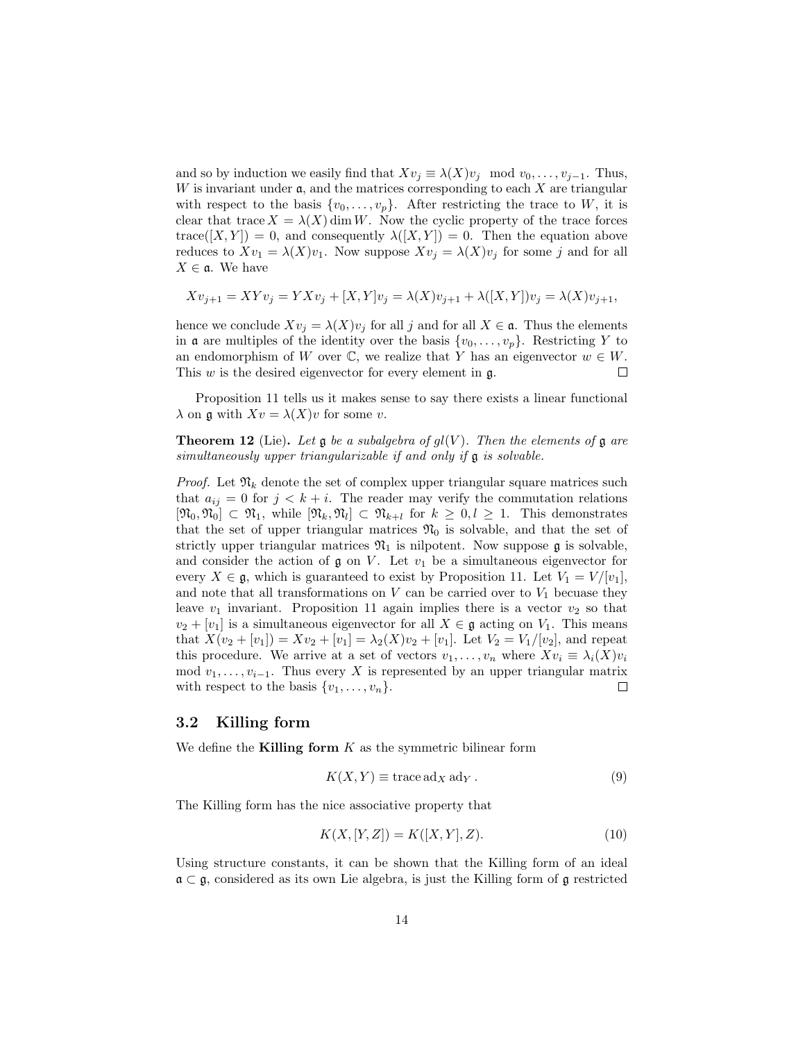and so by induction we easily find that $Xv_j \equiv \lambda(X)v_j \mod v_0, \ldots, v_{j-1}$. Thus, $W$ is invariant under $\mathfrak{a}$, and the matrices corresponding to each $X$ are triangular with respect to the basis $\{v_0, \ldots, v_p\}$. After restricting the trace to $W$, it is clear that $\operatorname{trace} X = \lambda(X) \dim W$. Now the cyclic property of the trace forces $\operatorname{trace}([X, Y]) = 0$, and consequently $\lambda([X, Y]) = 0$. Then the equation above reduces to $Xv_1 = \lambda(X)v_1$. Now suppose $Xv_j = \lambda(X)v_j$ for some $j$ and for all $X \in \mathfrak{a}$. We have

$$Xv_{j+1} = XYv_j = YXv_j + [X, Y]v_j = \lambda(X)v_{j+1} + \lambda([X, Y])v_j = \lambda(X)v_{j+1},$$

hence we conclude $Xv_j = \lambda(X)v_j$ for all $j$ and for all $X \in \mathfrak{a}$. Thus the elements in $\mathfrak{a}$ are multiples of the identity over the basis $\{v_0, \ldots, v_p\}$. Restricting $Y$ to an endomorphism of $W$ over $\mathbb{C}$, we realize that $Y$ has an eigenvector $w \in W$. This $w$ is the desired eigenvector for every element in $\mathfrak{g}$. □

Proposition 11 tells us it makes sense to say there exists a linear functional $\lambda$ on $\mathfrak{g}$ with $Xv = \lambda(X)v$ for some $v$.

**Theorem 12** (Lie)**.** *Let $\mathfrak{g}$ be a subalgebra of $gl(V)$. Then the elements of $\mathfrak{g}$ are simultaneously upper triangularizable if and only if $\mathfrak{g}$ is solvable.*

*Proof.* Let $\mathfrak{N}_k$ denote the set of complex upper triangular square matrices such that $a_{ij} = 0$ for $j < k + i$. The reader may verify the commutation relations $[\mathfrak{N}_0, \mathfrak{N}_0] \subset \mathfrak{N}_1$, while $[\mathfrak{N}_k, \mathfrak{N}_l] \subset \mathfrak{N}_{k+l}$ for $k \geq 0, l \geq 1$. This demonstrates that the set of upper triangular matrices $\mathfrak{N}_0$ is solvable, and that the set of strictly upper triangular matrices $\mathfrak{N}_1$ is nilpotent. Now suppose $\mathfrak{g}$ is solvable, and consider the action of $\mathfrak{g}$ on $V$. Let $v_1$ be a simultaneous eigenvector for every $X \in \mathfrak{g}$, which is guaranteed to exist by Proposition 11. Let $V_1 = V/[v_1]$, and note that all transformations on $V$ can be carried over to $V_1$ becuase they leave $v_1$ invariant. Proposition 11 again implies there is a vector $v_2$ so that $v_2 + [v_1]$ is a simultaneous eigenvector for all $X \in \mathfrak{g}$ acting on $V_1$. This means that $X(v_2 + [v_1]) = Xv_2 + [v_1] = \lambda_2(X)v_2 + [v_1]$. Let $V_2 = V_1/[v_2]$, and repeat this procedure. We arrive at a set of vectors $v_1, \ldots, v_n$ where $Xv_i \equiv \lambda_i(X)v_i \mod v_1, \ldots, v_{i-1}$. Thus every $X$ is represented by an upper triangular matrix with respect to the basis $\{v_1, \ldots, v_n\}$. □

## 3.2 Killing form

We define the **Killing form** $K$ as the symmetric bilinear form

$$K(X, Y) \equiv \operatorname{trace} \operatorname{ad}_X \operatorname{ad}_Y. \tag{9}$$

The Killing form has the nice associative property that

$$K(X, [Y, Z]) = K([X, Y], Z). \tag{10}$$

Using structure constants, it can be shown that the Killing form of an ideal $\mathfrak{a} \subset \mathfrak{g}$, considered as its own Lie algebra, is just the Killing form of $\mathfrak{g}$ restricted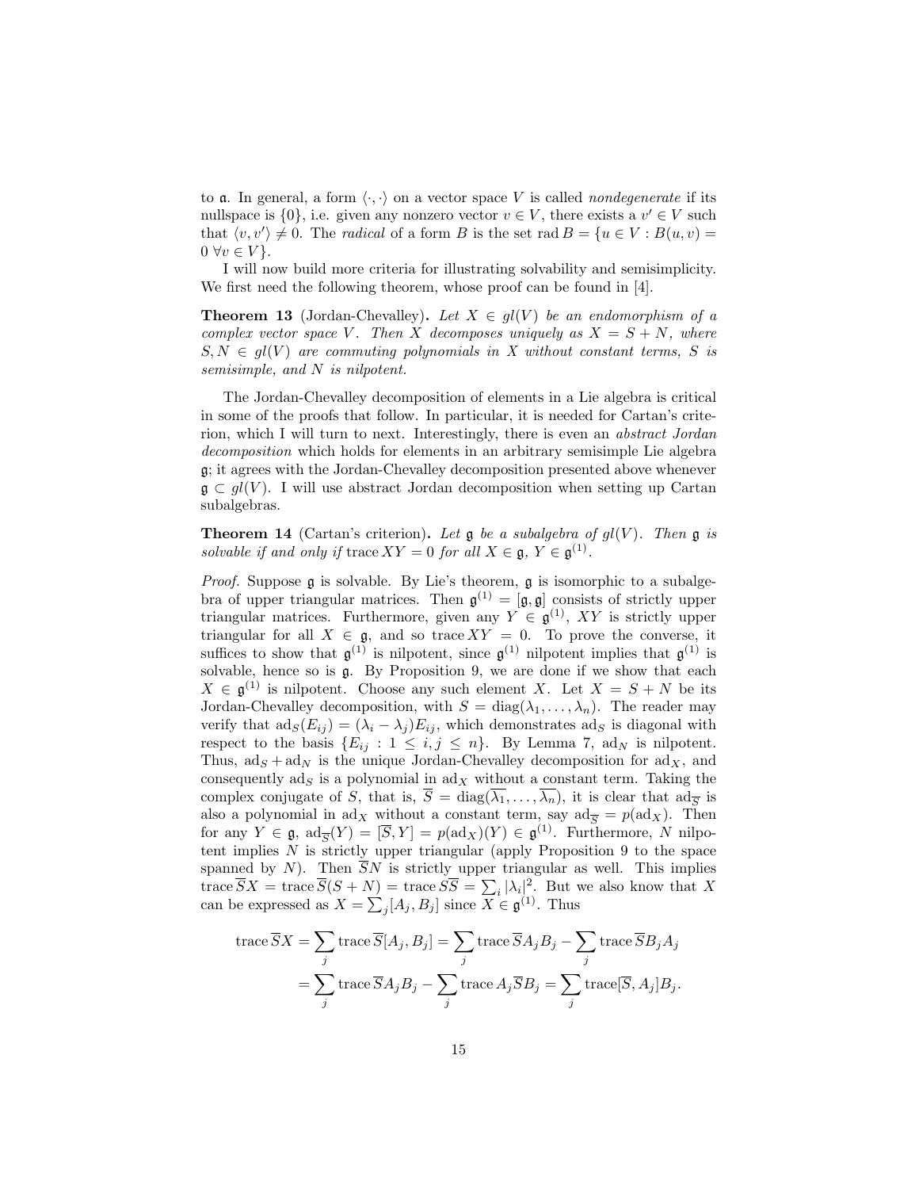to $\mathfrak{a}$. In general, a form $\langle \cdot, \cdot \rangle$ on a vector space $V$ is called *nondegenerate* if its nullspace is $\{0\}$, i.e. given any nonzero vector $v \in V$, there exists a $v' \in V$ such that $\langle v, v' \rangle \neq 0$. The *radical* of a form $B$ is the set $\operatorname{rad} B = \{u \in V : B(u, v) = 0 \ \forall v \in V\}$.

I will now build more criteria for illustrating solvability and semisimplicity. We first need the following theorem, whose proof can be found in [4].

**Theorem 13** (Jordan-Chevalley). *Let $X \in gl(V)$ be an endomorphism of a complex vector space $V$. Then $X$ decomposes uniquely as $X = S + N$, where $S, N \in gl(V)$ are commuting polynomials in $X$ without constant terms, $S$ is semisimple, and $N$ is nilpotent.*

The Jordan-Chevalley decomposition of elements in a Lie algebra is critical in some of the proofs that follow. In particular, it is needed for Cartan's criterion, which I will turn to next. Interestingly, there is even an *abstract Jordan decomposition* which holds for elements in an arbitrary semisimple Lie algebra $\mathfrak{g}$; it agrees with the Jordan-Chevalley decomposition presented above whenever $\mathfrak{g} \subset gl(V)$. I will use abstract Jordan decomposition when setting up Cartan subalgebras.

**Theorem 14** (Cartan's criterion). *Let $\mathfrak{g}$ be a subalgebra of $gl(V)$. Then $\mathfrak{g}$ is solvable if and only if $\operatorname{trace} XY = 0$ for all $X \in \mathfrak{g}$, $Y \in \mathfrak{g}^{(1)}$.*

*Proof.* Suppose $\mathfrak{g}$ is solvable. By Lie's theorem, $\mathfrak{g}$ is isomorphic to a subalgebra of upper triangular matrices. Then $\mathfrak{g}^{(1)} = [\mathfrak{g}, \mathfrak{g}]$ consists of strictly upper triangular matrices. Furthermore, given any $Y \in \mathfrak{g}^{(1)}$, $XY$ is strictly upper triangular for all $X \in \mathfrak{g}$, and so $\operatorname{trace} XY = 0$. To prove the converse, it suffices to show that $\mathfrak{g}^{(1)}$ is nilpotent, since $\mathfrak{g}^{(1)}$ nilpotent implies that $\mathfrak{g}^{(1)}$ is solvable, hence so is $\mathfrak{g}$. By Proposition 9, we are done if we show that each $X \in \mathfrak{g}^{(1)}$ is nilpotent. Choose any such element $X$. Let $X = S + N$ be its Jordan-Chevalley decomposition, with $S = \operatorname{diag}(\lambda_1, \ldots, \lambda_n)$. The reader may verify that $\operatorname{ad}_S(E_{ij}) = (\lambda_i - \lambda_j)E_{ij}$, which demonstrates $\operatorname{ad}_S$ is diagonal with respect to the basis $\{E_{ij} : 1 \leq i, j \leq n\}$. By Lemma 7, $\operatorname{ad}_N$ is nilpotent. Thus, $\operatorname{ad}_S + \operatorname{ad}_N$ is the unique Jordan-Chevalley decomposition for $\operatorname{ad}_X$, and consequently $\operatorname{ad}_S$ is a polynomial in $\operatorname{ad}_X$ without a constant term. Taking the complex conjugate of $S$, that is, $\overline{S} = \operatorname{diag}(\overline{\lambda_1}, \ldots, \overline{\lambda_n})$, it is clear that $\operatorname{ad}_{\overline{S}}$ is also a polynomial in $\operatorname{ad}_X$ without a constant term, say $\operatorname{ad}_{\overline{S}} = p(\operatorname{ad}_X)$. Then for any $Y \in \mathfrak{g}$, $\operatorname{ad}_{\overline{S}}(Y) = [\overline{S}, Y] = p(\operatorname{ad}_X)(Y) \in \mathfrak{g}^{(1)}$. Furthermore, $N$ nilpotent implies $N$ is strictly upper triangular (apply Proposition 9 to the space spanned by $N$). Then $\overline{S}N$ is strictly upper triangular as well. This implies $\operatorname{trace} \overline{S}X = \operatorname{trace} \overline{S}(S + N) = \operatorname{trace} S\overline{S} = \sum_i |\lambda_i|^2$. But we also know that $X$ can be expressed as $X = \sum_j [A_j, B_j]$ since $X \in \mathfrak{g}^{(1)}$. Thus

$$\begin{aligned}
\operatorname{trace} \overline{S}X &= \sum_j \operatorname{trace} \overline{S}[A_j, B_j] = \sum_j \operatorname{trace} \overline{S}A_jB_j - \sum_j \operatorname{trace} \overline{S}B_jA_j \\
&= \sum_j \operatorname{trace} \overline{S}A_jB_j - \sum_j \operatorname{trace} A_j\overline{S}B_j = \sum_j \operatorname{trace}[\overline{S}, A_j]B_j.
\end{aligned}$$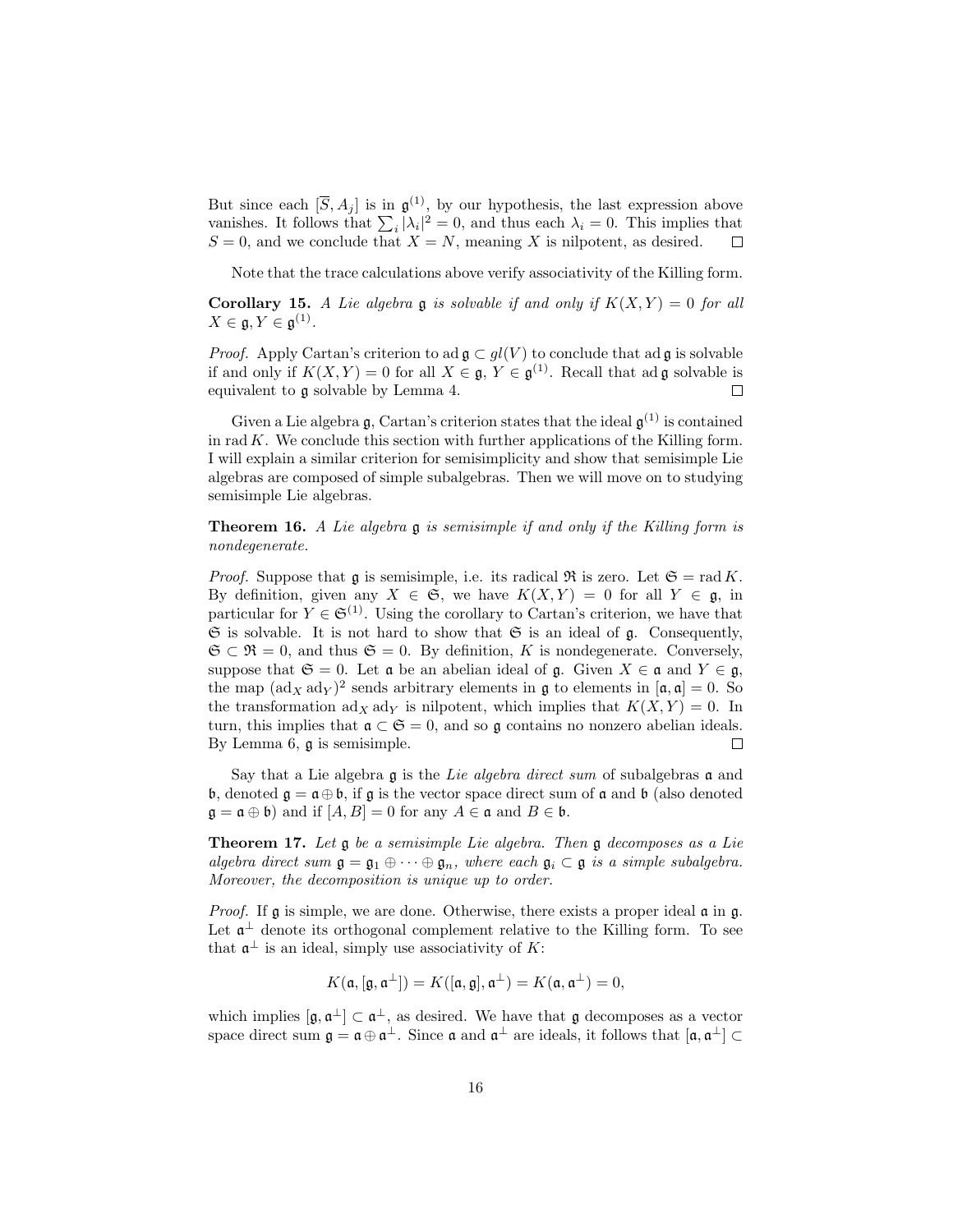But since each $[\overline{S}, A_j]$ is in $\mathfrak{g}^{(1)}$, by our hypothesis, the last expression above vanishes. It follows that $\sum_i |\lambda_i|^2 = 0$, and thus each $\lambda_i = 0$. This implies that $S = 0$, and we conclude that $X = N$, meaning $X$ is nilpotent, as desired. □

Note that the trace calculations above verify associativity of the Killing form.

**Corollary 15.** *A Lie algebra $\mathfrak{g}$ is solvable if and only if $K(X, Y) = 0$ for all $X \in \mathfrak{g}, Y \in \mathfrak{g}^{(1)}$.*

*Proof.* Apply Cartan's criterion to $\operatorname{ad}\mathfrak{g} \subset gl(V)$ to conclude that $\operatorname{ad}\mathfrak{g}$ is solvable if and only if $K(X, Y) = 0$ for all $X \in \mathfrak{g}$, $Y \in \mathfrak{g}^{(1)}$. Recall that $\operatorname{ad}\mathfrak{g}$ solvable is equivalent to $\mathfrak{g}$ solvable by Lemma 4. □

Given a Lie algebra $\mathfrak{g}$, Cartan's criterion states that the ideal $\mathfrak{g}^{(1)}$ is contained in $\operatorname{rad} K$. We conclude this section with further applications of the Killing form. I will explain a similar criterion for semisimplicity and show that semisimple Lie algebras are composed of simple subalgebras. Then we will move on to studying semisimple Lie algebras.

**Theorem 16.** *A Lie algebra $\mathfrak{g}$ is semisimple if and only if the Killing form is nondegenerate.*

*Proof.* Suppose that $\mathfrak{g}$ is semisimple, i.e. its radical $\mathfrak{R}$ is zero. Let $\mathfrak{S} = \operatorname{rad} K$. By definition, given any $X \in \mathfrak{S}$, we have $K(X, Y) = 0$ for all $Y \in \mathfrak{g}$, in particular for $Y \in \mathfrak{S}^{(1)}$. Using the corollary to Cartan's criterion, we have that $\mathfrak{S}$ is solvable. It is not hard to show that $\mathfrak{S}$ is an ideal of $\mathfrak{g}$. Consequently, $\mathfrak{S} \subset \mathfrak{R} = 0$, and thus $\mathfrak{S} = 0$. By definition, $K$ is nondegenerate. Conversely, suppose that $\mathfrak{S} = 0$. Let $\mathfrak{a}$ be an abelian ideal of $\mathfrak{g}$. Given $X \in \mathfrak{a}$ and $Y \in \mathfrak{g}$, the map $(\operatorname{ad}_X \operatorname{ad}_Y)^2$ sends arbitrary elements in $\mathfrak{g}$ to elements in $[\mathfrak{a}, \mathfrak{a}] = 0$. So the transformation $\operatorname{ad}_X \operatorname{ad}_Y$ is nilpotent, which implies that $K(X, Y) = 0$. In turn, this implies that $\mathfrak{a} \subset \mathfrak{S} = 0$, and so $\mathfrak{g}$ contains no nonzero abelian ideals. By Lemma 6, $\mathfrak{g}$ is semisimple. □

Say that a Lie algebra $\mathfrak{g}$ is the *Lie algebra direct sum* of subalgebras $\mathfrak{a}$ and $\mathfrak{b}$, denoted $\mathfrak{g} = \mathfrak{a} \oplus \mathfrak{b}$, if $\mathfrak{g}$ is the vector space direct sum of $\mathfrak{a}$ and $\mathfrak{b}$ (also denoted $\mathfrak{g} = \mathfrak{a} \oplus \mathfrak{b}$) and if $[A, B] = 0$ for any $A \in \mathfrak{a}$ and $B \in \mathfrak{b}$.

**Theorem 17.** *Let $\mathfrak{g}$ be a semisimple Lie algebra. Then $\mathfrak{g}$ decomposes as a Lie algebra direct sum $\mathfrak{g} = \mathfrak{g}_1 \oplus \cdots \oplus \mathfrak{g}_n$, where each $\mathfrak{g}_i \subset \mathfrak{g}$ is a simple subalgebra. Moreover, the decomposition is unique up to order.*

*Proof.* If $\mathfrak{g}$ is simple, we are done. Otherwise, there exists a proper ideal $\mathfrak{a}$ in $\mathfrak{g}$. Let $\mathfrak{a}^\perp$ denote its orthogonal complement relative to the Killing form. To see that $\mathfrak{a}^\perp$ is an ideal, simply use associativity of $K$:

$$K(\mathfrak{a}, [\mathfrak{g}, \mathfrak{a}^\perp]) = K([\mathfrak{a}, \mathfrak{g}], \mathfrak{a}^\perp) = K(\mathfrak{a}, \mathfrak{a}^\perp) = 0,$$

which implies $[\mathfrak{g}, \mathfrak{a}^\perp] \subset \mathfrak{a}^\perp$, as desired. We have that $\mathfrak{g}$ decomposes as a vector space direct sum $\mathfrak{g} = \mathfrak{a} \oplus \mathfrak{a}^\perp$. Since $\mathfrak{a}$ and $\mathfrak{a}^\perp$ are ideals, it follows that $[\mathfrak{a}, \mathfrak{a}^\perp] \subset$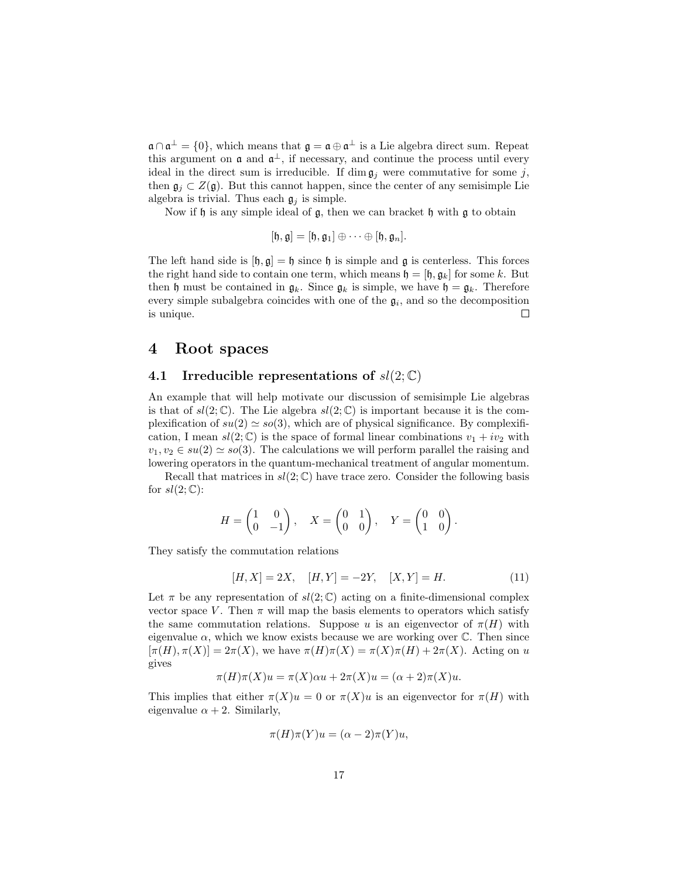$\mathfrak{a} \cap \mathfrak{a}^\perp = \{0\}$, which means that $\mathfrak{g} = \mathfrak{a} \oplus \mathfrak{a}^\perp$ is a Lie algebra direct sum. Repeat this argument on $\mathfrak{a}$ and $\mathfrak{a}^\perp$, if necessary, and continue the process until every ideal in the direct sum is irreducible. If $\dim \mathfrak{g}_j$ were commutative for some $j$, then $\mathfrak{g}_j \subset Z(\mathfrak{g})$. But this cannot happen, since the center of any semisimple Lie algebra is trivial. Thus each $\mathfrak{g}_j$ is simple.

Now if $\mathfrak{h}$ is any simple ideal of $\mathfrak{g}$, then we can bracket $\mathfrak{h}$ with $\mathfrak{g}$ to obtain

$$[\mathfrak{h}, \mathfrak{g}] = [\mathfrak{h}, \mathfrak{g}_1] \oplus \cdots \oplus [\mathfrak{h}, \mathfrak{g}_n].$$

The left hand side is $[\mathfrak{h}, \mathfrak{g}] = \mathfrak{h}$ since $\mathfrak{h}$ is simple and $\mathfrak{g}$ is centerless. This forces the right hand side to contain one term, which means $\mathfrak{h} = [\mathfrak{h}, \mathfrak{g}_k]$ for some $k$. But then $\mathfrak{h}$ must be contained in $\mathfrak{g}_k$. Since $\mathfrak{g}_k$ is simple, we have $\mathfrak{h} = \mathfrak{g}_k$. Therefore every simple subalgebra coincides with one of the $\mathfrak{g}_i$, and so the decomposition is unique. $\square$

# 4 Root spaces

## 4.1 Irreducible representations of $sl(2;\mathbb{C})$

An example that will help motivate our discussion of semisimple Lie algebras is that of $sl(2;\mathbb{C})$. The Lie algebra $sl(2;\mathbb{C})$ is important because it is the complexification of $su(2) \simeq so(3)$, which are of physical significance. By complexification, I mean $sl(2;\mathbb{C})$ is the space of formal linear combinations $v_1 + iv_2$ with $v_1, v_2 \in su(2) \simeq so(3)$. The calculations we will perform parallel the raising and lowering operators in the quantum-mechanical treatment of angular momentum.

Recall that matrices in $sl(2;\mathbb{C})$ have trace zero. Consider the following basis for $sl(2;\mathbb{C})$:

$$H = \begin{pmatrix} 1 & 0 \\ 0 & -1 \end{pmatrix}, \quad X = \begin{pmatrix} 0 & 1 \\ 0 & 0 \end{pmatrix}, \quad Y = \begin{pmatrix} 0 & 0 \\ 1 & 0 \end{pmatrix}.$$

They satisfy the commutation relations

$$[H, X] = 2X, \quad [H, Y] = -2Y, \quad [X, Y] = H. \tag{11}$$

Let $\pi$ be any representation of $sl(2;\mathbb{C})$ acting on a finite-dimensional complex vector space $V$. Then $\pi$ will map the basis elements to operators which satisfy the same commutation relations. Suppose $u$ is an eigenvector of $\pi(H)$ with eigenvalue $\alpha$, which we know exists because we are working over $\mathbb{C}$. Then since $[\pi(H), \pi(X)] = 2\pi(X)$, we have $\pi(H)\pi(X) = \pi(X)\pi(H) + 2\pi(X)$. Acting on $u$ gives

$$\pi(H)\pi(X)u = \pi(X)\alpha u + 2\pi(X)u = (\alpha + 2)\pi(X)u.$$

This implies that either $\pi(X)u = 0$ or $\pi(X)u$ is an eigenvector for $\pi(H)$ with eigenvalue $\alpha + 2$. Similarly,

$$\pi(H)\pi(Y)u = (\alpha - 2)\pi(Y)u,$$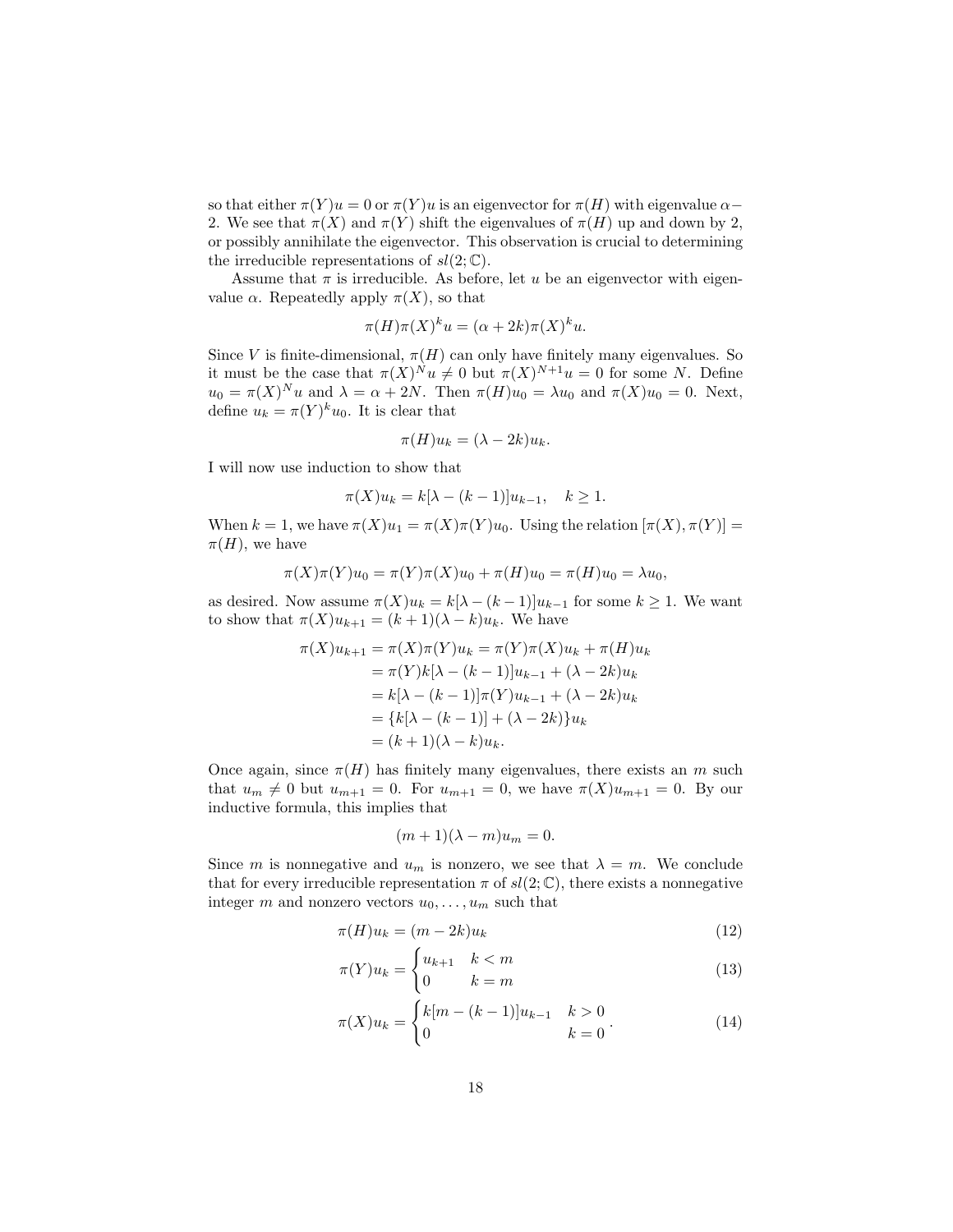so that either $\pi(Y)u = 0$ or $\pi(Y)u$ is an eigenvector for $\pi(H)$ with eigenvalue $\alpha - 2$. We see that $\pi(X)$ and $\pi(Y)$ shift the eigenvalues of $\pi(H)$ up and down by 2, or possibly annihilate the eigenvector. This observation is crucial to determining the irreducible representations of $sl(2;\mathbb{C})$.

Assume that $\pi$ is irreducible. As before, let $u$ be an eigenvector with eigenvalue $\alpha$. Repeatedly apply $\pi(X)$, so that

$$\pi(H)\pi(X)^k u = (\alpha + 2k)\pi(X)^k u.$$

Since $V$ is finite-dimensional, $\pi(H)$ can only have finitely many eigenvalues. So it must be the case that $\pi(X)^N u \neq 0$ but $\pi(X)^{N+1}u = 0$ for some $N$. Define $u_0 = \pi(X)^N u$ and $\lambda = \alpha + 2N$. Then $\pi(H)u_0 = \lambda u_0$ and $\pi(X)u_0 = 0$. Next, define $u_k = \pi(Y)^k u_0$. It is clear that

$$\pi(H)u_k = (\lambda - 2k)u_k.$$

I will now use induction to show that

$$\pi(X)u_k = k[\lambda - (k-1)]u_{k-1}, \quad k \geq 1.$$

When $k = 1$, we have $\pi(X)u_1 = \pi(X)\pi(Y)u_0$. Using the relation $[\pi(X), \pi(Y)] = \pi(H)$, we have

$$\pi(X)\pi(Y)u_0 = \pi(Y)\pi(X)u_0 + \pi(H)u_0 = \pi(H)u_0 = \lambda u_0,$$

as desired. Now assume $\pi(X)u_k = k[\lambda - (k-1)]u_{k-1}$ for some $k \geq 1$. We want to show that $\pi(X)u_{k+1} = (k+1)(\lambda - k)u_k$. We have

$$\begin{aligned}
\pi(X)u_{k+1} &= \pi(X)\pi(Y)u_k = \pi(Y)\pi(X)u_k + \pi(H)u_k \\
&= \pi(Y)k[\lambda - (k-1)]u_{k-1} + (\lambda - 2k)u_k \\
&= k[\lambda - (k-1)]\pi(Y)u_{k-1} + (\lambda - 2k)u_k \\
&= \{k[\lambda - (k-1)] + (\lambda - 2k)\}u_k \\
&= (k+1)(\lambda - k)u_k.
\end{aligned}$$

Once again, since $\pi(H)$ has finitely many eigenvalues, there exists an $m$ such that $u_m \neq 0$ but $u_{m+1} = 0$. For $u_{m+1} = 0$, we have $\pi(X)u_{m+1} = 0$. By our inductive formula, this implies that

$$(m+1)(\lambda - m)u_m = 0.$$

Since $m$ is nonnegative and $u_m$ is nonzero, we see that $\lambda = m$. We conclude that for every irreducible representation $\pi$ of $sl(2;\mathbb{C})$, there exists a nonnegative integer $m$ and nonzero vectors $u_0, \ldots, u_m$ such that

$$\pi(H)u_k = (m - 2k)u_k \tag{12}$$

$$\pi(Y)u_k = \begin{cases} u_{k+1} & k < m \\ 0 & k = m \end{cases} \tag{13}$$

$$\pi(X)u_k = \begin{cases} k[m - (k-1)]u_{k-1} & k > 0 \\ 0 & k = 0 \end{cases}. \tag{14}$$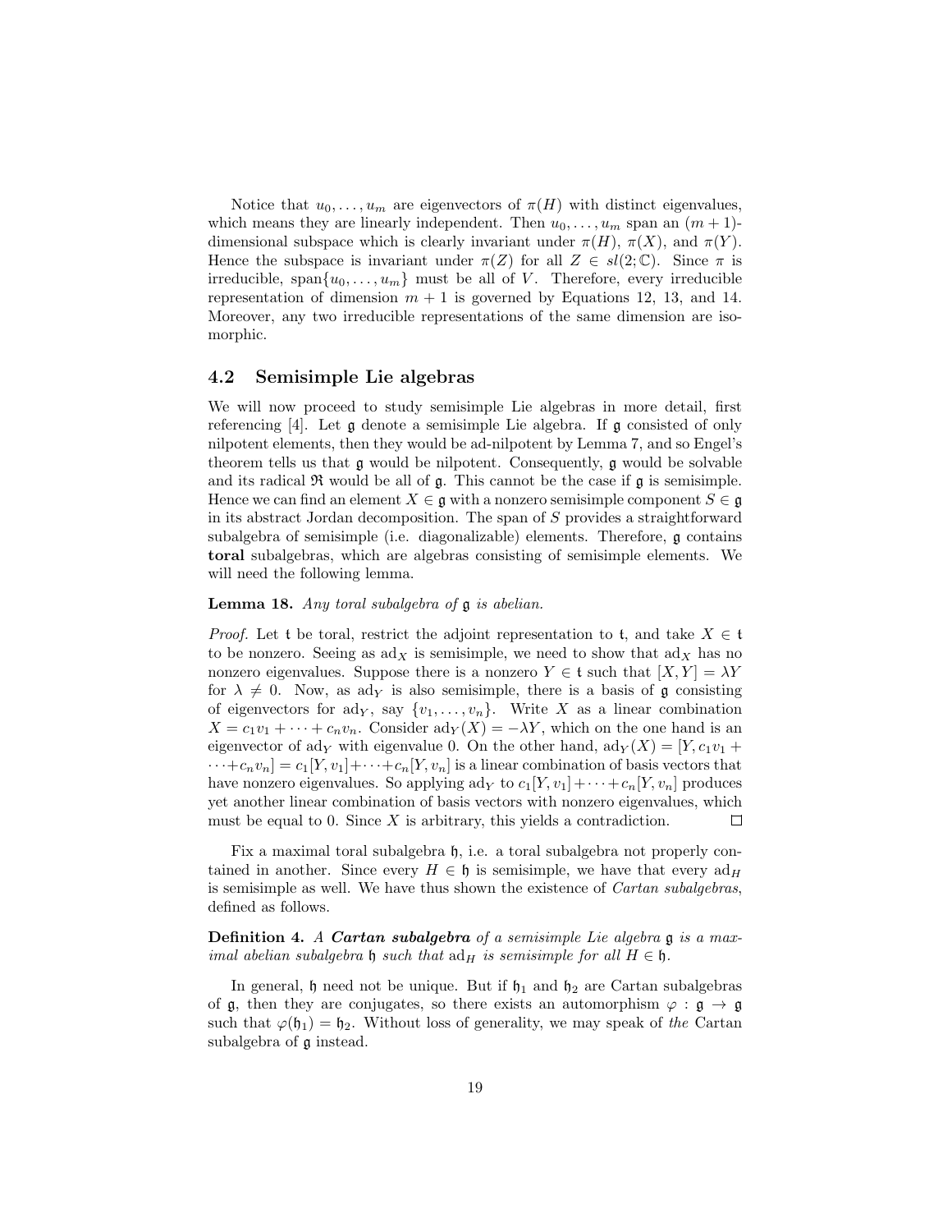Notice that $u_0, \ldots, u_m$ are eigenvectors of $\pi(H)$ with distinct eigenvalues, which means they are linearly independent. Then $u_0, \ldots, u_m$ span an $(m+1)$-dimensional subspace which is clearly invariant under $\pi(H)$, $\pi(X)$, and $\pi(Y)$. Hence the subspace is invariant under $\pi(Z)$ for all $Z \in sl(2;\mathbb{C})$. Since $\pi$ is irreducible, $\text{span}\{u_0, \ldots, u_m\}$ must be all of $V$. Therefore, every irreducible representation of dimension $m+1$ is governed by Equations 12, 13, and 14. Moreover, any two irreducible representations of the same dimension are isomorphic.

## 4.2 Semisimple Lie algebras

We will now proceed to study semisimple Lie algebras in more detail, first referencing [4]. Let $\mathfrak{g}$ denote a semisimple Lie algebra. If $\mathfrak{g}$ consisted of only nilpotent elements, then they would be ad-nilpotent by Lemma 7, and so Engel's theorem tells us that $\mathfrak{g}$ would be nilpotent. Consequently, $\mathfrak{g}$ would be solvable and its radical $\mathfrak{R}$ would be all of $\mathfrak{g}$. This cannot be the case if $\mathfrak{g}$ is semisimple. Hence we can find an element $X \in \mathfrak{g}$ with a nonzero semisimple component $S \in \mathfrak{g}$ in its abstract Jordan decomposition. The span of $S$ provides a straightforward subalgebra of semisimple (i.e. diagonalizable) elements. Therefore, $\mathfrak{g}$ contains **toral** subalgebras, which are algebras consisting of semisimple elements. We will need the following lemma.

**Lemma 18.** *Any toral subalgebra of $\mathfrak{g}$ is abelian.*

*Proof.* Let $\mathfrak{t}$ be toral, restrict the adjoint representation to $\mathfrak{t}$, and take $X \in \mathfrak{t}$ to be nonzero. Seeing as $\text{ad}_X$ is semisimple, we need to show that $\text{ad}_X$ has no nonzero eigenvalues. Suppose there is a nonzero $Y \in \mathfrak{t}$ such that $[X, Y] = \lambda Y$ for $\lambda \neq 0$. Now, as $\text{ad}_Y$ is also semisimple, there is a basis of $\mathfrak{g}$ consisting of eigenvectors for $\text{ad}_Y$, say $\{v_1, \ldots, v_n\}$. Write $X$ as a linear combination $X = c_1 v_1 + \cdots + c_n v_n$. Consider $\text{ad}_Y(X) = -\lambda Y$, which on the one hand is an eigenvector of $\text{ad}_Y$ with eigenvalue 0. On the other hand, $\text{ad}_Y(X) = [Y, c_1 v_1 + \cdots + c_n v_n] = c_1[Y, v_1] + \cdots + c_n[Y, v_n]$ is a linear combination of basis vectors that have nonzero eigenvalues. So applying $\text{ad}_Y$ to $c_1[Y, v_1] + \cdots + c_n[Y, v_n]$ produces yet another linear combination of basis vectors with nonzero eigenvalues, which must be equal to 0. Since $X$ is arbitrary, this yields a contradiction. $\square$

Fix a maximal toral subalgebra $\mathfrak{h}$, i.e. a toral subalgebra not properly contained in another. Since every $H \in \mathfrak{h}$ is semisimple, we have that every $\text{ad}_H$ is semisimple as well. We have thus shown the existence of *Cartan subalgebras*, defined as follows.

**Definition 4.** *A **Cartan subalgebra** of a semisimple Lie algebra $\mathfrak{g}$ is a maximal abelian subalgebra $\mathfrak{h}$ such that $\text{ad}_H$ is semisimple for all $H \in \mathfrak{h}$.*

In general, $\mathfrak{h}$ need not be unique. But if $\mathfrak{h}_1$ and $\mathfrak{h}_2$ are Cartan subalgebras of $\mathfrak{g}$, then they are conjugates, so there exists an automorphism $\varphi : \mathfrak{g} \to \mathfrak{g}$ such that $\varphi(\mathfrak{h}_1) = \mathfrak{h}_2$. Without loss of generality, we may speak of *the* Cartan subalgebra of $\mathfrak{g}$ instead.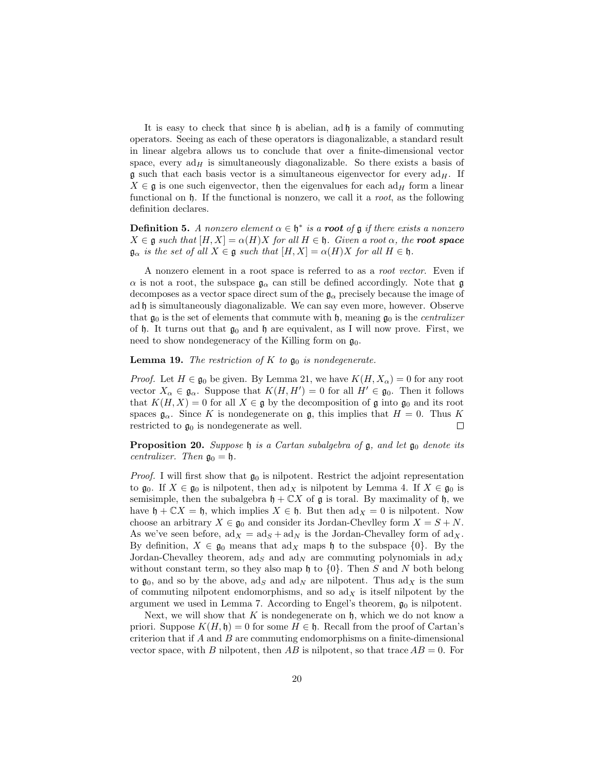It is easy to check that since $\mathfrak{h}$ is abelian, $\operatorname{ad}\mathfrak{h}$ is a family of commuting operators. Seeing as each of these operators is diagonalizable, a standard result in linear algebra allows us to conclude that over a finite-dimensional vector space, every $\operatorname{ad}_H$ is simultaneously diagonalizable. So there exists a basis of $\mathfrak{g}$ such that each basis vector is a simultaneous eigenvector for every $\operatorname{ad}_H$. If $X \in \mathfrak{g}$ is one such eigenvector, then the eigenvalues for each $\operatorname{ad}_H$ form a linear functional on $\mathfrak{h}$. If the functional is nonzero, we call it a *root*, as the following definition declares.

**Definition 5.** *A nonzero element $\alpha \in \mathfrak{h}^*$ is a* ***root*** *of $\mathfrak{g}$ if there exists a nonzero $X \in \mathfrak{g}$ such that $[H, X] = \alpha(H)X$ for all $H \in \mathfrak{h}$. Given a root $\alpha$, the* ***root space*** *$\mathfrak{g}_\alpha$ is the set of all $X \in \mathfrak{g}$ such that $[H, X] = \alpha(H)X$ for all $H \in \mathfrak{h}$.*

A nonzero element in a root space is referred to as a *root vector*. Even if $\alpha$ is not a root, the subspace $\mathfrak{g}_\alpha$ can still be defined accordingly. Note that $\mathfrak{g}$ decomposes as a vector space direct sum of the $\mathfrak{g}_\alpha$ precisely because the image of $\operatorname{ad}\mathfrak{h}$ is simultaneously diagonalizable. We can say even more, however. Observe that $\mathfrak{g}_0$ is the set of elements that commute with $\mathfrak{h}$, meaning $\mathfrak{g}_0$ is the *centralizer* of $\mathfrak{h}$. It turns out that $\mathfrak{g}_0$ and $\mathfrak{h}$ are equivalent, as I will now prove. First, we need to show nondegeneracy of the Killing form on $\mathfrak{g}_0$.

**Lemma 19.** *The restriction of $K$ to $\mathfrak{g}_0$ is nondegenerate.*

*Proof.* Let $H \in \mathfrak{g}_0$ be given. By Lemma 21, we have $K(H, X_\alpha) = 0$ for any root vector $X_\alpha \in \mathfrak{g}_\alpha$. Suppose that $K(H, H') = 0$ for all $H' \in \mathfrak{g}_0$. Then it follows that $K(H, X) = 0$ for all $X \in \mathfrak{g}$ by the decomposition of $\mathfrak{g}$ into $\mathfrak{g}_0$ and its root spaces $\mathfrak{g}_\alpha$. Since $K$ is nondegenerate on $\mathfrak{g}$, this implies that $H = 0$. Thus $K$ restricted to $\mathfrak{g}_0$ is nondegenerate as well. ∎

**Proposition 20.** *Suppose $\mathfrak{h}$ is a Cartan subalgebra of $\mathfrak{g}$, and let $\mathfrak{g}_0$ denote its centralizer. Then $\mathfrak{g}_0 = \mathfrak{h}$.*

*Proof.* I will first show that $\mathfrak{g}_0$ is nilpotent. Restrict the adjoint representation to $\mathfrak{g}_0$. If $X \in \mathfrak{g}_0$ is nilpotent, then $\operatorname{ad}_X$ is nilpotent by Lemma 4. If $X \in \mathfrak{g}_0$ is semisimple, then the subalgebra $\mathfrak{h} + \mathbb{C}X$ of $\mathfrak{g}$ is toral. By maximality of $\mathfrak{h}$, we have $\mathfrak{h} + \mathbb{C}X = \mathfrak{h}$, which implies $X \in \mathfrak{h}$. But then $\operatorname{ad}_X = 0$ is nilpotent. Now choose an arbitrary $X \in \mathfrak{g}_0$ and consider its Jordan-Chevlley form $X = S + N$. As we've seen before, $\operatorname{ad}_X = \operatorname{ad}_S + \operatorname{ad}_N$ is the Jordan-Chevalley form of $\operatorname{ad}_X$. By definition, $X \in \mathfrak{g}_0$ means that $\operatorname{ad}_X$ maps $\mathfrak{h}$ to the subspace $\{0\}$. By the Jordan-Chevalley theorem, $\operatorname{ad}_S$ and $\operatorname{ad}_N$ are commuting polynomials in $\operatorname{ad}_X$ without constant term, so they also map $\mathfrak{h}$ to $\{0\}$. Then $S$ and $N$ both belong to $\mathfrak{g}_0$, and so by the above, $\operatorname{ad}_S$ and $\operatorname{ad}_N$ are nilpotent. Thus $\operatorname{ad}_X$ is the sum of commuting nilpotent endomorphisms, and so $\operatorname{ad}_X$ is itself nilpotent by the argument we used in Lemma 7. According to Engel's theorem, $\mathfrak{g}_0$ is nilpotent.

Next, we will show that $K$ is nondegenerate on $\mathfrak{h}$, which we do not know a priori. Suppose $K(H, \mathfrak{h}) = 0$ for some $H \in \mathfrak{h}$. Recall from the proof of Cartan's criterion that if $A$ and $B$ are commuting endomorphisms on a finite-dimensional vector space, with $B$ nilpotent, then $AB$ is nilpotent, so that $\operatorname{trace} AB = 0$. For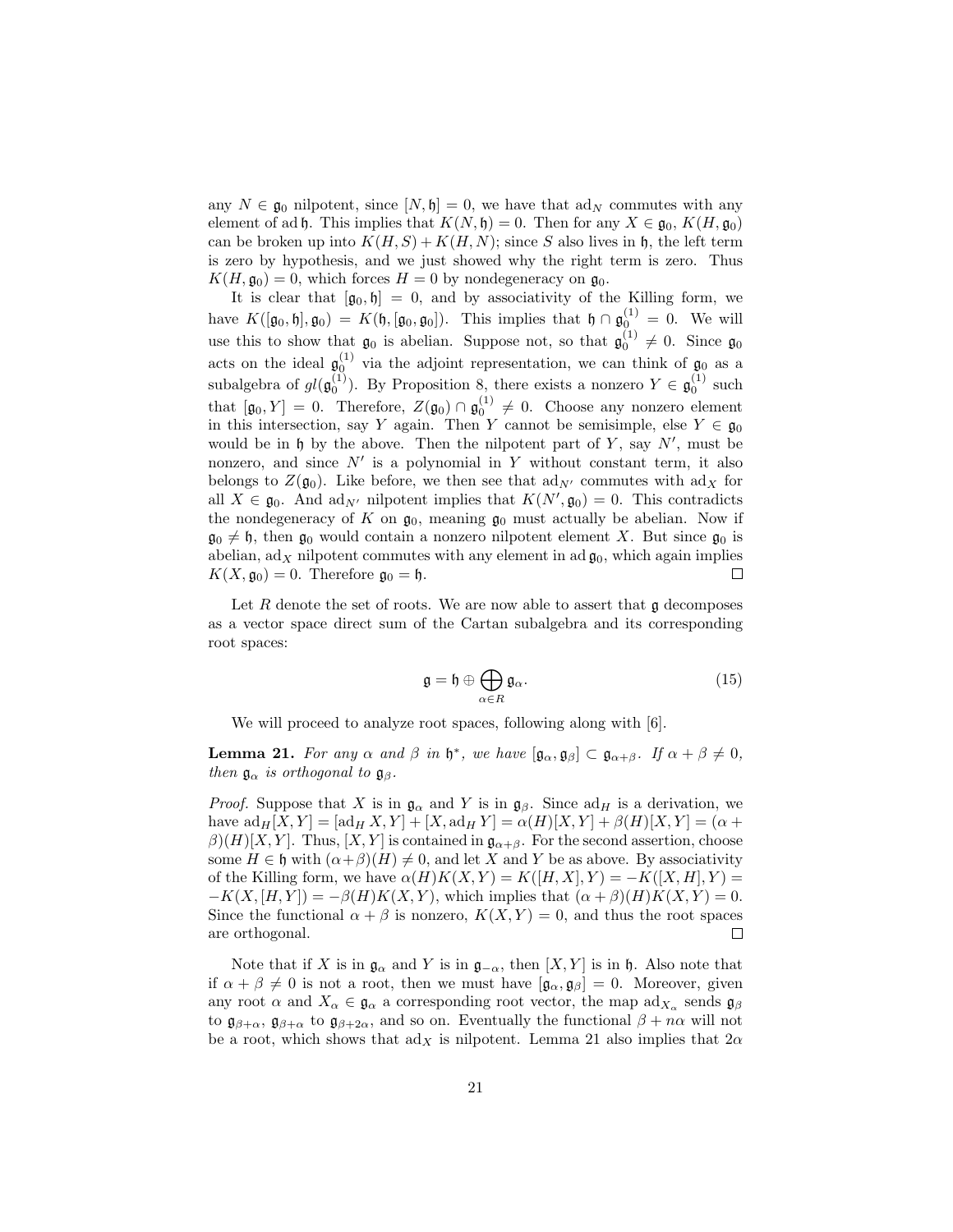any $N \in \mathfrak{g}_0$ nilpotent, since $[N, \mathfrak{h}] = 0$, we have that $\operatorname{ad}_N$ commutes with any element of $\operatorname{ad} \mathfrak{h}$. This implies that $K(N, \mathfrak{h}) = 0$. Then for any $X \in \mathfrak{g}_0$, $K(H, \mathfrak{g}_0)$ can be broken up into $K(H, S) + K(H, N)$; since $S$ also lives in $\mathfrak{h}$, the left term is zero by hypothesis, and we just showed why the right term is zero. Thus $K(H, \mathfrak{g}_0) = 0$, which forces $H = 0$ by nondegeneracy on $\mathfrak{g}_0$.

It is clear that $[\mathfrak{g}_0, \mathfrak{h}] = 0$, and by associativity of the Killing form, we have $K([\mathfrak{g}_0, \mathfrak{h}], \mathfrak{g}_0) = K(\mathfrak{h}, [\mathfrak{g}_0, \mathfrak{g}_0])$. This implies that $\mathfrak{h} \cap \mathfrak{g}_0^{(1)} = 0$. We will use this to show that $\mathfrak{g}_0$ is abelian. Suppose not, so that $\mathfrak{g}_0^{(1)} \neq 0$. Since $\mathfrak{g}_0$ acts on the ideal $\mathfrak{g}_0^{(1)}$ via the adjoint representation, we can think of $\mathfrak{g}_0$ as a subalgebra of $gl(\mathfrak{g}_0^{(1)})$. By Proposition 8, there exists a nonzero $Y \in \mathfrak{g}_0^{(1)}$ such that $[\mathfrak{g}_0, Y] = 0$. Therefore, $Z(\mathfrak{g}_0) \cap \mathfrak{g}_0^{(1)} \neq 0$. Choose any nonzero element in this intersection, say $Y$ again. Then $Y$ cannot be semisimple, else $Y \in \mathfrak{g}_0$ would be in $\mathfrak{h}$ by the above. Then the nilpotent part of $Y$, say $N'$, must be nonzero, and since $N'$ is a polynomial in $Y$ without constant term, it also belongs to $Z(\mathfrak{g}_0)$. Like before, we then see that $\operatorname{ad}_{N'}$ commutes with $\operatorname{ad}_X$ for all $X \in \mathfrak{g}_0$. And $\operatorname{ad}_{N'}$ nilpotent implies that $K(N', \mathfrak{g}_0) = 0$. This contradicts the nondegeneracy of $K$ on $\mathfrak{g}_0$, meaning $\mathfrak{g}_0$ must actually be abelian. Now if $\mathfrak{g}_0 \neq \mathfrak{h}$, then $\mathfrak{g}_0$ would contain a nonzero nilpotent element $X$. But since $\mathfrak{g}_0$ is abelian, $\operatorname{ad}_X$ nilpotent commutes with any element in $\operatorname{ad} \mathfrak{g}_0$, which again implies $K(X, \mathfrak{g}_0) = 0$. Therefore $\mathfrak{g}_0 = \mathfrak{h}$. □

Let $R$ denote the set of roots. We are now able to assert that $\mathfrak{g}$ decomposes as a vector space direct sum of the Cartan subalgebra and its corresponding root spaces:

$$\mathfrak{g} = \mathfrak{h} \oplus \bigoplus_{\alpha \in R} \mathfrak{g}_\alpha. \tag{15}$$

We will proceed to analyze root spaces, following along with [6].

**Lemma 21.** *For any $\alpha$ and $\beta$ in $\mathfrak{h}^*$, we have $[\mathfrak{g}_\alpha, \mathfrak{g}_\beta] \subset \mathfrak{g}_{\alpha+\beta}$. If $\alpha + \beta \neq 0$, then $\mathfrak{g}_\alpha$ is orthogonal to $\mathfrak{g}_\beta$.*

*Proof.* Suppose that $X$ is in $\mathfrak{g}_\alpha$ and $Y$ is in $\mathfrak{g}_\beta$. Since $\operatorname{ad}_H$ is a derivation, we have $\operatorname{ad}_H[X, Y] = [\operatorname{ad}_H X, Y] + [X, \operatorname{ad}_H Y] = \alpha(H)[X, Y] + \beta(H)[X, Y] = (\alpha + \beta)(H)[X, Y]$. Thus, $[X, Y]$ is contained in $\mathfrak{g}_{\alpha+\beta}$. For the second assertion, choose some $H \in \mathfrak{h}$ with $(\alpha+\beta)(H) \neq 0$, and let $X$ and $Y$ be as above. By associativity of the Killing form, we have $\alpha(H)K(X, Y) = K([H, X], Y) = -K([X, H], Y) = -K(X, [H, Y]) = -\beta(H)K(X, Y)$, which implies that $(\alpha + \beta)(H)K(X, Y) = 0$. Since the functional $\alpha + \beta$ is nonzero, $K(X, Y) = 0$, and thus the root spaces are orthogonal. □

Note that if $X$ is in $\mathfrak{g}_\alpha$ and $Y$ is in $\mathfrak{g}_{-\alpha}$, then $[X, Y]$ is in $\mathfrak{h}$. Also note that if $\alpha + \beta \neq 0$ is not a root, then we must have $[\mathfrak{g}_\alpha, \mathfrak{g}_\beta] = 0$. Moreover, given any root $\alpha$ and $X_\alpha \in \mathfrak{g}_\alpha$ a corresponding root vector, the map $\operatorname{ad}_{X_\alpha}$ sends $\mathfrak{g}_\beta$ to $\mathfrak{g}_{\beta+\alpha}$, $\mathfrak{g}_{\beta+\alpha}$ to $\mathfrak{g}_{\beta+2\alpha}$, and so on. Eventually the functional $\beta + n\alpha$ will not be a root, which shows that $\operatorname{ad}_X$ is nilpotent. Lemma 21 also implies that $2\alpha$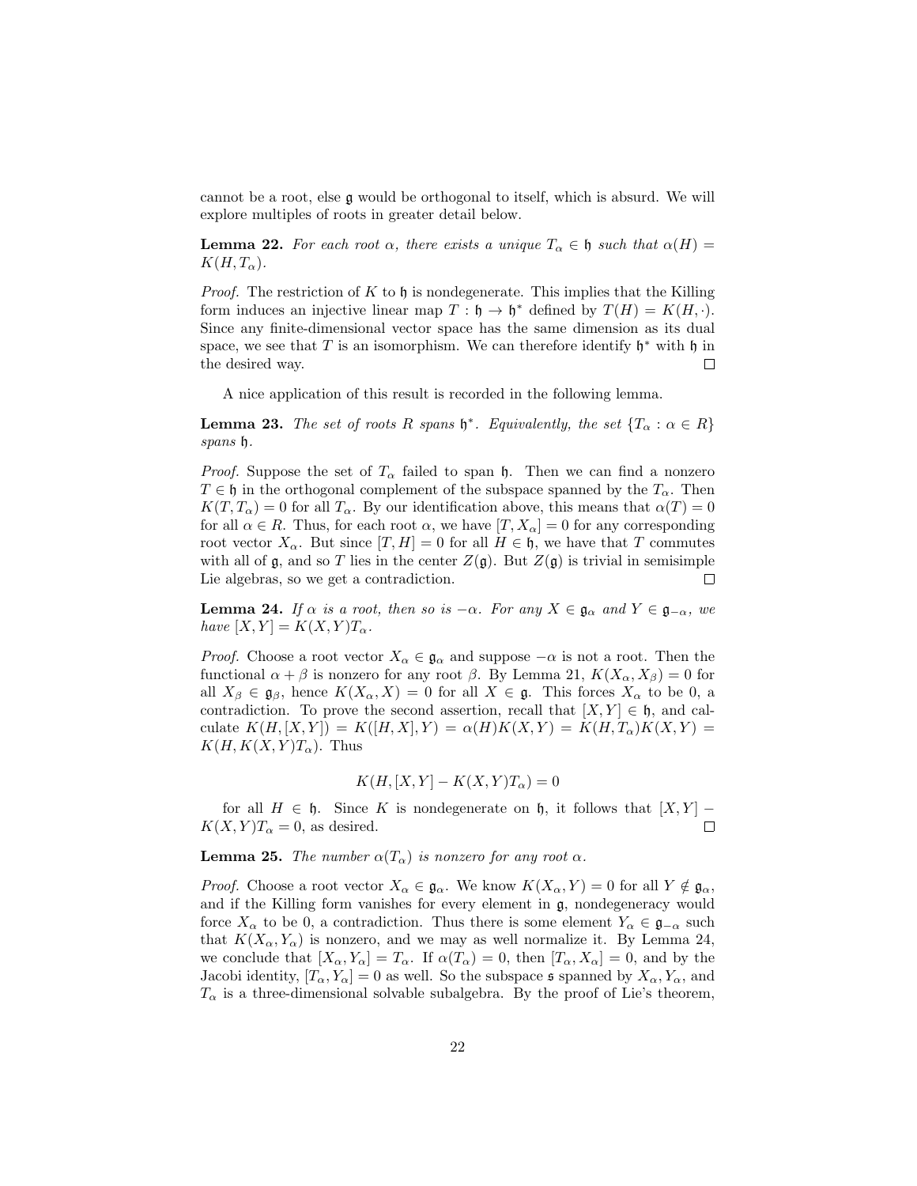cannot be a root, else $\mathfrak{g}$ would be orthogonal to itself, which is absurd. We will explore multiples of roots in greater detail below.

**Lemma 22.** *For each root $\alpha$, there exists a unique $T_\alpha \in \mathfrak{h}$ such that $\alpha(H) = K(H, T_\alpha)$.*

*Proof.* The restriction of $K$ to $\mathfrak{h}$ is nondegenerate. This implies that the Killing form induces an injective linear map $T : \mathfrak{h} \to \mathfrak{h}^*$ defined by $T(H) = K(H, \cdot)$. Since any finite-dimensional vector space has the same dimension as its dual space, we see that $T$ is an isomorphism. We can therefore identify $\mathfrak{h}^*$ with $\mathfrak{h}$ in the desired way. $\square$

A nice application of this result is recorded in the following lemma.

**Lemma 23.** *The set of roots $R$ spans $\mathfrak{h}^*$. Equivalently, the set $\{T_\alpha : \alpha \in R\}$ spans $\mathfrak{h}$.*

*Proof.* Suppose the set of $T_\alpha$ failed to span $\mathfrak{h}$. Then we can find a nonzero $T \in \mathfrak{h}$ in the orthogonal complement of the subspace spanned by the $T_\alpha$. Then $K(T, T_\alpha) = 0$ for all $T_\alpha$. By our identification above, this means that $\alpha(T) = 0$ for all $\alpha \in R$. Thus, for each root $\alpha$, we have $[T, X_\alpha] = 0$ for any corresponding root vector $X_\alpha$. But since $[T, H] = 0$ for all $H \in \mathfrak{h}$, we have that $T$ commutes with all of $\mathfrak{g}$, and so $T$ lies in the center $Z(\mathfrak{g})$. But $Z(\mathfrak{g})$ is trivial in semisimple Lie algebras, so we get a contradiction. $\square$

**Lemma 24.** *If $\alpha$ is a root, then so is $-\alpha$. For any $X \in \mathfrak{g}_\alpha$ and $Y \in \mathfrak{g}_{-\alpha}$, we have $[X, Y] = K(X, Y)T_\alpha$.*

*Proof.* Choose a root vector $X_\alpha \in \mathfrak{g}_\alpha$ and suppose $-\alpha$ is not a root. Then the functional $\alpha + \beta$ is nonzero for any root $\beta$. By Lemma 21, $K(X_\alpha, X_\beta) = 0$ for all $X_\beta \in \mathfrak{g}_\beta$, hence $K(X_\alpha, X) = 0$ for all $X \in \mathfrak{g}$. This forces $X_\alpha$ to be 0, a contradiction. To prove the second assertion, recall that $[X, Y] \in \mathfrak{h}$, and calculate $K(H, [X, Y]) = K([H, X], Y) = \alpha(H)K(X, Y) = K(H, T_\alpha)K(X, Y) = K(H, K(X, Y)T_\alpha)$. Thus

$$K(H, [X, Y] - K(X, Y)T_\alpha) = 0$$

for all $H \in \mathfrak{h}$. Since $K$ is nondegenerate on $\mathfrak{h}$, it follows that $[X, Y] - K(X, Y)T_\alpha = 0$, as desired. $\square$

**Lemma 25.** *The number $\alpha(T_\alpha)$ is nonzero for any root $\alpha$.*

*Proof.* Choose a root vector $X_\alpha \in \mathfrak{g}_\alpha$. We know $K(X_\alpha, Y) = 0$ for all $Y \notin \mathfrak{g}_\alpha$, and if the Killing form vanishes for every element in $\mathfrak{g}$, nondegeneracy would force $X_\alpha$ to be 0, a contradiction. Thus there is some element $Y_\alpha \in \mathfrak{g}_{-\alpha}$ such that $K(X_\alpha, Y_\alpha)$ is nonzero, and we may as well normalize it. By Lemma 24, we conclude that $[X_\alpha, Y_\alpha] = T_\alpha$. If $\alpha(T_\alpha) = 0$, then $[T_\alpha, X_\alpha] = 0$, and by the Jacobi identity, $[T_\alpha, Y_\alpha] = 0$ as well. So the subspace $\mathfrak{s}$ spanned by $X_\alpha, Y_\alpha$, and $T_\alpha$ is a three-dimensional solvable subalgebra. By the proof of Lie's theorem,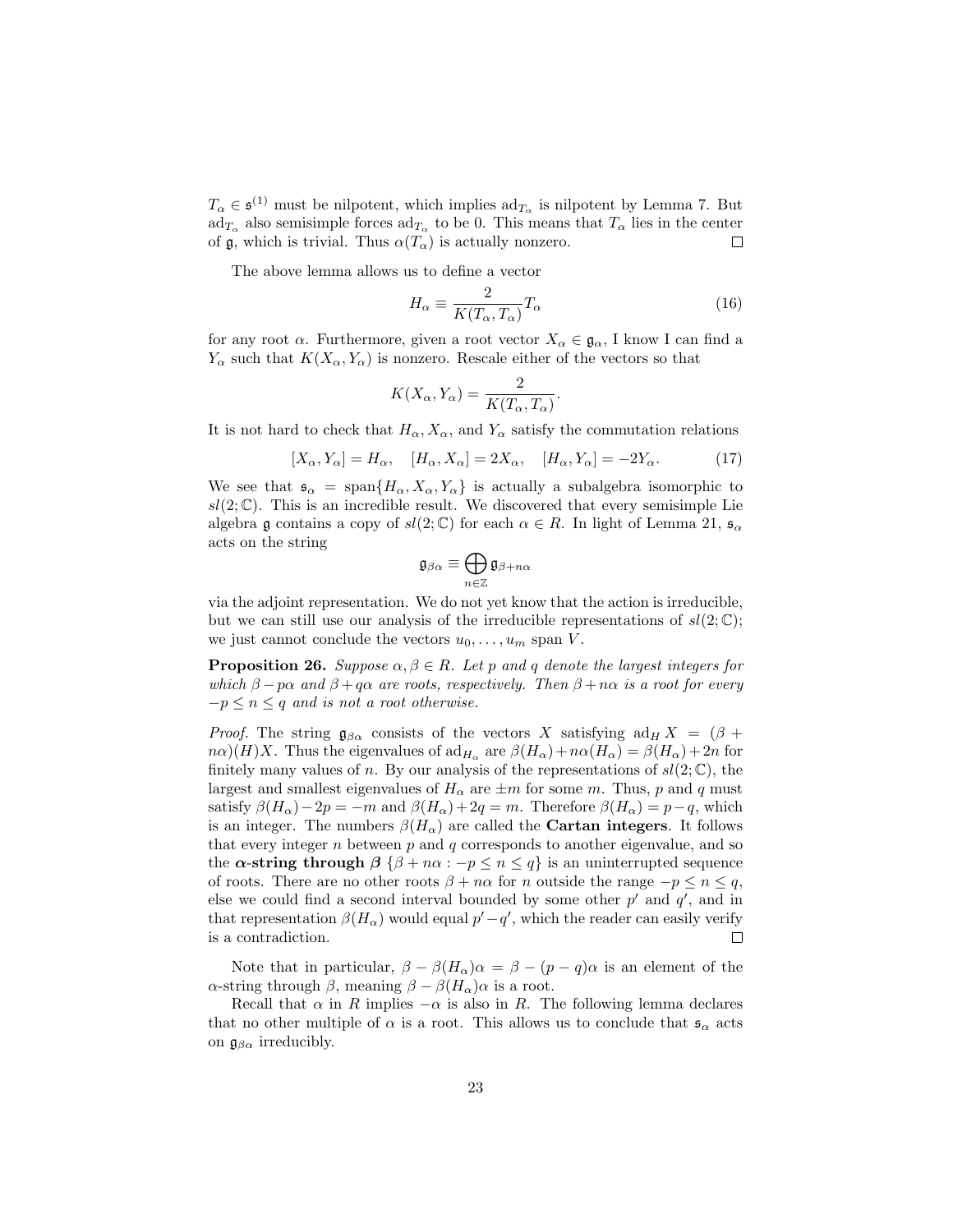$T_\alpha \in \mathfrak{s}^{(1)}$ must be nilpotent, which implies $\mathrm{ad}_{T_\alpha}$ is nilpotent by Lemma 7. But $\mathrm{ad}_{T_\alpha}$ also semisimple forces $\mathrm{ad}_{T_\alpha}$ to be 0. This means that $T_\alpha$ lies in the center of $\mathfrak{g}$, which is trivial. Thus $\alpha(T_\alpha)$ is actually nonzero. $\square$

The above lemma allows us to define a vector

$$H_\alpha \equiv \frac{2}{K(T_\alpha, T_\alpha)} T_\alpha \tag{16}$$

for any root $\alpha$. Furthermore, given a root vector $X_\alpha \in \mathfrak{g}_\alpha$, I know I can find a $Y_\alpha$ such that $K(X_\alpha, Y_\alpha)$ is nonzero. Rescale either of the vectors so that

$$K(X_\alpha, Y_\alpha) = \frac{2}{K(T_\alpha, T_\alpha)}.$$

It is not hard to check that $H_\alpha$, $X_\alpha$, and $Y_\alpha$ satisfy the commutation relations

$$[X_\alpha, Y_\alpha] = H_\alpha, \quad [H_\alpha, X_\alpha] = 2X_\alpha, \quad [H_\alpha, Y_\alpha] = -2Y_\alpha. \tag{17}$$

We see that $\mathfrak{s}_\alpha = \mathrm{span}\{H_\alpha, X_\alpha, Y_\alpha\}$ is actually a subalgebra isomorphic to $sl(2; \mathbb{C})$. This is an incredible result. We discovered that every semisimple Lie algebra $\mathfrak{g}$ contains a copy of $sl(2; \mathbb{C})$ for each $\alpha \in R$. In light of Lemma 21, $\mathfrak{s}_\alpha$ acts on the string

$$\mathfrak{g}_{\beta\alpha} \equiv \bigoplus_{n \in \mathbb{Z}} \mathfrak{g}_{\beta + n\alpha}$$

via the adjoint representation. We do not yet know that the action is irreducible, but we can still use our analysis of the irreducible representations of $sl(2; \mathbb{C})$; we just cannot conclude the vectors $u_0, \dots, u_m$ span $V$.

**Proposition 26.** *Suppose $\alpha, \beta \in R$. Let $p$ and $q$ denote the largest integers for which $\beta - p\alpha$ and $\beta + q\alpha$ are roots, respectively. Then $\beta + n\alpha$ is a root for every $-p \le n \le q$ and is not a root otherwise.*

*Proof.* The string $\mathfrak{g}_{\beta\alpha}$ consists of the vectors $X$ satisfying $\mathrm{ad}_H X = (\beta + n\alpha)(H)X$. Thus the eigenvalues of $\mathrm{ad}_{H_\alpha}$ are $\beta(H_\alpha) + n\alpha(H_\alpha) = \beta(H_\alpha) + 2n$ for finitely many values of $n$. By our analysis of the representations of $sl(2; \mathbb{C})$, the largest and smallest eigenvalues of $H_\alpha$ are $\pm m$ for some $m$. Thus, $p$ and $q$ must satisfy $\beta(H_\alpha) - 2p = -m$ and $\beta(H_\alpha) + 2q = m$. Therefore $\beta(H_\alpha) = p - q$, which is an integer. The numbers $\beta(H_\alpha)$ are called the **Cartan integers**. It follows that every integer $n$ between $p$ and $q$ corresponds to another eigenvalue, and so the **$\alpha$-string through $\beta$** $\{\beta + n\alpha : -p \le n \le q\}$ is an uninterrupted sequence of roots. There are no other roots $\beta + n\alpha$ for $n$ outside the range $-p \le n \le q$, else we could find a second interval bounded by some other $p'$ and $q'$, and in that representation $\beta(H_\alpha)$ would equal $p' - q'$, which the reader can easily verify is a contradiction. $\square$

Note that in particular, $\beta - \beta(H_\alpha)\alpha = \beta - (p - q)\alpha$ is an element of the $\alpha$-string through $\beta$, meaning $\beta - \beta(H_\alpha)\alpha$ is a root.

Recall that $\alpha$ in $R$ implies $-\alpha$ is also in $R$. The following lemma declares that no other multiple of $\alpha$ is a root. This allows us to conclude that $\mathfrak{s}_\alpha$ acts on $\mathfrak{g}_{\beta\alpha}$ irreducibly.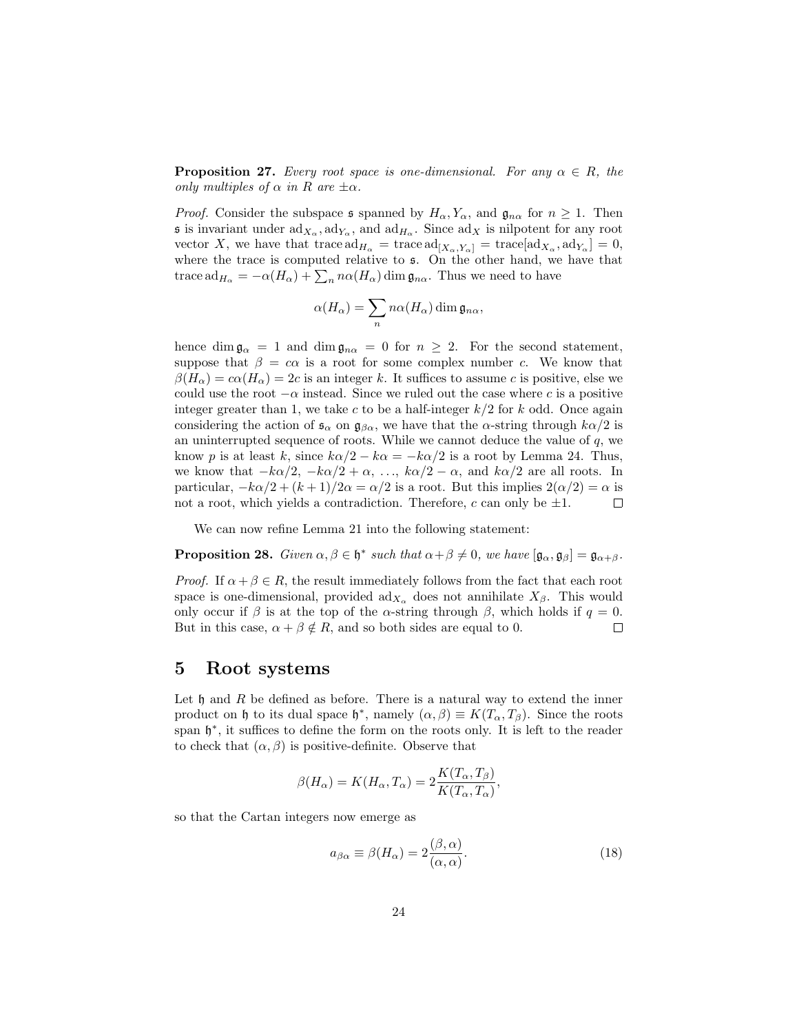**Proposition 27.** *Every root space is one-dimensional. For any $\alpha \in R$, the only multiples of $\alpha$ in $R$ are $\pm\alpha$.*

*Proof.* Consider the subspace $\mathfrak{s}$ spanned by $H_\alpha, Y_\alpha$, and $\mathfrak{g}_{n\alpha}$ for $n \geq 1$. Then $\mathfrak{s}$ is invariant under $\mathrm{ad}_{X_\alpha}, \mathrm{ad}_{Y_\alpha}$, and $\mathrm{ad}_{H_\alpha}$. Since $\mathrm{ad}_X$ is nilpotent for any root vector $X$, we have that $\mathrm{trace}\,\mathrm{ad}_{H_\alpha} = \mathrm{trace}\,\mathrm{ad}_{[X_\alpha,Y_\alpha]} = \mathrm{trace}[\mathrm{ad}_{X_\alpha}, \mathrm{ad}_{Y_\alpha}] = 0$, where the trace is computed relative to $\mathfrak{s}$. On the other hand, we have that $\mathrm{trace}\,\mathrm{ad}_{H_\alpha} = -\alpha(H_\alpha) + \sum_n n\alpha(H_\alpha) \dim \mathfrak{g}_{n\alpha}$. Thus we need to have

$$\alpha(H_\alpha) = \sum_n n\alpha(H_\alpha) \dim \mathfrak{g}_{n\alpha},$$

hence $\dim \mathfrak{g}_\alpha = 1$ and $\dim \mathfrak{g}_{n\alpha} = 0$ for $n \geq 2$. For the second statement, suppose that $\beta = c\alpha$ is a root for some complex number $c$. We know that $\beta(H_\alpha) = c\alpha(H_\alpha) = 2c$ is an integer $k$. It suffices to assume $c$ is positive, else we could use the root $-\alpha$ instead. Since we ruled out the case where $c$ is a positive integer greater than 1, we take $c$ to be a half-integer $k/2$ for $k$ odd. Once again considering the action of $\mathfrak{s}_\alpha$ on $\mathfrak{g}_{\beta\alpha}$, we have that the $\alpha$-string through $k\alpha/2$ is an uninterrupted sequence of roots. While we cannot deduce the value of $q$, we know $p$ is at least $k$, since $k\alpha/2 - k\alpha = -k\alpha/2$ is a root by Lemma 24. Thus, we know that $-k\alpha/2$, $-k\alpha/2 + \alpha$, $\ldots$, $k\alpha/2 - \alpha$, and $k\alpha/2$ are all roots. In particular, $-k\alpha/2 + (k+1)/2\alpha = \alpha/2$ is a root. But this implies $2(\alpha/2) = \alpha$ is not a root, which yields a contradiction. Therefore, $c$ can only be $\pm 1$. $\square$

We can now refine Lemma 21 into the following statement:

**Proposition 28.** *Given $\alpha, \beta \in \mathfrak{h}^*$ such that $\alpha + \beta \neq 0$, we have $[\mathfrak{g}_\alpha, \mathfrak{g}_\beta] = \mathfrak{g}_{\alpha+\beta}$.*

*Proof.* If $\alpha + \beta \in R$, the result immediately follows from the fact that each root space is one-dimensional, provided $\mathrm{ad}_{X_\alpha}$ does not annihilate $X_\beta$. This would only occur if $\beta$ is at the top of the $\alpha$-string through $\beta$, which holds if $q = 0$. But in this case, $\alpha + \beta \notin R$, and so both sides are equal to 0. $\square$

# 5 Root systems

Let $\mathfrak{h}$ and $R$ be defined as before. There is a natural way to extend the inner product on $\mathfrak{h}$ to its dual space $\mathfrak{h}^*$, namely $(\alpha, \beta) \equiv K(T_\alpha, T_\beta)$. Since the roots span $\mathfrak{h}^*$, it suffices to define the form on the roots only. It is left to the reader to check that $(\alpha, \beta)$ is positive-definite. Observe that

$$\beta(H_\alpha) = K(H_\alpha, T_\alpha) = 2\frac{K(T_\alpha, T_\beta)}{K(T_\alpha, T_\alpha)},$$

so that the Cartan integers now emerge as

$$a_{\beta\alpha} \equiv \beta(H_\alpha) = 2\frac{(\beta, \alpha)}{(\alpha, \alpha)}. \tag{18}$$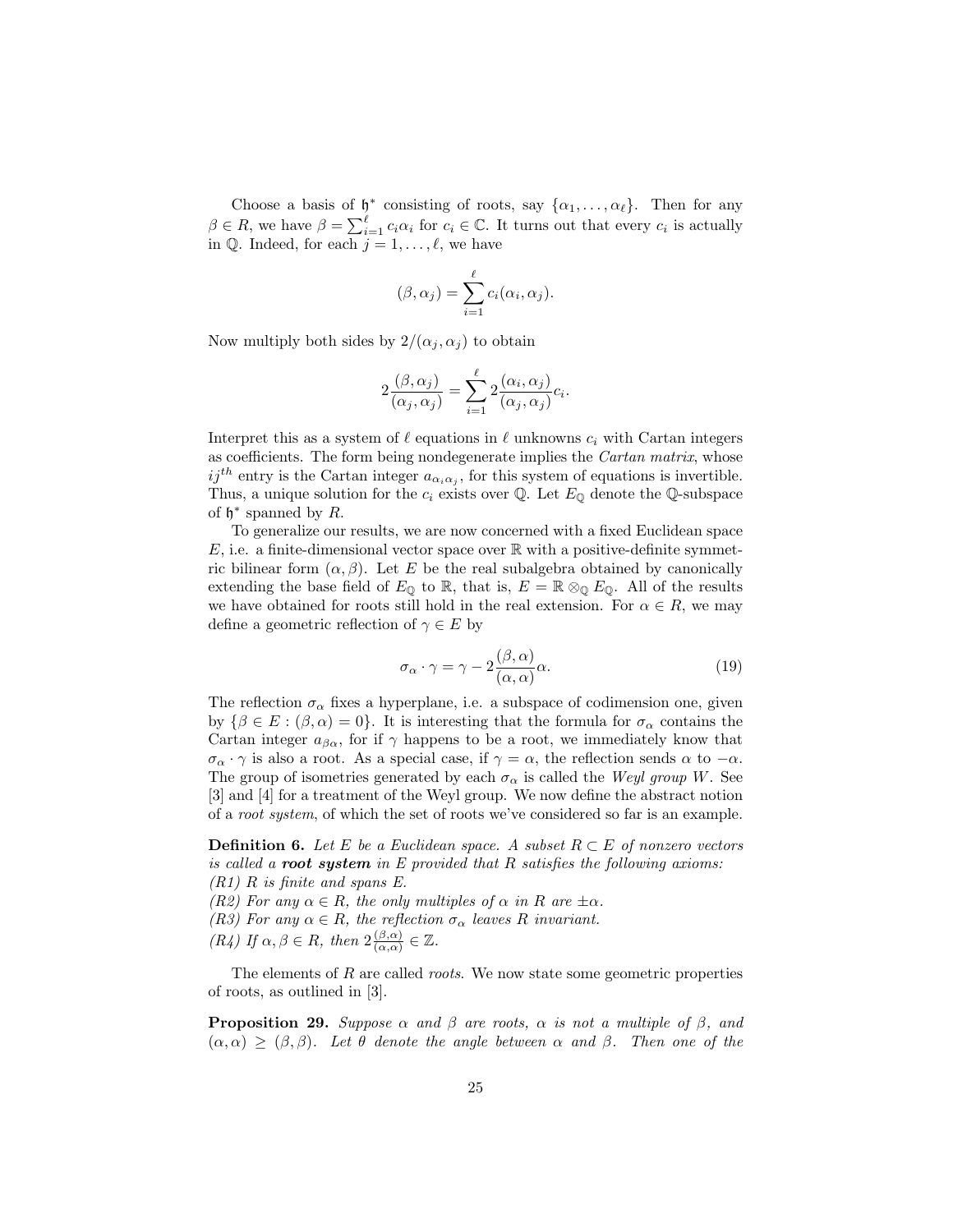Choose a basis of $\mathfrak{h}^*$ consisting of roots, say $\{\alpha_1, \ldots, \alpha_\ell\}$. Then for any $\beta \in R$, we have $\beta = \sum_{i=1}^{\ell} c_i \alpha_i$ for $c_i \in \mathbb{C}$. It turns out that every $c_i$ is actually in $\mathbb{Q}$. Indeed, for each $j = 1, \ldots, \ell$, we have

$$(\beta, \alpha_j) = \sum_{i=1}^{\ell} c_i (\alpha_i, \alpha_j).$$

Now multiply both sides by $2/(\alpha_j, \alpha_j)$ to obtain

$$2\frac{(\beta, \alpha_j)}{(\alpha_j, \alpha_j)} = \sum_{i=1}^{\ell} 2\frac{(\alpha_i, \alpha_j)}{(\alpha_j, \alpha_j)} c_i.$$

Interpret this as a system of $\ell$ equations in $\ell$ unknowns $c_i$ with Cartan integers as coefficients. The form being nondegenerate implies the *Cartan matrix*, whose $ij^{th}$ entry is the Cartan integer $a_{\alpha_i \alpha_j}$, for this system of equations is invertible. Thus, a unique solution for the $c_i$ exists over $\mathbb{Q}$. Let $E_{\mathbb{Q}}$ denote the $\mathbb{Q}$-subspace of $\mathfrak{h}^*$ spanned by $R$.

To generalize our results, we are now concerned with a fixed Euclidean space $E$, i.e. a finite-dimensional vector space over $\mathbb{R}$ with a positive-definite symmetric bilinear form $(\alpha, \beta)$. Let $E$ be the real subalgebra obtained by canonically extending the base field of $E_{\mathbb{Q}}$ to $\mathbb{R}$, that is, $E = \mathbb{R} \otimes_{\mathbb{Q}} E_{\mathbb{Q}}$. All of the results we have obtained for roots still hold in the real extension. For $\alpha \in R$, we may define a geometric reflection of $\gamma \in E$ by

$$\sigma_\alpha \cdot \gamma = \gamma - 2\frac{(\beta, \alpha)}{(\alpha, \alpha)} \alpha. \tag{19}$$

The reflection $\sigma_\alpha$ fixes a hyperplane, i.e. a subspace of codimension one, given by $\{\beta \in E : (\beta, \alpha) = 0\}$. It is interesting that the formula for $\sigma_\alpha$ contains the Cartan integer $a_{\beta\alpha}$, for if $\gamma$ happens to be a root, we immediately know that $\sigma_\alpha \cdot \gamma$ is also a root. As a special case, if $\gamma = \alpha$, the reflection sends $\alpha$ to $-\alpha$. The group of isometries generated by each $\sigma_\alpha$ is called the *Weyl group* $W$. See [3] and [4] for a treatment of the Weyl group. We now define the abstract notion of a *root system*, of which the set of roots we've considered so far is an example.

**Definition 6.** *Let $E$ be a Euclidean space. A subset $R \subset E$ of nonzero vectors is called a* ***root system*** *in $E$ provided that $R$ satisfies the following axioms:*
*(R1) $R$ is finite and spans $E$.*
*(R2) For any $\alpha \in R$, the only multiples of $\alpha$ in $R$ are $\pm\alpha$.*
*(R3) For any $\alpha \in R$, the reflection $\sigma_\alpha$ leaves $R$ invariant.*
*(R4) If $\alpha, \beta \in R$, then $2\frac{(\beta,\alpha)}{(\alpha,\alpha)} \in \mathbb{Z}$.*

The elements of $R$ are called *roots*. We now state some geometric properties of roots, as outlined in [3].

**Proposition 29.** *Suppose $\alpha$ and $\beta$ are roots, $\alpha$ is not a multiple of $\beta$, and $(\alpha, \alpha) \geq (\beta, \beta)$. Let $\theta$ denote the angle between $\alpha$ and $\beta$. Then one of the*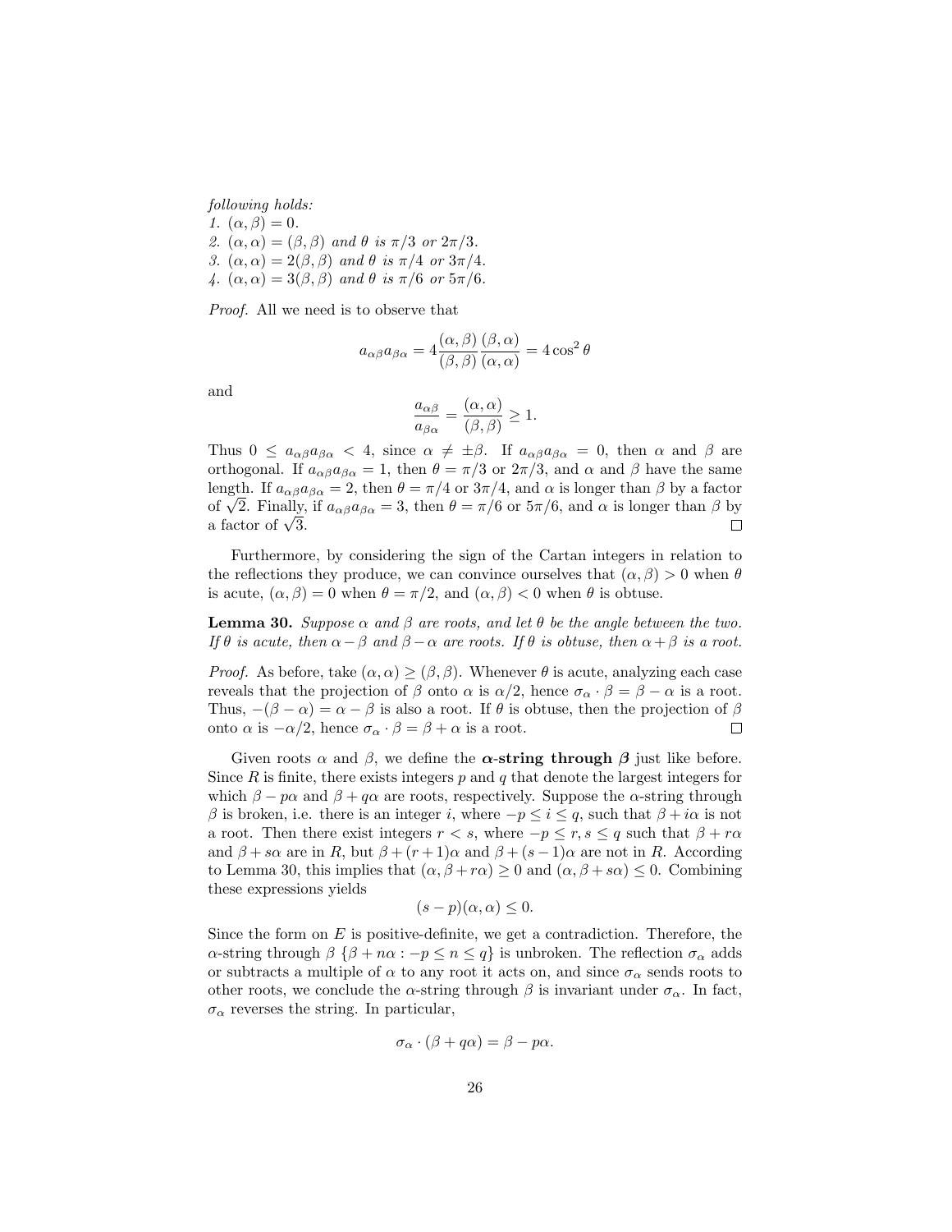*following holds:*
*1.* $(\alpha, \beta) = 0$.
*2.* $(\alpha, \alpha) = (\beta, \beta)$ *and* $\theta$ *is* $\pi/3$ *or* $2\pi/3$.
*3.* $(\alpha, \alpha) = 2(\beta, \beta)$ *and* $\theta$ *is* $\pi/4$ *or* $3\pi/4$.
*4.* $(\alpha, \alpha) = 3(\beta, \beta)$ *and* $\theta$ *is* $\pi/6$ *or* $5\pi/6$.

*Proof.* All we need is to observe that

$$a_{\alpha\beta}a_{\beta\alpha} = 4\frac{(\alpha, \beta)}{(\beta, \beta)}\frac{(\beta, \alpha)}{(\alpha, \alpha)} = 4\cos^2\theta$$

and

$$\frac{a_{\alpha\beta}}{a_{\beta\alpha}} = \frac{(\alpha, \alpha)}{(\beta, \beta)} \geq 1.$$

Thus $0 \leq a_{\alpha\beta}a_{\beta\alpha} < 4$, since $\alpha \neq \pm\beta$. If $a_{\alpha\beta}a_{\beta\alpha} = 0$, then $\alpha$ and $\beta$ are orthogonal. If $a_{\alpha\beta}a_{\beta\alpha} = 1$, then $\theta = \pi/3$ or $2\pi/3$, and $\alpha$ and $\beta$ have the same length. If $a_{\alpha\beta}a_{\beta\alpha} = 2$, then $\theta = \pi/4$ or $3\pi/4$, and $\alpha$ is longer than $\beta$ by a factor of $\sqrt{2}$. Finally, if $a_{\alpha\beta}a_{\beta\alpha} = 3$, then $\theta = \pi/6$ or $5\pi/6$, and $\alpha$ is longer than $\beta$ by a factor of $\sqrt{3}$. □

Furthermore, by considering the sign of the Cartan integers in relation to the reflections they produce, we can convince ourselves that $(\alpha, \beta) > 0$ when $\theta$ is acute, $(\alpha, \beta) = 0$ when $\theta = \pi/2$, and $(\alpha, \beta) < 0$ when $\theta$ is obtuse.

**Lemma 30.** *Suppose* $\alpha$ *and* $\beta$ *are roots, and let* $\theta$ *be the angle between the two. If* $\theta$ *is acute, then* $\alpha - \beta$ *and* $\beta - \alpha$ *are roots. If* $\theta$ *is obtuse, then* $\alpha + \beta$ *is a root.*

*Proof.* As before, take $(\alpha, \alpha) \geq (\beta, \beta)$. Whenever $\theta$ is acute, analyzing each case reveals that the projection of $\beta$ onto $\alpha$ is $\alpha/2$, hence $\sigma_\alpha \cdot \beta = \beta - \alpha$ is a root. Thus, $-(\beta - \alpha) = \alpha - \beta$ is also a root. If $\theta$ is obtuse, then the projection of $\beta$ onto $\alpha$ is $-\alpha/2$, hence $\sigma_\alpha \cdot \beta = \beta + \alpha$ is a root. □

Given roots $\alpha$ and $\beta$, we define the ***α*-string through *β*** just like before. Since $R$ is finite, there exists integers $p$ and $q$ that denote the largest integers for which $\beta - p\alpha$ and $\beta + q\alpha$ are roots, respectively. Suppose the $\alpha$-string through $\beta$ is broken, i.e. there is an integer $i$, where $-p \leq i \leq q$, such that $\beta + i\alpha$ is not a root. Then there exist integers $r < s$, where $-p \leq r, s \leq q$ such that $\beta + r\alpha$ and $\beta + s\alpha$ are in $R$, but $\beta + (r+1)\alpha$ and $\beta + (s-1)\alpha$ are not in $R$. According to Lemma 30, this implies that $(\alpha, \beta + r\alpha) \geq 0$ and $(\alpha, \beta + s\alpha) \leq 0$. Combining these expressions yields

$$(s - p)(\alpha, \alpha) \leq 0.$$

Since the form on $E$ is positive-definite, we get a contradiction. Therefore, the $\alpha$-string through $\beta$ $\{\beta + n\alpha : -p \leq n \leq q\}$ is unbroken. The reflection $\sigma_\alpha$ adds or subtracts a multiple of $\alpha$ to any root it acts on, and since $\sigma_\alpha$ sends roots to other roots, we conclude the $\alpha$-string through $\beta$ is invariant under $\sigma_\alpha$. In fact, $\sigma_\alpha$ reverses the string. In particular,

$$\sigma_\alpha \cdot (\beta + q\alpha) = \beta - p\alpha.$$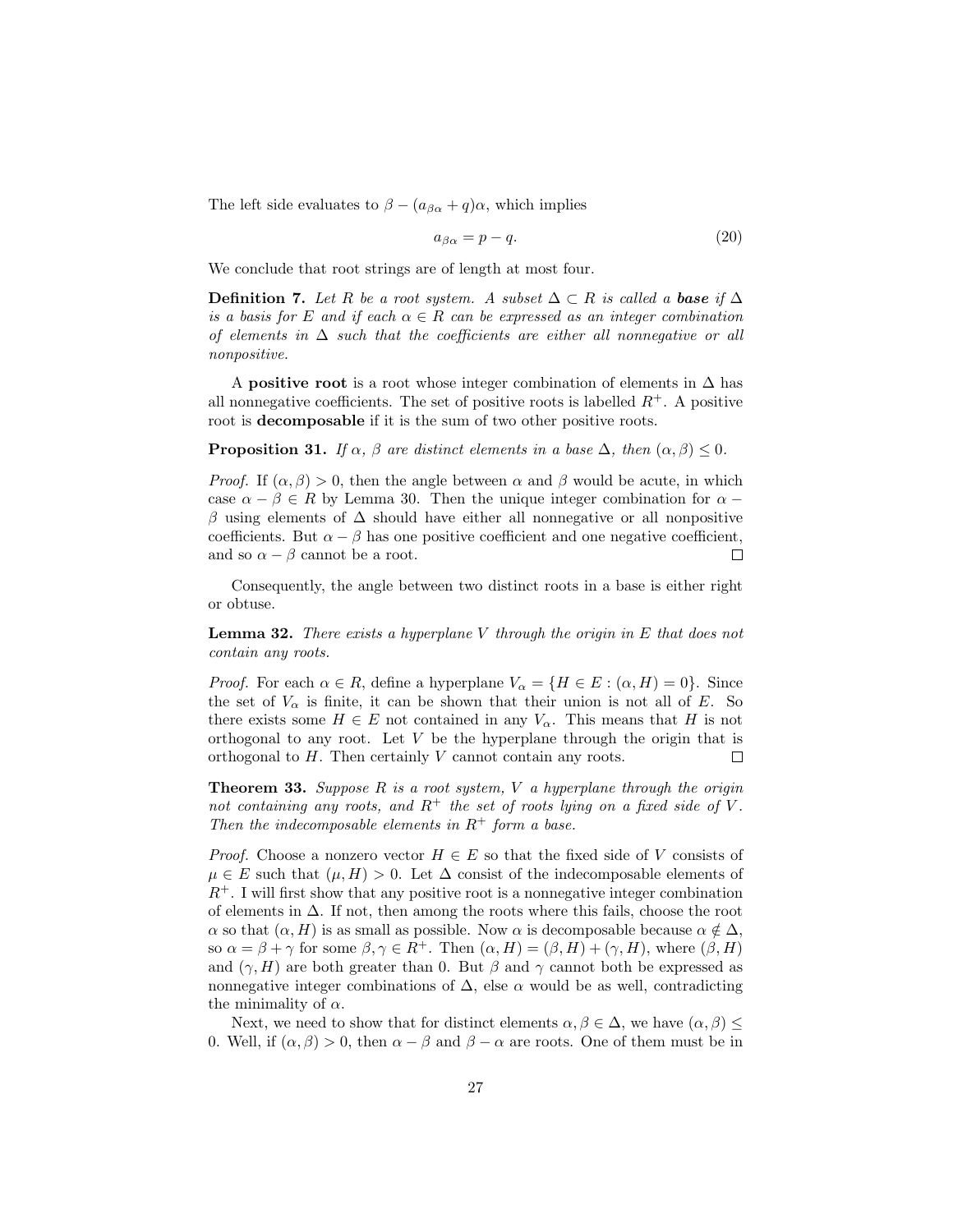The left side evaluates to $\beta - (a_{\beta\alpha} + q)\alpha$, which implies

$$a_{\beta\alpha} = p - q. \tag{20}$$

We conclude that root strings are of length at most four.

**Definition 7.** *Let $R$ be a root system. A subset $\Delta \subset R$ is called a **base** if $\Delta$ is a basis for $E$ and if each $\alpha \in R$ can be expressed as an integer combination of elements in $\Delta$ such that the coefficients are either all nonnegative or all nonpositive.*

A **positive root** is a root whose integer combination of elements in $\Delta$ has all nonnegative coefficients. The set of positive roots is labelled $R^+$. A positive root is **decomposable** if it is the sum of two other positive roots.

**Proposition 31.** *If $\alpha$, $\beta$ are distinct elements in a base $\Delta$, then $(\alpha, \beta) \leq 0$.*

*Proof.* If $(\alpha, \beta) > 0$, then the angle between $\alpha$ and $\beta$ would be acute, in which case $\alpha - \beta \in R$ by Lemma 30. Then the unique integer combination for $\alpha - \beta$ using elements of $\Delta$ should have either all nonnegative or all nonpositive coefficients. But $\alpha - \beta$ has one positive coefficient and one negative coefficient, and so $\alpha - \beta$ cannot be a root. $\square$

Consequently, the angle between two distinct roots in a base is either right or obtuse.

**Lemma 32.** *There exists a hyperplane $V$ through the origin in $E$ that does not contain any roots.*

*Proof.* For each $\alpha \in R$, define a hyperplane $V_\alpha = \{H \in E : (\alpha, H) = 0\}$. Since the set of $V_\alpha$ is finite, it can be shown that their union is not all of $E$. So there exists some $H \in E$ not contained in any $V_\alpha$. This means that $H$ is not orthogonal to any root. Let $V$ be the hyperplane through the origin that is orthogonal to $H$. Then certainly $V$ cannot contain any roots. $\square$

**Theorem 33.** *Suppose $R$ is a root system, $V$ a hyperplane through the origin not containing any roots, and $R^+$ the set of roots lying on a fixed side of $V$. Then the indecomposable elements in $R^+$ form a base.*

*Proof.* Choose a nonzero vector $H \in E$ so that the fixed side of $V$ consists of $\mu \in E$ such that $(\mu, H) > 0$. Let $\Delta$ consist of the indecomposable elements of $R^+$. I will first show that any positive root is a nonnegative integer combination of elements in $\Delta$. If not, then among the roots where this fails, choose the root $\alpha$ so that $(\alpha, H)$ is as small as possible. Now $\alpha$ is decomposable because $\alpha \notin \Delta$, so $\alpha = \beta + \gamma$ for some $\beta, \gamma \in R^+$. Then $(\alpha, H) = (\beta, H) + (\gamma, H)$, where $(\beta, H)$ and $(\gamma, H)$ are both greater than 0. But $\beta$ and $\gamma$ cannot both be expressed as nonnegative integer combinations of $\Delta$, else $\alpha$ would be as well, contradicting the minimality of $\alpha$.

Next, we need to show that for distinct elements $\alpha, \beta \in \Delta$, we have $(\alpha, \beta) \leq 0$. Well, if $(\alpha, \beta) > 0$, then $\alpha - \beta$ and $\beta - \alpha$ are roots. One of them must be in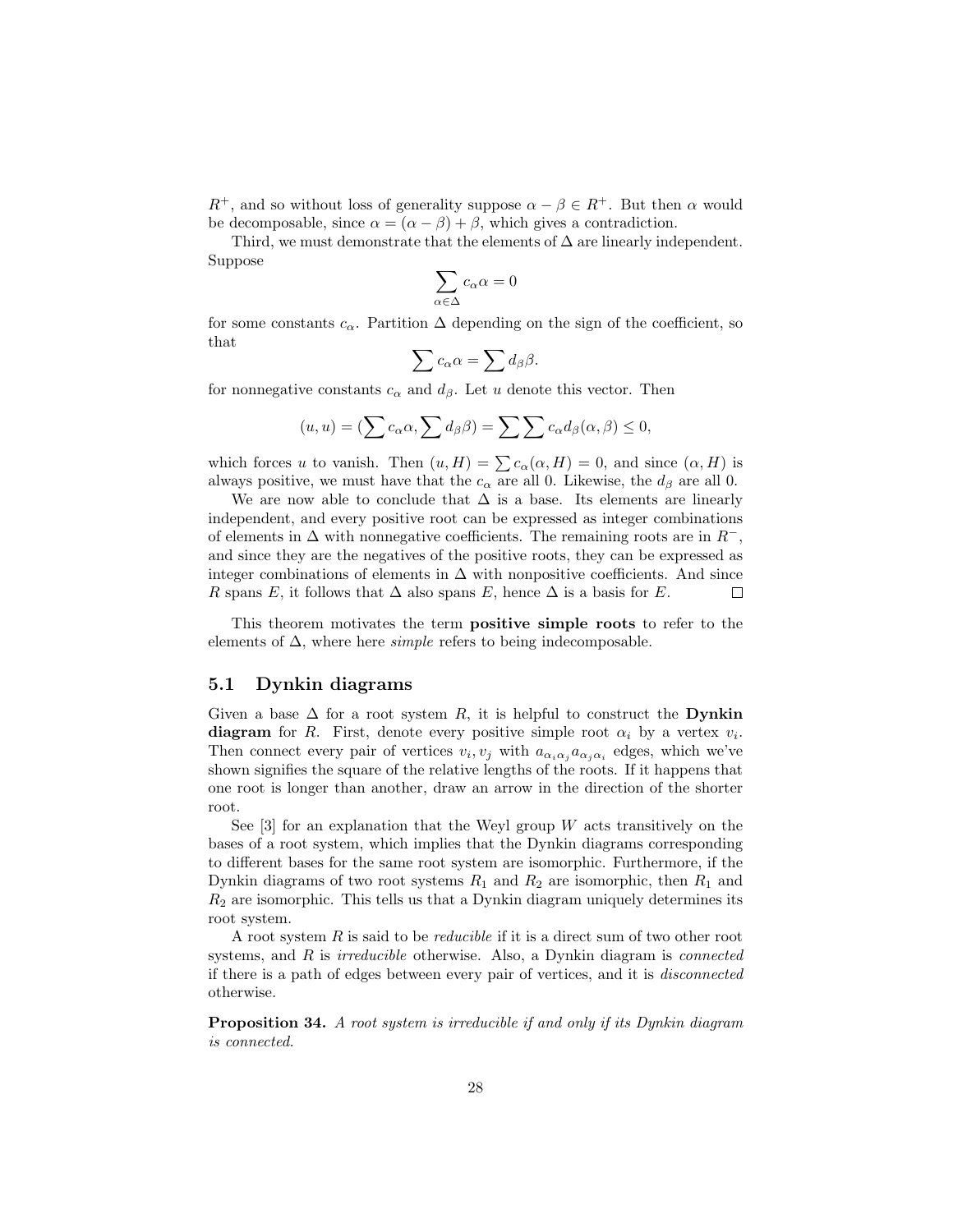$R^+$, and so without loss of generality suppose $\alpha - \beta \in R^+$. But then $\alpha$ would be decomposable, since $\alpha = (\alpha - \beta) + \beta$, which gives a contradiction.

Third, we must demonstrate that the elements of $\Delta$ are linearly independent. Suppose

$$\sum_{\alpha \in \Delta} c_\alpha \alpha = 0$$

for some constants $c_\alpha$. Partition $\Delta$ depending on the sign of the coefficient, so that

$$\sum c_\alpha \alpha = \sum d_\beta \beta.$$

for nonnegative constants $c_\alpha$ and $d_\beta$. Let $u$ denote this vector. Then

$$(u, u) = (\sum c_\alpha \alpha, \sum d_\beta \beta) = \sum \sum c_\alpha d_\beta (\alpha, \beta) \leq 0,$$

which forces $u$ to vanish. Then $(u, H) = \sum c_\alpha (\alpha, H) = 0$, and since $(\alpha, H)$ is always positive, we must have that the $c_\alpha$ are all 0. Likewise, the $d_\beta$ are all 0.

We are now able to conclude that $\Delta$ is a base. Its elements are linearly independent, and every positive root can be expressed as integer combinations of elements in $\Delta$ with nonnegative coefficients. The remaining roots are in $R^-$, and since they are the negatives of the positive roots, they can be expressed as integer combinations of elements in $\Delta$ with nonpositive coefficients. And since $R$ spans $E$, it follows that $\Delta$ also spans $E$, hence $\Delta$ is a basis for $E$. □

This theorem motivates the term **positive simple roots** to refer to the elements of $\Delta$, where here *simple* refers to being indecomposable.

## 5.1 Dynkin diagrams

Given a base $\Delta$ for a root system $R$, it is helpful to construct the **Dynkin diagram** for $R$. First, denote every positive simple root $\alpha_i$ by a vertex $v_i$. Then connect every pair of vertices $v_i, v_j$ with $a_{\alpha_i \alpha_j} a_{\alpha_j \alpha_i}$ edges, which we've shown signifies the square of the relative lengths of the roots. If it happens that one root is longer than another, draw an arrow in the direction of the shorter root.

See [3] for an explanation that the Weyl group $W$ acts transitively on the bases of a root system, which implies that the Dynkin diagrams corresponding to different bases for the same root system are isomorphic. Furthermore, if the Dynkin diagrams of two root systems $R_1$ and $R_2$ are isomorphic, then $R_1$ and $R_2$ are isomorphic. This tells us that a Dynkin diagram uniquely determines its root system.

A root system $R$ is said to be *reducible* if it is a direct sum of two other root systems, and $R$ is *irreducible* otherwise. Also, a Dynkin diagram is *connected* if there is a path of edges between every pair of vertices, and it is *disconnected* otherwise.

**Proposition 34.** *A root system is irreducible if and only if its Dynkin diagram is connected.*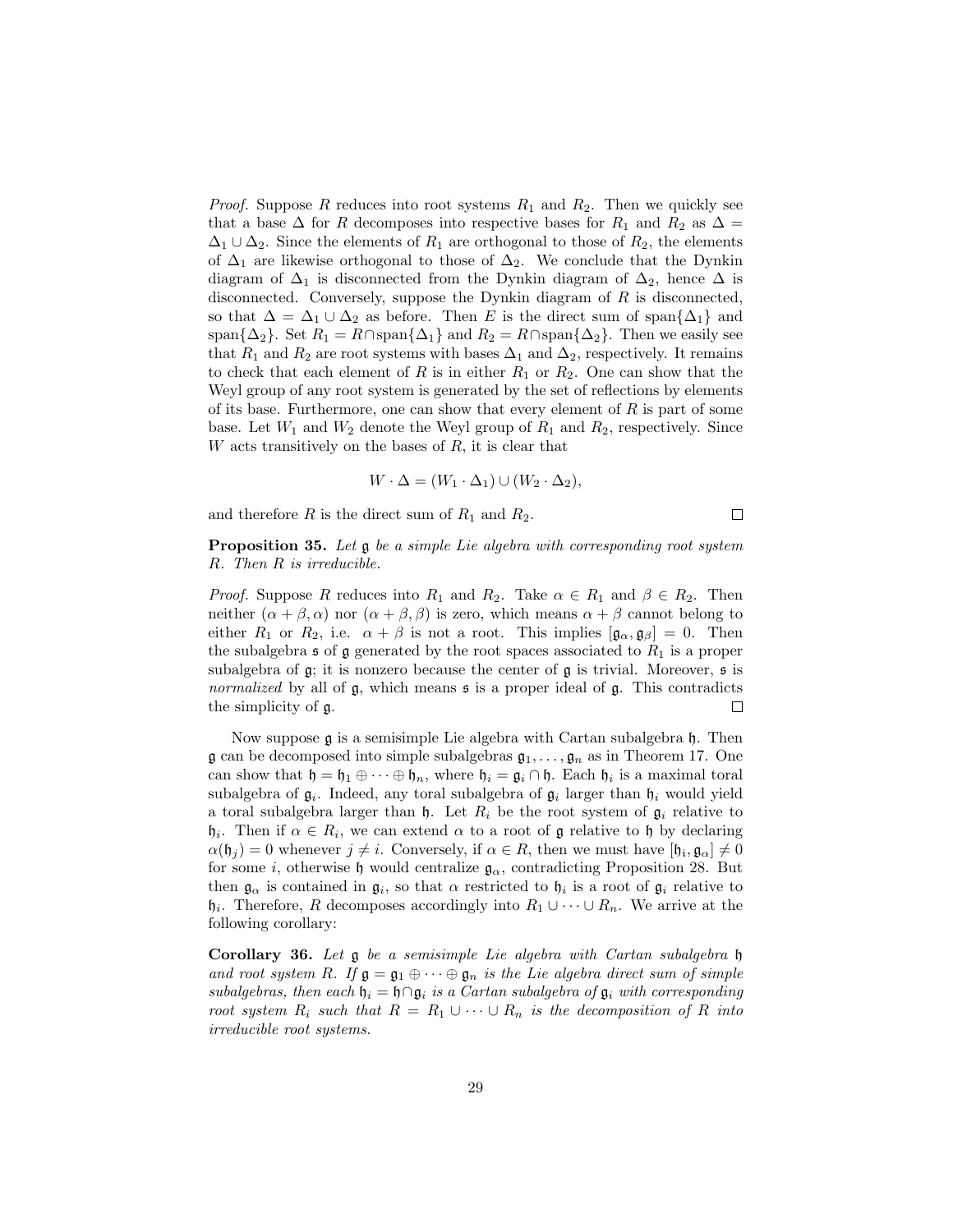*Proof.* Suppose $R$ reduces into root systems $R_1$ and $R_2$. Then we quickly see that a base $\Delta$ for $R$ decomposes into respective bases for $R_1$ and $R_2$ as $\Delta = \Delta_1 \cup \Delta_2$. Since the elements of $R_1$ are orthogonal to those of $R_2$, the elements of $\Delta_1$ are likewise orthogonal to those of $\Delta_2$. We conclude that the Dynkin diagram of $\Delta_1$ is disconnected from the Dynkin diagram of $\Delta_2$, hence $\Delta$ is disconnected. Conversely, suppose the Dynkin diagram of $R$ is disconnected, so that $\Delta = \Delta_1 \cup \Delta_2$ as before. Then $E$ is the direct sum of $\operatorname{span}\{\Delta_1\}$ and $\operatorname{span}\{\Delta_2\}$. Set $R_1 = R \cap \operatorname{span}\{\Delta_1\}$ and $R_2 = R \cap \operatorname{span}\{\Delta_2\}$. Then we easily see that $R_1$ and $R_2$ are root systems with bases $\Delta_1$ and $\Delta_2$, respectively. It remains to check that each element of $R$ is in either $R_1$ or $R_2$. One can show that the Weyl group of any root system is generated by the set of reflections by elements of its base. Furthermore, one can show that every element of $R$ is part of some base. Let $W_1$ and $W_2$ denote the Weyl group of $R_1$ and $R_2$, respectively. Since $W$ acts transitively on the bases of $R$, it is clear that

$$W \cdot \Delta = (W_1 \cdot \Delta_1) \cup (W_2 \cdot \Delta_2),$$

and therefore $R$ is the direct sum of $R_1$ and $R_2$. □

**Proposition 35.** *Let $\mathfrak{g}$ be a simple Lie algebra with corresponding root system $R$. Then $R$ is irreducible.*

*Proof.* Suppose $R$ reduces into $R_1$ and $R_2$. Take $\alpha \in R_1$ and $\beta \in R_2$. Then neither $(\alpha + \beta, \alpha)$ nor $(\alpha + \beta, \beta)$ is zero, which means $\alpha + \beta$ cannot belong to either $R_1$ or $R_2$, i.e. $\alpha + \beta$ is not a root. This implies $[\mathfrak{g}_\alpha, \mathfrak{g}_\beta] = 0$. Then the subalgebra $\mathfrak{s}$ of $\mathfrak{g}$ generated by the root spaces associated to $R_1$ is a proper subalgebra of $\mathfrak{g}$; it is nonzero because the center of $\mathfrak{g}$ is trivial. Moreover, $\mathfrak{s}$ is *normalized* by all of $\mathfrak{g}$, which means $\mathfrak{s}$ is a proper ideal of $\mathfrak{g}$. This contradicts the simplicity of $\mathfrak{g}$. □

Now suppose $\mathfrak{g}$ is a semisimple Lie algebra with Cartan subalgebra $\mathfrak{h}$. Then $\mathfrak{g}$ can be decomposed into simple subalgebras $\mathfrak{g}_1, \ldots, \mathfrak{g}_n$ as in Theorem 17. One can show that $\mathfrak{h} = \mathfrak{h}_1 \oplus \cdots \oplus \mathfrak{h}_n$, where $\mathfrak{h}_i = \mathfrak{g}_i \cap \mathfrak{h}$. Each $\mathfrak{h}_i$ is a maximal toral subalgebra of $\mathfrak{g}_i$. Indeed, any toral subalgebra of $\mathfrak{g}_i$ larger than $\mathfrak{h}_i$ would yield a toral subalgebra larger than $\mathfrak{h}$. Let $R_i$ be the root system of $\mathfrak{g}_i$ relative to $\mathfrak{h}_i$. Then if $\alpha \in R_i$, we can extend $\alpha$ to a root of $\mathfrak{g}$ relative to $\mathfrak{h}$ by declaring $\alpha(\mathfrak{h}_j) = 0$ whenever $j \neq i$. Conversely, if $\alpha \in R$, then we must have $[\mathfrak{h}_i, \mathfrak{g}_\alpha] \neq 0$ for some $i$, otherwise $\mathfrak{h}$ would centralize $\mathfrak{g}_\alpha$, contradicting Proposition 28. But then $\mathfrak{g}_\alpha$ is contained in $\mathfrak{g}_i$, so that $\alpha$ restricted to $\mathfrak{h}_i$ is a root of $\mathfrak{g}_i$ relative to $\mathfrak{h}_i$. Therefore, $R$ decomposes accordingly into $R_1 \cup \cdots \cup R_n$. We arrive at the following corollary:

**Corollary 36.** *Let $\mathfrak{g}$ be a semisimple Lie algebra with Cartan subalgebra $\mathfrak{h}$ and root system $R$. If $\mathfrak{g} = \mathfrak{g}_1 \oplus \cdots \oplus \mathfrak{g}_n$ is the Lie algebra direct sum of simple subalgebras, then each $\mathfrak{h}_i = \mathfrak{h} \cap \mathfrak{g}_i$ is a Cartan subalgebra of $\mathfrak{g}_i$ with corresponding root system $R_i$ such that $R = R_1 \cup \cdots \cup R_n$ is the decomposition of $R$ into irreducible root systems.*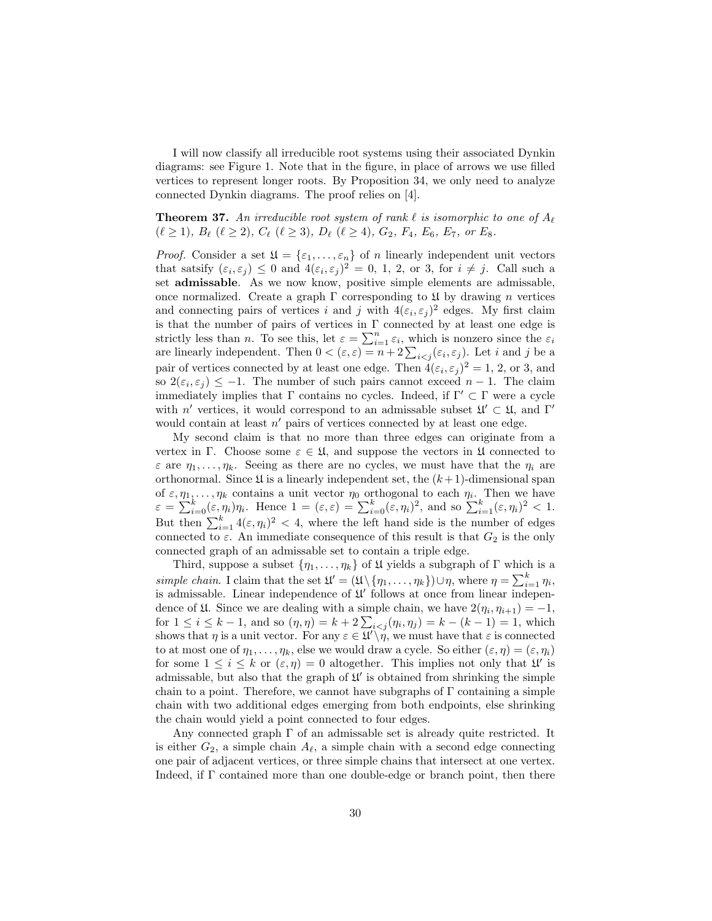I will now classify all irreducible root systems using their associated Dynkin diagrams: see Figure 1. Note that in the figure, in place of arrows we use filled vertices to represent longer roots. By Proposition 34, we only need to analyze connected Dynkin diagrams. The proof relies on [4].

**Theorem 37.** *An irreducible root system of rank $\ell$ is isomorphic to one of $A_\ell$ ($\ell \geq 1$), $B_\ell$ ($\ell \geq 2$), $C_\ell$ ($\ell \geq 3$), $D_\ell$ ($\ell \geq 4$), $G_2$, $F_4$, $E_6$, $E_7$, or $E_8$.*

*Proof.* Consider a set $\mathfrak{U} = \{\varepsilon_1, \ldots, \varepsilon_n\}$ of $n$ linearly independent unit vectors that satsify $(\varepsilon_i, \varepsilon_j) \leq 0$ and $4(\varepsilon_i, \varepsilon_j)^2 = 0$, 1, 2, or 3, for $i \neq j$. Call such a set **admissable**. As we now know, positive simple elements are admissable, once normalized. Create a graph $\Gamma$ corresponding to $\mathfrak{U}$ by drawing $n$ vertices and connecting pairs of vertices $i$ and $j$ with $4(\varepsilon_i, \varepsilon_j)^2$ edges. My first claim is that the number of pairs of vertices in $\Gamma$ connected by at least one edge is strictly less than $n$. To see this, let $\varepsilon = \sum_{i=1}^{n} \varepsilon_i$, which is nonzero since the $\varepsilon_i$ are linearly independent. Then $0 < (\varepsilon, \varepsilon) = n + 2\sum_{i<j}(\varepsilon_i, \varepsilon_j)$. Let $i$ and $j$ be a pair of vertices connected by at least one edge. Then $4(\varepsilon_i, \varepsilon_j)^2 = 1$, 2, or 3, and so $2(\varepsilon_i, \varepsilon_j) \leq -1$. The number of such pairs cannot exceed $n - 1$. The claim immediately implies that $\Gamma$ contains no cycles. Indeed, if $\Gamma' \subset \Gamma$ were a cycle with $n'$ vertices, it would correspond to an admissable subset $\mathfrak{U}' \subset \mathfrak{U}$, and $\Gamma'$ would contain at least $n'$ pairs of vertices connected by at least one edge.

My second claim is that no more than three edges can originate from a vertex in $\Gamma$. Choose some $\varepsilon \in \mathfrak{U}$, and suppose the vectors in $\mathfrak{U}$ connected to $\varepsilon$ are $\eta_1, \ldots, \eta_k$. Seeing as there are no cycles, we must have that the $\eta_i$ are orthonormal. Since $\mathfrak{U}$ is a linearly independent set, the $(k+1)$-dimensional span of $\varepsilon, \eta_1, \ldots, \eta_k$ contains a unit vector $\eta_0$ orthogonal to each $\eta_i$. Then we have $\varepsilon = \sum_{i=0}^{k}(\varepsilon, \eta_i)\eta_i$. Hence $1 = (\varepsilon, \varepsilon) = \sum_{i=0}^{k}(\varepsilon, \eta_i)^2$, and so $\sum_{i=1}^{k}(\varepsilon, \eta_i)^2 < 1$. But then $\sum_{i=1}^{k} 4(\varepsilon, \eta_i)^2 < 4$, where the left hand side is the number of edges connected to $\varepsilon$. An immediate consequence of this result is that $G_2$ is the only connected graph of an admissable set to contain a triple edge.

Third, suppose a subset $\{\eta_1, \ldots, \eta_k\}$ of $\mathfrak{U}$ yields a subgraph of $\Gamma$ which is a *simple chain*. I claim that the set $\mathfrak{U}' = (\mathfrak{U} \setminus \{\eta_1, \ldots, \eta_k\}) \cup \eta$, where $\eta = \sum_{i=1}^{k} \eta_i$, is admissable. Linear independence of $\mathfrak{U}'$ follows at once from linear independence of $\mathfrak{U}$. Since we are dealing with a simple chain, we have $2(\eta_i, \eta_{i+1}) = -1$, for $1 \leq i \leq k-1$, and so $(\eta, \eta) = k + 2\sum_{i<j}(\eta_i, \eta_j) = k - (k-1) = 1$, which shows that $\eta$ is a unit vector. For any $\varepsilon \in \mathfrak{U}' \setminus \eta$, we must have that $\varepsilon$ is connected to at most one of $\eta_1, \ldots, \eta_k$, else we would draw a cycle. So either $(\varepsilon, \eta) = (\varepsilon, \eta_i)$ for some $1 \leq i \leq k$ or $(\varepsilon, \eta) = 0$ altogether. This implies not only that $\mathfrak{U}'$ is admissable, but also that the graph of $\mathfrak{U}'$ is obtained from shrinking the simple chain to a point. Therefore, we cannot have subgraphs of $\Gamma$ containing a simple chain with two additional edges emerging from both endpoints, else shrinking the chain would yield a point connected to four edges.

Any connected graph $\Gamma$ of an admissable set is already quite restricted. It is either $G_2$, a simple chain $A_\ell$, a simple chain with a second edge connecting one pair of adjacent vertices, or three simple chains that intersect at one vertex. Indeed, if $\Gamma$ contained more than one double-edge or branch point, then there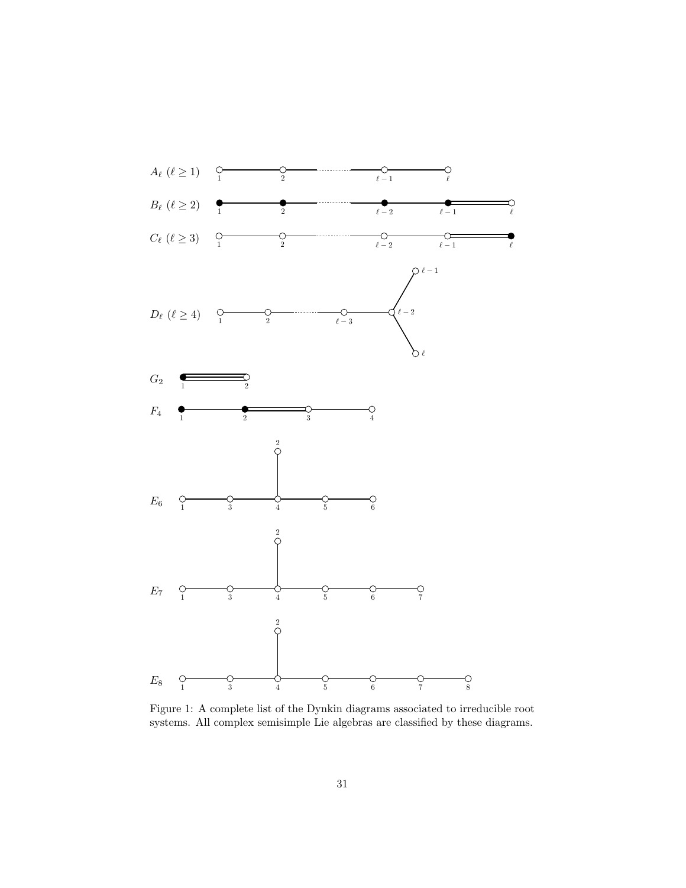$A_\ell$ ($\ell \geq 1$)

$B_\ell$ ($\ell \geq 2$)

$C_\ell$ ($\ell \geq 3$)

$D_\ell$ ($\ell \geq 4$)

$G_2$

$F_4$

$E_6$

$E_7$

$E_8$

Figure 1: A complete list of the Dynkin diagrams associated to irreducible root systems. All complex semisimple Lie algebras are classified by these diagrams.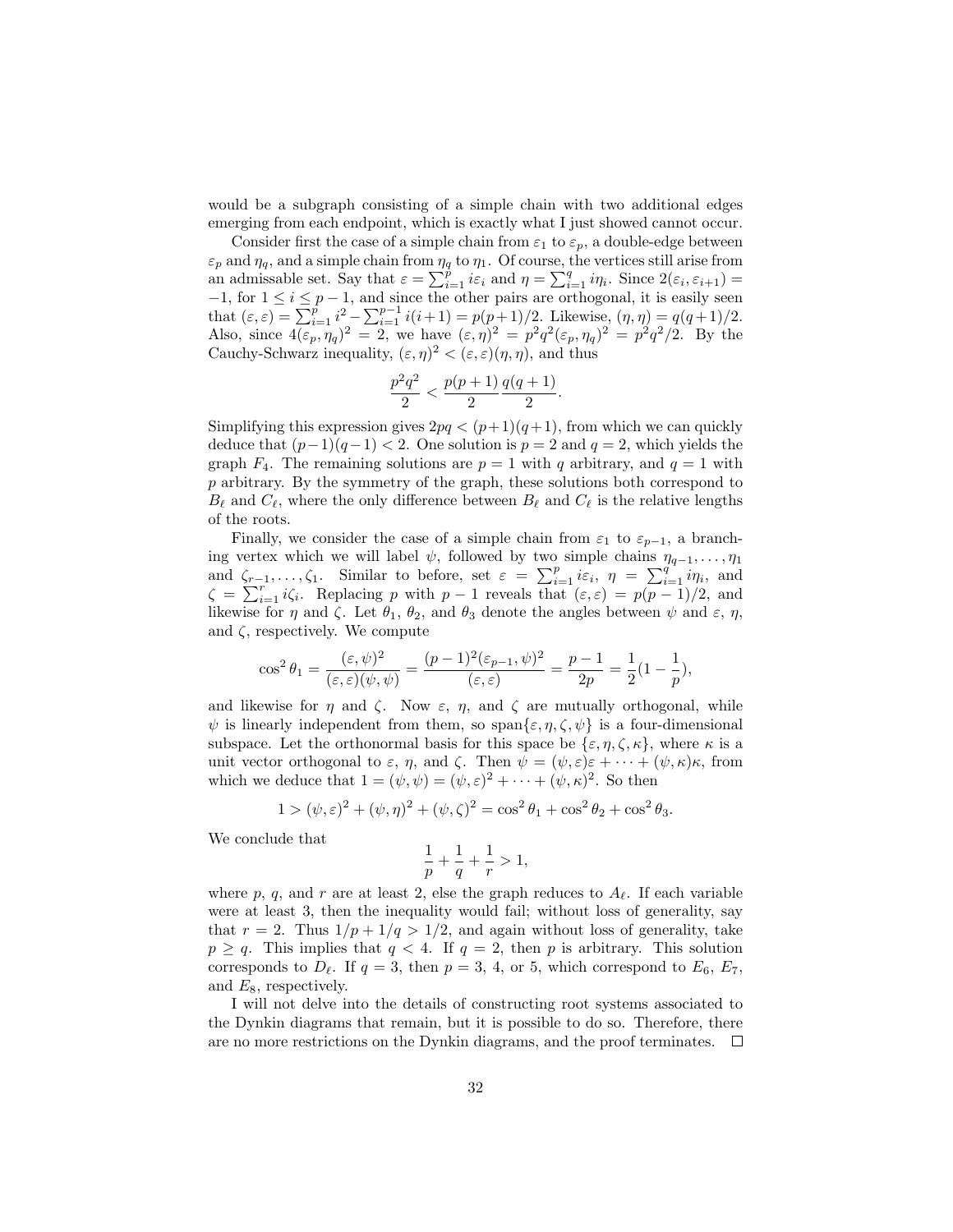would be a subgraph consisting of a simple chain with two additional edges emerging from each endpoint, which is exactly what I just showed cannot occur.

Consider first the case of a simple chain from $\varepsilon_1$ to $\varepsilon_p$, a double-edge between $\varepsilon_p$ and $\eta_q$, and a simple chain from $\eta_q$ to $\eta_1$. Of course, the vertices still arise from an admissable set. Say that $\varepsilon = \sum_{i=1}^{p} i\varepsilon_i$ and $\eta = \sum_{i=1}^{q} i\eta_i$. Since $2(\varepsilon_i, \varepsilon_{i+1}) = -1$, for $1 \le i \le p-1$, and since the other pairs are orthogonal, it is easily seen that $(\varepsilon, \varepsilon) = \sum_{i=1}^{p} i^2 - \sum_{i=1}^{p-1} i(i+1) = p(p+1)/2$. Likewise, $(\eta, \eta) = q(q+1)/2$. Also, since $4(\varepsilon_p, \eta_q)^2 = 2$, we have $(\varepsilon, \eta)^2 = p^2q^2(\varepsilon_p, \eta_q)^2 = p^2q^2/2$. By the Cauchy-Schwarz inequality, $(\varepsilon, \eta)^2 < (\varepsilon, \varepsilon)(\eta, \eta)$, and thus

$$\frac{p^2q^2}{2} < \frac{p(p+1)}{2}\frac{q(q+1)}{2}.$$

Simplifying this expression gives $2pq < (p+1)(q+1)$, from which we can quickly deduce that $(p-1)(q-1) < 2$. One solution is $p = 2$ and $q = 2$, which yields the graph $F_4$. The remaining solutions are $p = 1$ with $q$ arbitrary, and $q = 1$ with $p$ arbitrary. By the symmetry of the graph, these solutions both correspond to $B_\ell$ and $C_\ell$, where the only difference between $B_\ell$ and $C_\ell$ is the relative lengths of the roots.

Finally, we consider the case of a simple chain from $\varepsilon_1$ to $\varepsilon_{p-1}$, a branching vertex which we will label $\psi$, followed by two simple chains $\eta_{q-1}, \ldots, \eta_1$ and $\zeta_{r-1}, \ldots, \zeta_1$. Similar to before, set $\varepsilon = \sum_{i=1}^{p} i\varepsilon_i$, $\eta = \sum_{i=1}^{q} i\eta_i$, and $\zeta = \sum_{i=1}^{r} i\zeta_i$. Replacing $p$ with $p-1$ reveals that $(\varepsilon, \varepsilon) = p(p-1)/2$, and likewise for $\eta$ and $\zeta$. Let $\theta_1$, $\theta_2$, and $\theta_3$ denote the angles between $\psi$ and $\varepsilon$, $\eta$, and $\zeta$, respectively. We compute

$$\cos^2\theta_1 = \frac{(\varepsilon, \psi)^2}{(\varepsilon, \varepsilon)(\psi, \psi)} = \frac{(p-1)^2(\varepsilon_{p-1}, \psi)^2}{(\varepsilon, \varepsilon)} = \frac{p-1}{2p} = \frac{1}{2}(1 - \frac{1}{p}),$$

and likewise for $\eta$ and $\zeta$. Now $\varepsilon$, $\eta$, and $\zeta$ are mutually orthogonal, while $\psi$ is linearly independent from them, so $\text{span}\{\varepsilon, \eta, \zeta, \psi\}$ is a four-dimensional subspace. Let the orthonormal basis for this space be $\{\varepsilon, \eta, \zeta, \kappa\}$, where $\kappa$ is a unit vector orthogonal to $\varepsilon$, $\eta$, and $\zeta$. Then $\psi = (\psi, \varepsilon)\varepsilon + \cdots + (\psi, \kappa)\kappa$, from which we deduce that $1 = (\psi, \psi) = (\psi, \varepsilon)^2 + \cdots + (\psi, \kappa)^2$. So then

$$1 > (\psi, \varepsilon)^2 + (\psi, \eta)^2 + (\psi, \zeta)^2 = \cos^2\theta_1 + \cos^2\theta_2 + \cos^2\theta_3.$$

We conclude that

$$\frac{1}{p} + \frac{1}{q} + \frac{1}{r} > 1,$$

where $p$, $q$, and $r$ are at least 2, else the graph reduces to $A_\ell$. If each variable were at least 3, then the inequality would fail; without loss of generality, say that $r = 2$. Thus $1/p + 1/q > 1/2$, and again without loss of generality, take $p \ge q$. This implies that $q < 4$. If $q = 2$, then $p$ is arbitrary. This solution corresponds to $D_\ell$. If $q = 3$, then $p = 3$, 4, or 5, which correspond to $E_6$, $E_7$, and $E_8$, respectively.

I will not delve into the details of constructing root systems associated to the Dynkin diagrams that remain, but it is possible to do so. Therefore, there are no more restrictions on the Dynkin diagrams, and the proof terminates. $\square$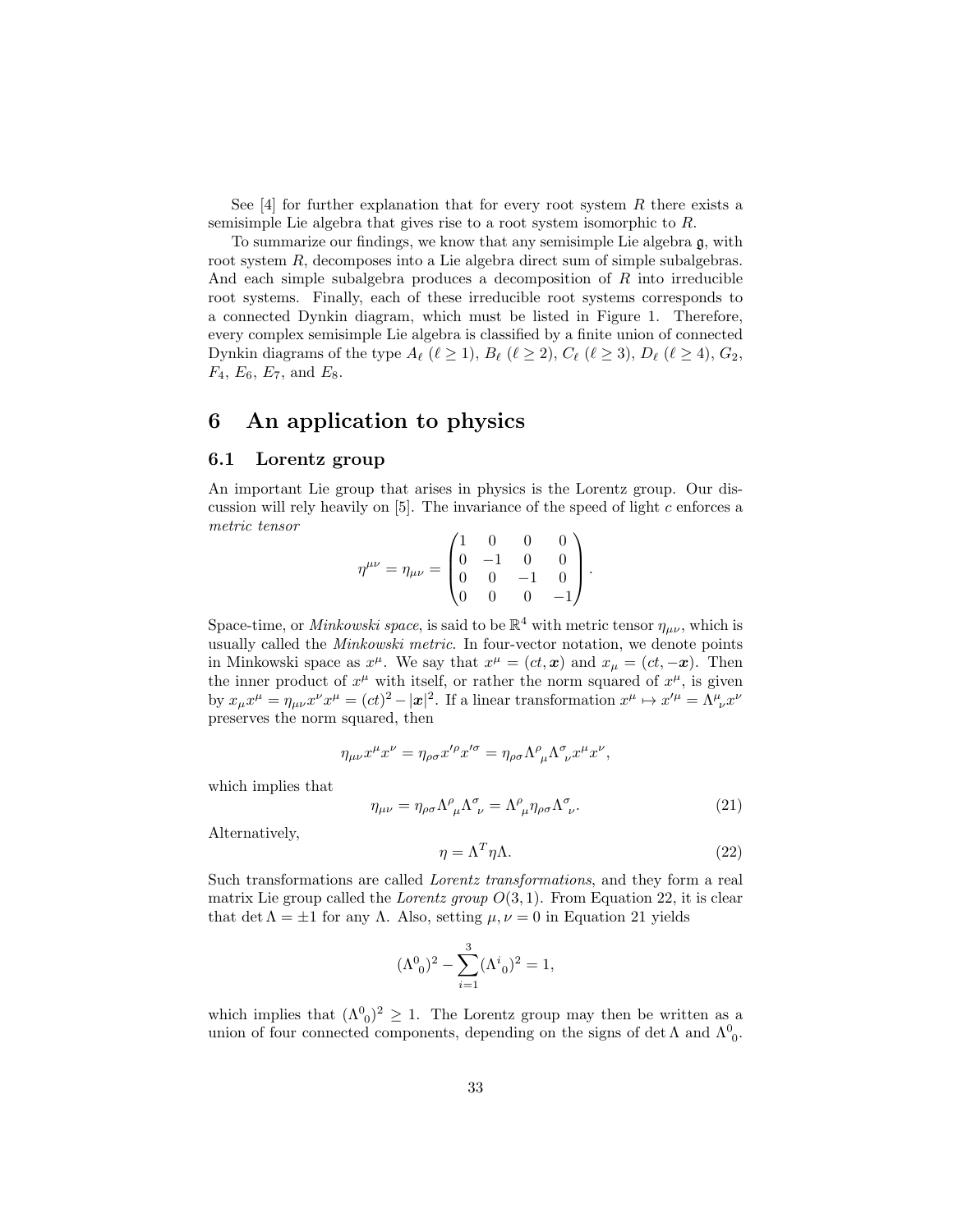See [4] for further explanation that for every root system $R$ there exists a semisimple Lie algebra that gives rise to a root system isomorphic to $R$.

To summarize our findings, we know that any semisimple Lie algebra $\mathfrak{g}$, with root system $R$, decomposes into a Lie algebra direct sum of simple subalgebras. And each simple subalgebra produces a decomposition of $R$ into irreducible root systems. Finally, each of these irreducible root systems corresponds to a connected Dynkin diagram, which must be listed in Figure 1. Therefore, every complex semisimple Lie algebra is classified by a finite union of connected Dynkin diagrams of the type $A_\ell$ ($\ell \geq 1$), $B_\ell$ ($\ell \geq 2$), $C_\ell$ ($\ell \geq 3$), $D_\ell$ ($\ell \geq 4$), $G_2$, $F_4$, $E_6$, $E_7$, and $E_8$.

# 6 An application to physics

## 6.1 Lorentz group

An important Lie group that arises in physics is the Lorentz group. Our discussion will rely heavily on [5]. The invariance of the speed of light $c$ enforces a *metric tensor*

$$\eta^{\mu\nu} = \eta_{\mu\nu} = \begin{pmatrix} 1 & 0 & 0 & 0 \\ 0 & -1 & 0 & 0 \\ 0 & 0 & -1 & 0 \\ 0 & 0 & 0 & -1 \end{pmatrix}.$$

Space-time, or *Minkowski space*, is said to be $\mathbb{R}^4$ with metric tensor $\eta_{\mu\nu}$, which is usually called the *Minkowski metric*. In four-vector notation, we denote points in Minkowski space as $x^\mu$. We say that $x^\mu = (ct, \boldsymbol{x})$ and $x_\mu = (ct, -\boldsymbol{x})$. Then the inner product of $x^\mu$ with itself, or rather the norm squared of $x^\mu$, is given by $x_\mu x^\mu = \eta_{\mu\nu} x^\nu x^\mu = (ct)^2 - |\boldsymbol{x}|^2$. If a linear transformation $x^\mu \mapsto x'^\mu = \Lambda^\mu{}_\nu x^\nu$ preserves the norm squared, then

$$\eta_{\mu\nu} x^\mu x^\nu = \eta_{\rho\sigma} x'^\rho x'^\sigma = \eta_{\rho\sigma} \Lambda^\rho{}_\mu \Lambda^\sigma{}_\nu x^\mu x^\nu,$$

which implies that

$$\eta_{\mu\nu} = \eta_{\rho\sigma} \Lambda^\rho{}_\mu \Lambda^\sigma{}_\nu = \Lambda^\rho{}_\mu \eta_{\rho\sigma} \Lambda^\sigma{}_\nu. \tag{21}$$

Alternatively,

$$\eta = \Lambda^T \eta \Lambda. \tag{22}$$

Such transformations are called *Lorentz transformations*, and they form a real matrix Lie group called the *Lorentz group* $O(3,1)$. From Equation 22, it is clear that $\det \Lambda = \pm 1$ for any $\Lambda$. Also, setting $\mu, \nu = 0$ in Equation 21 yields

$$(\Lambda^0{}_0)^2 - \sum_{i=1}^{3} (\Lambda^i{}_0)^2 = 1,$$

which implies that $(\Lambda^0{}_0)^2 \geq 1$. The Lorentz group may then be written as a union of four connected components, depending on the signs of $\det \Lambda$ and $\Lambda^0{}_0$.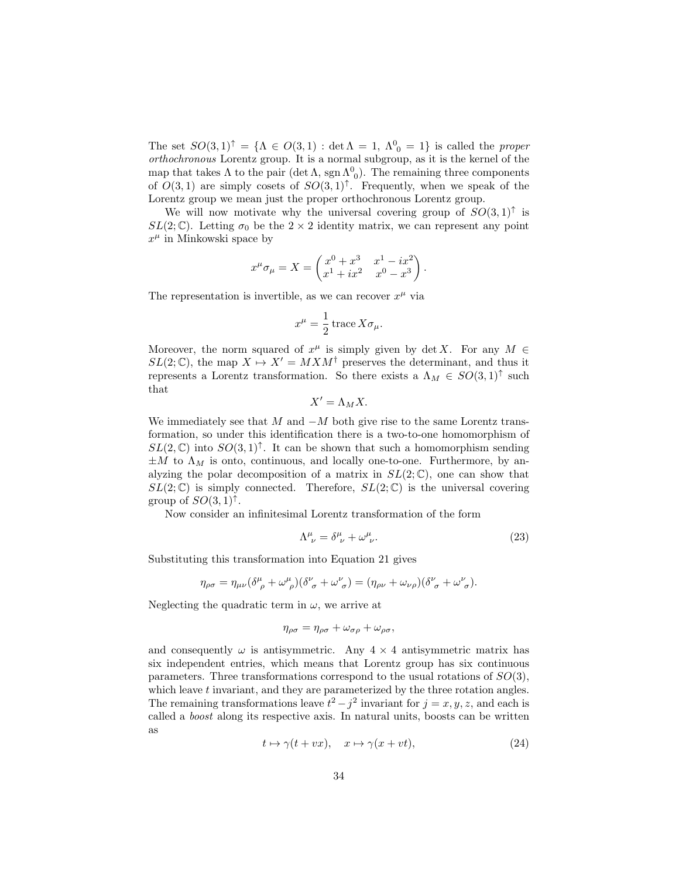The set $SO(3,1)^\uparrow = \{\Lambda \in O(3,1) : \det \Lambda = 1,\ \Lambda^0{}_0 = 1\}$ is called the *proper orthochronous* Lorentz group. It is a normal subgroup, as it is the kernel of the map that takes $\Lambda$ to the pair $(\det \Lambda, \operatorname{sgn} \Lambda^0{}_0)$. The remaining three components of $O(3,1)$ are simply cosets of $SO(3,1)^\uparrow$. Frequently, when we speak of the Lorentz group we mean just the proper orthochronous Lorentz group.

We will now motivate why the universal covering group of $SO(3,1)^\uparrow$ is $SL(2;\mathbb{C})$. Letting $\sigma_0$ be the $2 \times 2$ identity matrix, we can represent any point $x^\mu$ in Minkowski space by

$$x^\mu \sigma_\mu = X = \begin{pmatrix} x^0 + x^3 & x^1 - ix^2 \\ x^1 + ix^2 & x^0 - x^3 \end{pmatrix}.$$

The representation is invertible, as we can recover $x^\mu$ via

$$x^\mu = \frac{1}{2} \operatorname{trace} X \sigma_\mu.$$

Moreover, the norm squared of $x^\mu$ is simply given by $\det X$. For any $M \in SL(2;\mathbb{C})$, the map $X \mapsto X' = MXM^\dagger$ preserves the determinant, and thus it represents a Lorentz transformation. So there exists a $\Lambda_M \in SO(3,1)^\uparrow$ such that

$$X' = \Lambda_M X.$$

We immediately see that $M$ and $-M$ both give rise to the same Lorentz transformation, so under this identification there is a two-to-one homomorphism of $SL(2,\mathbb{C})$ into $SO(3,1)^\uparrow$. It can be shown that such a homomorphism sending $\pm M$ to $\Lambda_M$ is onto, continuous, and locally one-to-one. Furthermore, by analyzing the polar decomposition of a matrix in $SL(2;\mathbb{C})$, one can show that $SL(2;\mathbb{C})$ is simply connected. Therefore, $SL(2;\mathbb{C})$ is the universal covering group of $SO(3,1)^\uparrow$.

Now consider an infinitesimal Lorentz transformation of the form

$$\Lambda^\mu{}_\nu = \delta^\mu{}_\nu + \omega^\mu{}_\nu. \tag{23}$$

Substituting this transformation into Equation 21 gives

$$\eta_{\rho\sigma} = \eta_{\mu\nu}(\delta^\mu{}_\rho + \omega^\mu{}_\rho)(\delta^\nu{}_\sigma + \omega^\nu{}_\sigma) = (\eta_{\rho\nu} + \omega_{\nu\rho})(\delta^\nu{}_\sigma + \omega^\nu{}_\sigma).$$

Neglecting the quadratic term in $\omega$, we arrive at

$$\eta_{\rho\sigma} = \eta_{\rho\sigma} + \omega_{\sigma\rho} + \omega_{\rho\sigma},$$

and consequently $\omega$ is antisymmetric. Any $4 \times 4$ antisymmetric matrix has six independent entries, which means that Lorentz group has six continuous parameters. Three transformations correspond to the usual rotations of $SO(3)$, which leave $t$ invariant, and they are parameterized by the three rotation angles. The remaining transformations leave $t^2 - j^2$ invariant for $j = x, y, z$, and each is called a *boost* along its respective axis. In natural units, boosts can be written as

$$t \mapsto \gamma(t + vx), \quad x \mapsto \gamma(x + vt), \tag{24}$$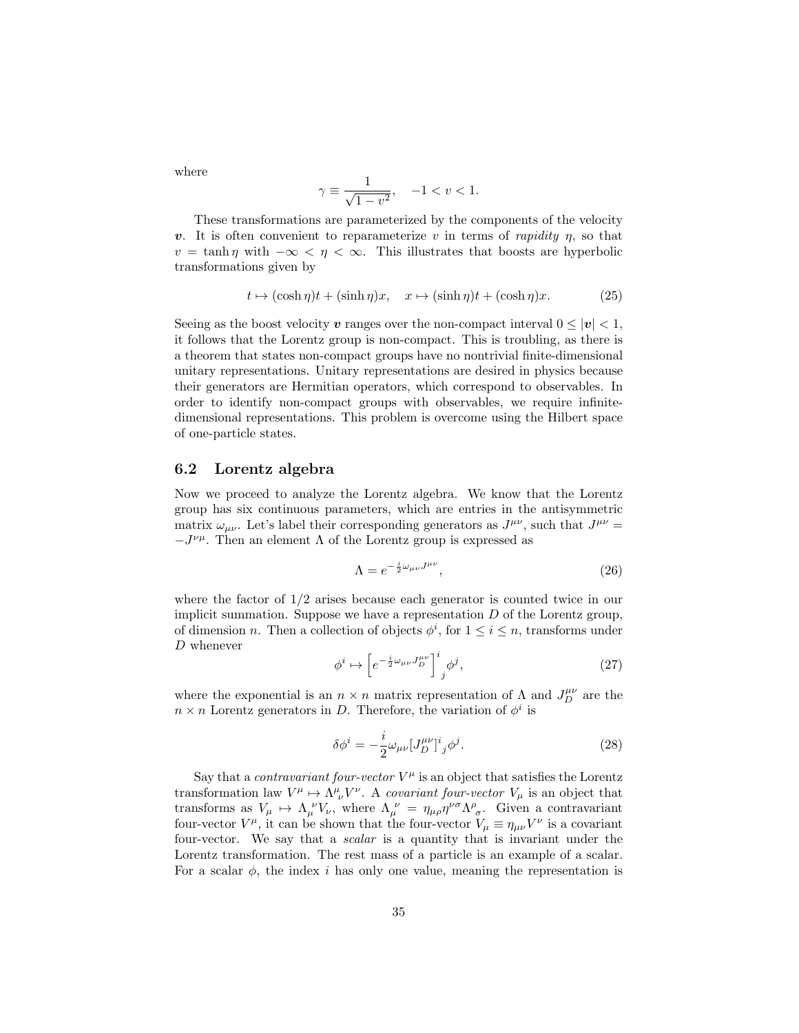where

$$\gamma \equiv \frac{1}{\sqrt{1-v^2}}, \quad -1 < v < 1.$$

These transformations are parameterized by the components of the velocity $\boldsymbol{v}$. It is often convenient to reparameterize $v$ in terms of *rapidity* $\eta$, so that $v = \tanh \eta$ with $-\infty < \eta < \infty$. This illustrates that boosts are hyperbolic transformations given by

$$t \mapsto (\cosh \eta)t + (\sinh \eta)x, \quad x \mapsto (\sinh \eta)t + (\cosh \eta)x. \tag{25}$$

Seeing as the boost velocity $\boldsymbol{v}$ ranges over the non-compact interval $0 \leq |\boldsymbol{v}| < 1$, it follows that the Lorentz group is non-compact. This is troubling, as there is a theorem that states non-compact groups have no nontrivial finite-dimensional unitary representations. Unitary representations are desired in physics because their generators are Hermitian operators, which correspond to observables. In order to identify non-compact groups with observables, we require infinite-dimensional representations. This problem is overcome using the Hilbert space of one-particle states.

## 6.2 Lorentz algebra

Now we proceed to analyze the Lorentz algebra. We know that the Lorentz group has six continuous parameters, which are entries in the antisymmetric matrix $\omega_{\mu\nu}$. Let's label their correspoding generators as $J^{\mu\nu}$, such that $J^{\mu\nu} = -J^{\nu\mu}$. Then an element $\Lambda$ of the Lorentz group is expressed as

$$\Lambda = e^{-\frac{i}{2}\omega_{\mu\nu}J^{\mu\nu}}, \tag{26}$$

where the factor of 1/2 arises because each generator is counted twice in our implicit summation. Suppose we have a representation $D$ of the Lorentz group, of dimension $n$. Then a collection of objects $\phi^i$, for $1 \leq i \leq n$, transforms under $D$ whenever

$$\phi^i \mapsto \left[e^{-\frac{i}{2}\omega_{\mu\nu}J_D^{\mu\nu}}\right]^i{}_j \phi^j, \tag{27}$$

where the exponential is an $n \times n$ matrix representation of $\Lambda$ and $J_D^{\mu\nu}$ are the $n \times n$ Lorentz generators in $D$. Therefore, the variation of $\phi^i$ is

$$\delta\phi^i = -\frac{i}{2}\omega_{\mu\nu}[J_D^{\mu\nu}]^i{}_j\phi^j. \tag{28}$$

Say that a *contravariant four-vector* $V^\mu$ is an object that satisfies the Lorentz transformation law $V^\mu \mapsto \Lambda^\mu{}_\nu V^\nu$. A *covariant four-vector* $V_\mu$ is an object that transforms as $V_\mu \mapsto \Lambda_\mu{}^\nu V_\nu$, where $\Lambda_\mu{}^\nu = \eta_{\mu\rho}\eta^{\nu\sigma}\Lambda^\rho{}_\sigma$. Given a contravariant four-vector $V^\mu$, it can be shown that the four-vector $V_\mu \equiv \eta_{\mu\nu}V^\nu$ is a covariant four-vector. We say that a *scalar* is a quantity that is invariant under the Lorentz transformation. The rest mass of a particle is an example of a scalar. For a scalar $\phi$, the index $i$ has only one value, meaning the representation is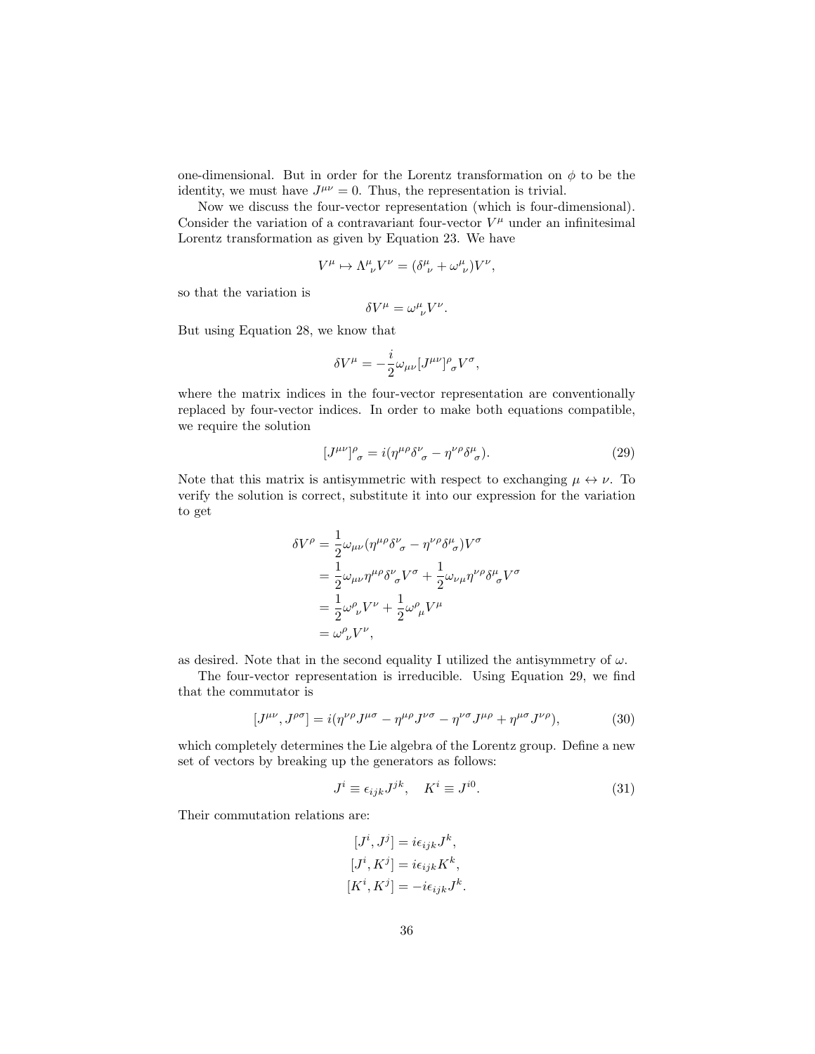one-dimensional. But in order for the Lorentz transformation on $\phi$ to be the identity, we must have $J^{\mu\nu} = 0$. Thus, the representation is trivial.

Now we discuss the four-vector representation (which is four-dimensional). Consider the variation of a contravariant four-vector $V^\mu$ under an infinitesimal Lorentz transformation as given by Equation 23. We have

$$V^\mu \mapsto \Lambda^\mu{}_\nu V^\nu = (\delta^\mu{}_\nu + \omega^\mu{}_\nu)V^\nu,$$

so that the variation is

$$\delta V^\mu = \omega^\mu{}_\nu V^\nu.$$

But using Equation 28, we know that

$$\delta V^\mu = -\frac{i}{2}\omega_{\mu\nu}[J^{\mu\nu}]^\rho{}_\sigma V^\sigma,$$

where the matrix indices in the four-vector representation are conventionally replaced by four-vector indices. In order to make both equations compatible, we require the solution

$$[J^{\mu\nu}]^\rho{}_\sigma = i(\eta^{\mu\rho}\delta^\nu{}_\sigma - \eta^{\nu\rho}\delta^\mu{}_\sigma). \tag{29}$$

Note that this matrix is antisymmetric with respect to exchanging $\mu \leftrightarrow \nu$. To verify the solution is correct, substitute it into our expression for the variation to get

$$\begin{aligned}
\delta V^\rho &= \frac{1}{2}\omega_{\mu\nu}(\eta^{\mu\rho}\delta^\nu{}_\sigma - \eta^{\nu\rho}\delta^\mu{}_\sigma)V^\sigma \\
&= \frac{1}{2}\omega_{\mu\nu}\eta^{\mu\rho}\delta^\nu{}_\sigma V^\sigma + \frac{1}{2}\omega_{\nu\mu}\eta^{\nu\rho}\delta^\mu{}_\sigma V^\sigma \\
&= \frac{1}{2}\omega^\rho{}_\nu V^\nu + \frac{1}{2}\omega^\rho{}_\mu V^\mu \\
&= \omega^\rho{}_\nu V^\nu,
\end{aligned}$$

as desired. Note that in the second equality I utilized the antisymmetry of $\omega$.

The four-vector representation is irreducible. Using Equation 29, we find that the commutator is

$$[J^{\mu\nu}, J^{\rho\sigma}] = i(\eta^{\nu\rho}J^{\mu\sigma} - \eta^{\mu\rho}J^{\nu\sigma} - \eta^{\nu\sigma}J^{\mu\rho} + \eta^{\mu\sigma}J^{\nu\rho}), \tag{30}$$

which completely determines the Lie algebra of the Lorentz group. Define a new set of vectors by breaking up the generators as follows:

$$J^i \equiv \epsilon_{ijk}J^{jk}, \quad K^i \equiv J^{i0}. \tag{31}$$

Their commutation relations are:

$$\begin{aligned}
[J^i, J^j] &= i\epsilon_{ijk}J^k, \\
[J^i, K^j] &= i\epsilon_{ijk}K^k, \\
[K^i, K^j] &= -i\epsilon_{ijk}J^k.
\end{aligned}$$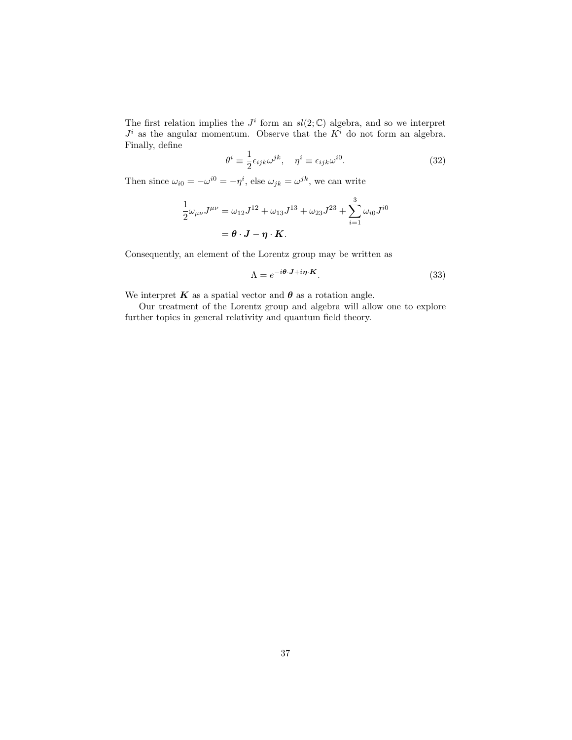The first relation implies the $J^i$ form an $sl(2;\mathbb{C})$ algebra, and so we interpret $J^i$ as the angular momentum. Observe that the $K^i$ do not form an algebra. Finally, define

$$\theta^i \equiv \frac{1}{2}\epsilon_{ijk}\omega^{jk}, \quad \eta^i \equiv \epsilon_{ijk}\omega^{i0}. \tag{32}$$

Then since $\omega_{i0} = -\omega^{i0} = -\eta^i$, else $\omega_{jk} = \omega^{jk}$, we can write

$$\begin{aligned}
\frac{1}{2}\omega_{\mu\nu}J^{\mu\nu} &= \omega_{12}J^{12} + \omega_{13}J^{13} + \omega_{23}J^{23} + \sum_{i=1}^{3}\omega_{i0}J^{i0} \\
&= \boldsymbol{\theta}\cdot\boldsymbol{J} - \boldsymbol{\eta}\cdot\boldsymbol{K}.
\end{aligned}$$

Consequently, an element of the Lorentz group may be written as

$$\Lambda = e^{-i\boldsymbol{\theta}\cdot\boldsymbol{J} + i\boldsymbol{\eta}\cdot\boldsymbol{K}}. \tag{33}$$

We interpret $\boldsymbol{K}$ as a spatial vector and $\boldsymbol{\theta}$ as a rotation angle.

Our treatment of the Lorentz group and algebra will allow one to explore further topics in general relativity and quantum field theory.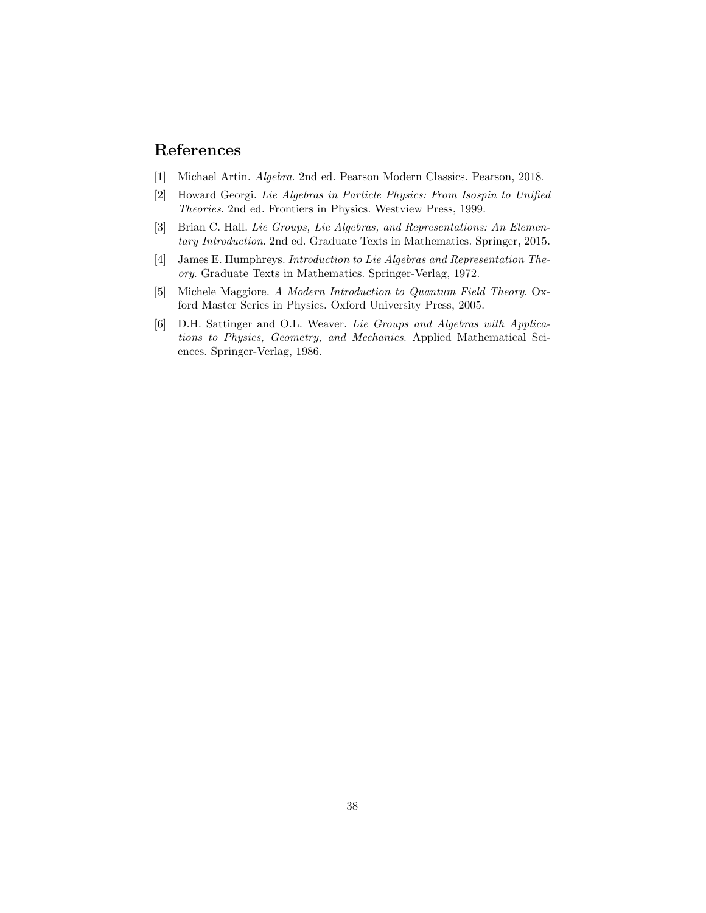## References

[1] Michael Artin. *Algebra*. 2nd ed. Pearson Modern Classics. Pearson, 2018.

[2] Howard Georgi. *Lie Algebras in Particle Physics: From Isospin to Unified Theories*. 2nd ed. Frontiers in Physics. Westview Press, 1999.

[3] Brian C. Hall. *Lie Groups, Lie Algebras, and Representations: An Elementary Introduction*. 2nd ed. Graduate Texts in Mathematics. Springer, 2015.

[4] James E. Humphreys. *Introduction to Lie Algebras and Representation Theory*. Graduate Texts in Mathematics. Springer-Verlag, 1972.

[5] Michele Maggiore. *A Modern Introduction to Quantum Field Theory*. Oxford Master Series in Physics. Oxford University Press, 2005.

[6] D.H. Sattinger and O.L. Weaver. *Lie Groups and Algebras with Applications to Physics, Geometry, and Mechanics*. Applied Mathematical Sciences. Springer-Verlag, 1986.